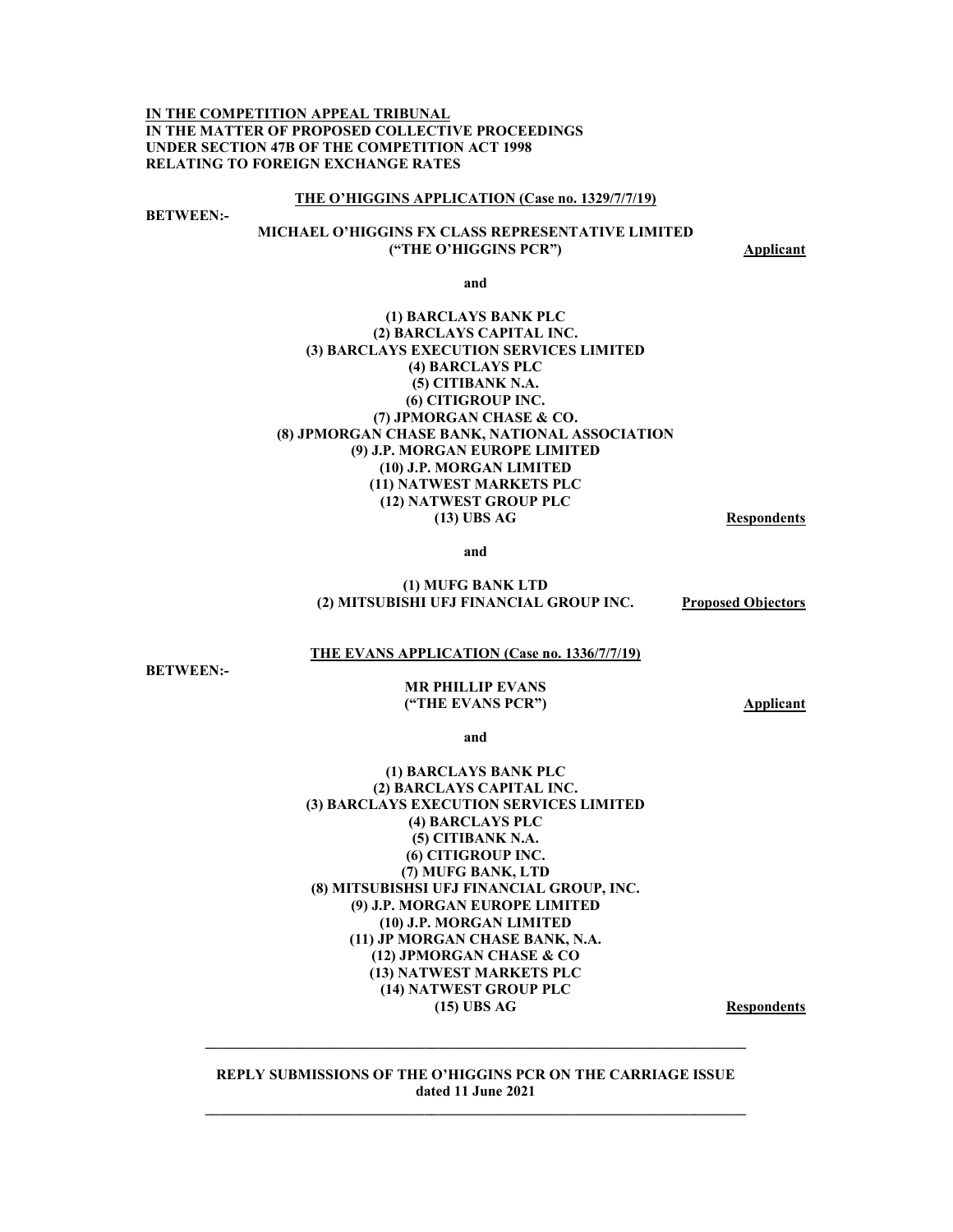**IN THE COMPETITION APPEAL TRIBUNAL**
**IN THE MATTER OF PROPOSED COLLECTIVE PROCEEDINGS UNDER SECTION 47B OF THE COMPETITION ACT 1998 RELATING TO FOREIGN EXCHANGE RATES**

**THE O'HIGGINS APPLICATION (Case no. 1329/7/7/19)**

**BETWEEN:-**

**MICHAEL O'HIGGINS FX CLASS REPRESENTATIVE LIMITED**
**("THE O'HIGGINS PCR")** — **Applicant**

**and**

**(1) BARCLAYS BANK PLC**
**(2) BARCLAYS CAPITAL INC.**
**(3) BARCLAYS EXECUTION SERVICES LIMITED**
**(4) BARCLAYS PLC**
**(5) CITIBANK N.A.**
**(6) CITIGROUP INC.**
**(7) JPMORGAN CHASE & CO.**
**(8) JPMORGAN CHASE BANK, NATIONAL ASSOCIATION**
**(9) J.P. MORGAN EUROPE LIMITED**
**(10) J.P. MORGAN LIMITED**
**(11) NATWEST MARKETS PLC**
**(12) NATWEST GROUP PLC**
**(13) UBS AG** — **Respondents**

**and**

**(1) MUFG BANK LTD**
**(2) MITSUBISHI UFJ FINANCIAL GROUP INC.** — **Proposed Objectors**

**THE EVANS APPLICATION (Case no. 1336/7/7/19)**

**BETWEEN:-**

**MR PHILLIP EVANS**
**("THE EVANS PCR")** — **Applicant**

**and**

**(1) BARCLAYS BANK PLC**
**(2) BARCLAYS CAPITAL INC.**
**(3) BARCLAYS EXECUTION SERVICES LIMITED**
**(4) BARCLAYS PLC**
**(5) CITIBANK N.A.**
**(6) CITIGROUP INC.**
**(7) MUFG BANK, LTD**
**(8) MITSUBISHSI UFJ FINANCIAL GROUP, INC.**
**(9) J.P. MORGAN EUROPE LIMITED**
**(10) J.P. MORGAN LIMITED**
**(11) JP MORGAN CHASE BANK, N.A.**
**(12) JPMORGAN CHASE & CO**
**(13) NATWEST MARKETS PLC**
**(14) NATWEST GROUP PLC**
**(15) UBS AG** — **Respondents**

---

**REPLY SUBMISSIONS OF THE O'HIGGINS PCR ON THE CARRIAGE ISSUE**
**dated 11 June 2021**

---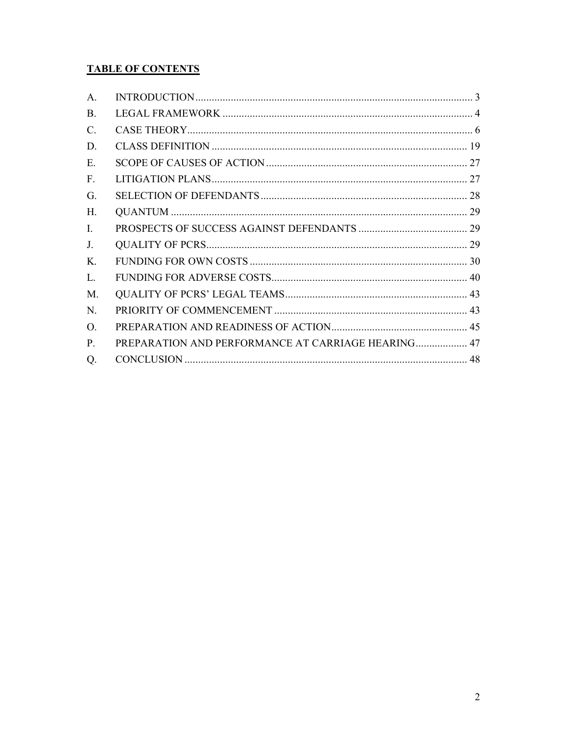**TABLE OF CONTENTS**

| | | |
|---|---|---|
| A. | INTRODUCTION | 3 |
| B. | LEGAL FRAMEWORK | 4 |
| C. | CASE THEORY | 6 |
| D. | CLASS DEFINITION | 19 |
| E. | SCOPE OF CAUSES OF ACTION | 27 |
| F. | LITIGATION PLANS | 27 |
| G. | SELECTION OF DEFENDANTS | 28 |
| H. | QUANTUM | 29 |
| I. | PROSPECTS OF SUCCESS AGAINST DEFENDANTS | 29 |
| J. | QUALITY OF PCRS | 29 |
| K. | FUNDING FOR OWN COSTS | 30 |
| L. | FUNDING FOR ADVERSE COSTS | 40 |
| M. | QUALITY OF PCRS' LEGAL TEAMS | 43 |
| N. | PRIORITY OF COMMENCEMENT | 43 |
| O. | PREPARATION AND READINESS OF ACTION | 45 |
| P. | PREPARATION AND PERFORMANCE AT CARRIAGE HEARING | 47 |
| Q. | CONCLUSION | 48 |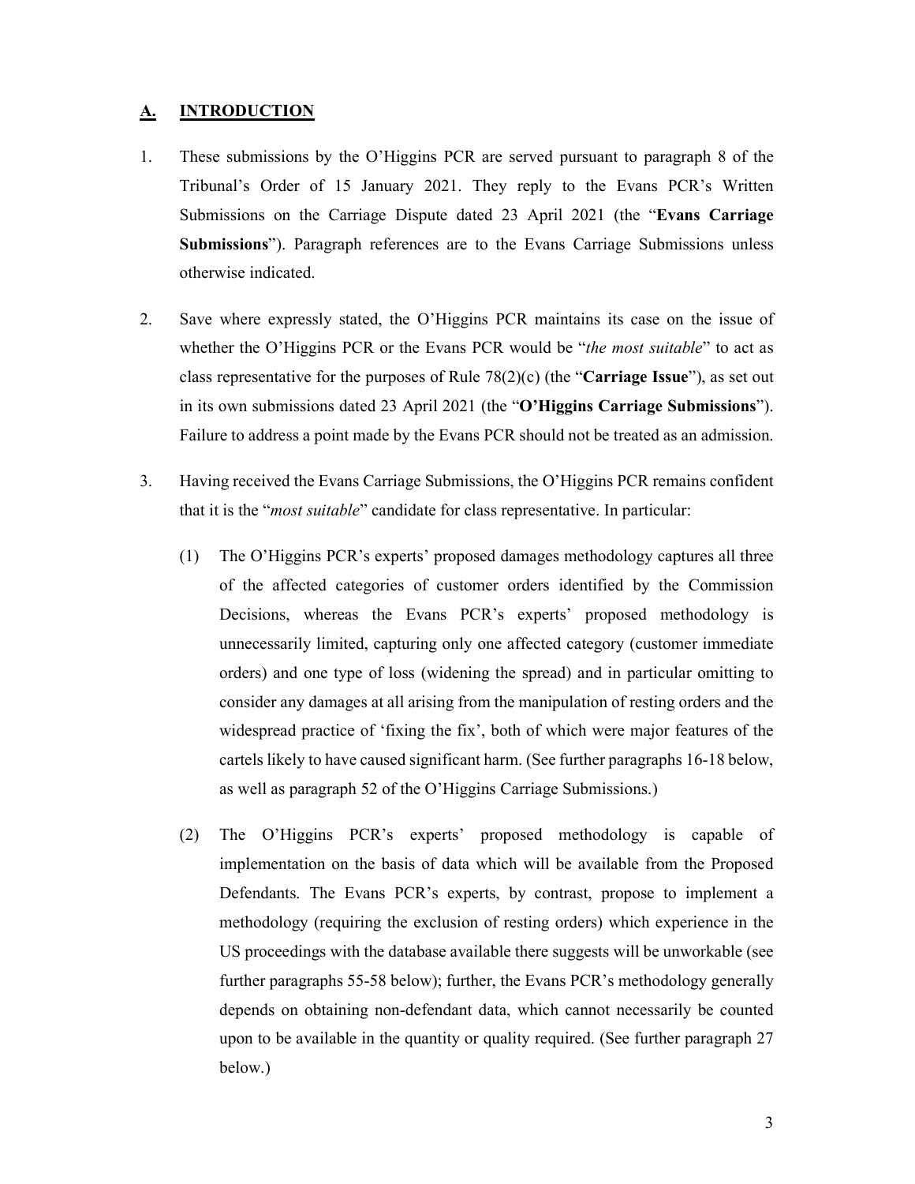## A. INTRODUCTION

1. These submissions by the O'Higgins PCR are served pursuant to paragraph 8 of the Tribunal's Order of 15 January 2021. They reply to the Evans PCR's Written Submissions on the Carriage Dispute dated 23 April 2021 (the "**Evans Carriage Submissions**"). Paragraph references are to the Evans Carriage Submissions unless otherwise indicated.

2. Save where expressly stated, the O'Higgins PCR maintains its case on the issue of whether the O'Higgins PCR or the Evans PCR would be "*the most suitable*" to act as class representative for the purposes of Rule 78(2)(c) (the "**Carriage Issue**"), as set out in its own submissions dated 23 April 2021 (the "**O'Higgins Carriage Submissions**"). Failure to address a point made by the Evans PCR should not be treated as an admission.

3. Having received the Evans Carriage Submissions, the O'Higgins PCR remains confident that it is the "*most suitable*" candidate for class representative. In particular:

   (1) The O'Higgins PCR's experts' proposed damages methodology captures all three of the affected categories of customer orders identified by the Commission Decisions, whereas the Evans PCR's experts' proposed methodology is unnecessarily limited, capturing only one affected category (customer immediate orders) and one type of loss (widening the spread) and in particular omitting to consider any damages at all arising from the manipulation of resting orders and the widespread practice of 'fixing the fix', both of which were major features of the cartels likely to have caused significant harm. (See further paragraphs 16-18 below, as well as paragraph 52 of the O'Higgins Carriage Submissions.)

   (2) The O'Higgins PCR's experts' proposed methodology is capable of implementation on the basis of data which will be available from the Proposed Defendants. The Evans PCR's experts, by contrast, propose to implement a methodology (requiring the exclusion of resting orders) which experience in the US proceedings with the database available there suggests will be unworkable (see further paragraphs 55-58 below); further, the Evans PCR's methodology generally depends on obtaining non-defendant data, which cannot necessarily be counted upon to be available in the quantity or quality required. (See further paragraph 27 below.)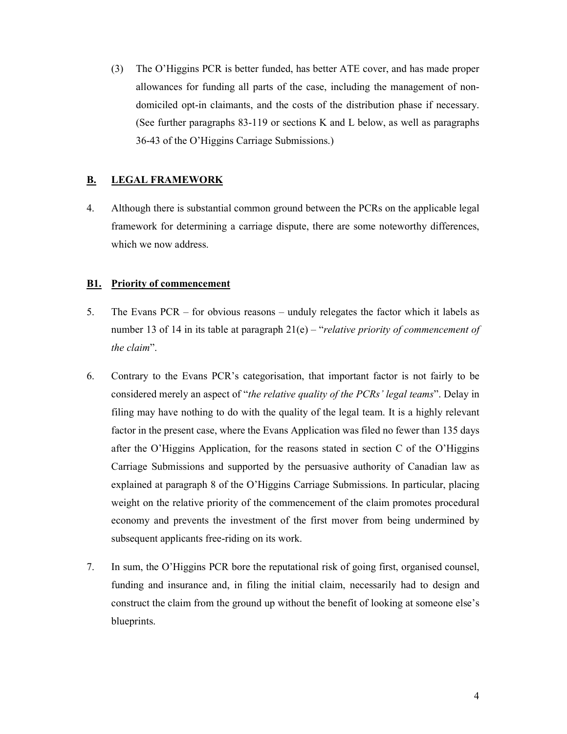(3) The O'Higgins PCR is better funded, has better ATE cover, and has made proper allowances for funding all parts of the case, including the management of non-domiciled opt-in claimants, and the costs of the distribution phase if necessary. (See further paragraphs 83-119 or sections K and L below, as well as paragraphs 36-43 of the O'Higgins Carriage Submissions.)

## **B. LEGAL FRAMEWORK**

4. Although there is substantial common ground between the PCRs on the applicable legal framework for determining a carriage dispute, there are some noteworthy differences, which we now address.

### **B1. Priority of commencement**

5. The Evans PCR – for obvious reasons – unduly relegates the factor which it labels as number 13 of 14 in its table at paragraph 21(e) – "*relative priority of commencement of the claim*".

6. Contrary to the Evans PCR's categorisation, that important factor is not fairly to be considered merely an aspect of "*the relative quality of the PCRs' legal teams*". Delay in filing may have nothing to do with the quality of the legal team. It is a highly relevant factor in the present case, where the Evans Application was filed no fewer than 135 days after the O'Higgins Application, for the reasons stated in section C of the O'Higgins Carriage Submissions and supported by the persuasive authority of Canadian law as explained at paragraph 8 of the O'Higgins Carriage Submissions. In particular, placing weight on the relative priority of the commencement of the claim promotes procedural economy and prevents the investment of the first mover from being undermined by subsequent applicants free-riding on its work.

7. In sum, the O'Higgins PCR bore the reputational risk of going first, organised counsel, funding and insurance and, in filing the initial claim, necessarily had to design and construct the claim from the ground up without the benefit of looking at someone else's blueprints.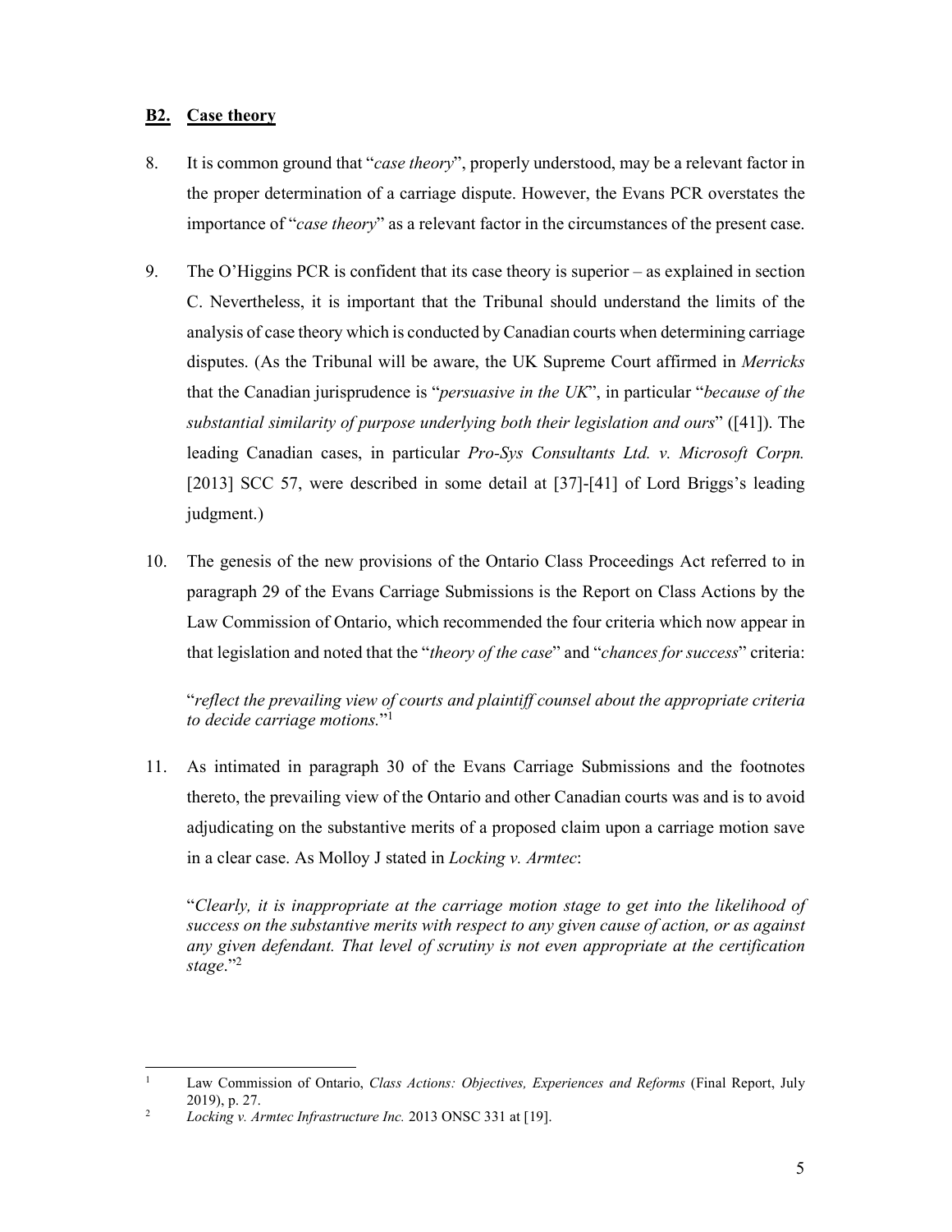## **B2. Case theory**

8. It is common ground that "*case theory*", properly understood, may be a relevant factor in the proper determination of a carriage dispute. However, the Evans PCR overstates the importance of "*case theory*" as a relevant factor in the circumstances of the present case.

9. The O'Higgins PCR is confident that its case theory is superior – as explained in section C. Nevertheless, it is important that the Tribunal should understand the limits of the analysis of case theory which is conducted by Canadian courts when determining carriage disputes. (As the Tribunal will be aware, the UK Supreme Court affirmed in *Merricks* that the Canadian jurisprudence is "*persuasive in the UK*", in particular "*because of the substantial similarity of purpose underlying both their legislation and ours*" ([41]). The leading Canadian cases, in particular *Pro-Sys Consultants Ltd. v. Microsoft Corpn.* [2013] SCC 57, were described in some detail at [37]-[41] of Lord Briggs's leading judgment.)

10. The genesis of the new provisions of the Ontario Class Proceedings Act referred to in paragraph 29 of the Evans Carriage Submissions is the Report on Class Actions by the Law Commission of Ontario, which recommended the four criteria which now appear in that legislation and noted that the "*theory of the case*" and "*chances for success*" criteria:

   "*reflect the prevailing view of courts and plaintiff counsel about the appropriate criteria to decide carriage motions.*"[1]

11. As intimated in paragraph 30 of the Evans Carriage Submissions and the footnotes thereto, the prevailing view of the Ontario and other Canadian courts was and is to avoid adjudicating on the substantive merits of a proposed claim upon a carriage motion save in a clear case. As Molloy J stated in *Locking v. Armtec*:

   "*Clearly, it is inappropriate at the carriage motion stage to get into the likelihood of success on the substantive merits with respect to any given cause of action, or as against any given defendant. That level of scrutiny is not even appropriate at the certification stage.*"[2]

---

[1] Law Commission of Ontario, *Class Actions: Objectives, Experiences and Reforms* (Final Report, July 2019), p. 27.

[2] *Locking v. Armtec Infrastructure Inc.* 2013 ONSC 331 at [19].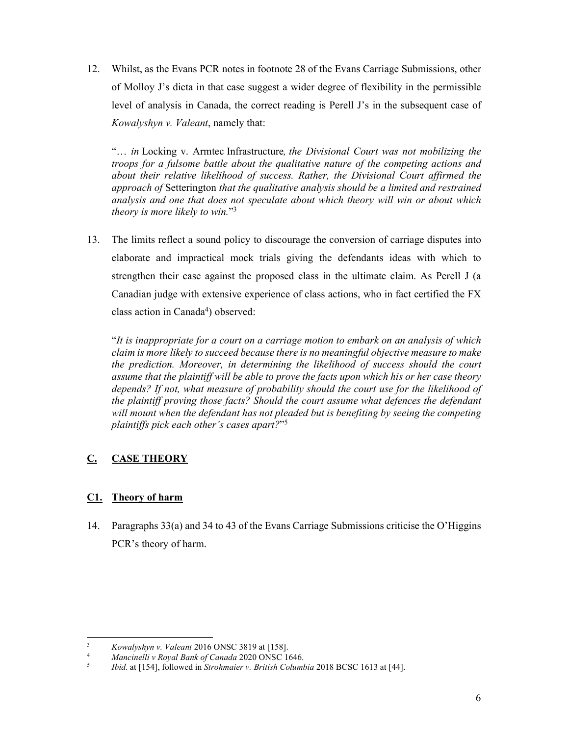12. Whilst, as the Evans PCR notes in footnote 28 of the Evans Carriage Submissions, other of Molloy J's dicta in that case suggest a wider degree of flexibility in the permissible level of analysis in Canada, the correct reading is Perell J's in the subsequent case of *Kowalyshyn v. Valeant*, namely that:

   "… *in* Locking v. Armtec Infrastructure*, the Divisional Court was not mobilizing the troops for a fulsome battle about the qualitative nature of the competing actions and about their relative likelihood of success. Rather, the Divisional Court affirmed the approach of* Setterington *that the qualitative analysis should be a limited and restrained analysis and one that does not speculate about which theory will win or about which theory is more likely to win.*"[3]

13. The limits reflect a sound policy to discourage the conversion of carriage disputes into elaborate and impractical mock trials giving the defendants ideas with which to strengthen their case against the proposed class in the ultimate claim. As Perell J (a Canadian judge with extensive experience of class actions, who in fact certified the FX class action in Canada[4]) observed:

   "*It is inappropriate for a court on a carriage motion to embark on an analysis of which claim is more likely to succeed because there is no meaningful objective measure to make the prediction. Moreover, in determining the likelihood of success should the court assume that the plaintiff will be able to prove the facts upon which his or her case theory depends? If not, what measure of probability should the court use for the likelihood of the plaintiff proving those facts? Should the court assume what defences the defendant will mount when the defendant has not pleaded but is benefiting by seeing the competing plaintiffs pick each other's cases apart?*"[5]

## C. CASE THEORY

### C1. Theory of harm

14. Paragraphs 33(a) and 34 to 43 of the Evans Carriage Submissions criticise the O'Higgins PCR's theory of harm.

---

[3] *Kowalyshyn v. Valeant* 2016 ONSC 3819 at [158].

[4] *Mancinelli v Royal Bank of Canada* 2020 ONSC 1646.

[5] *Ibid.* at [154], followed in *Strohmaier v. British Columbia* 2018 BCSC 1613 at [44].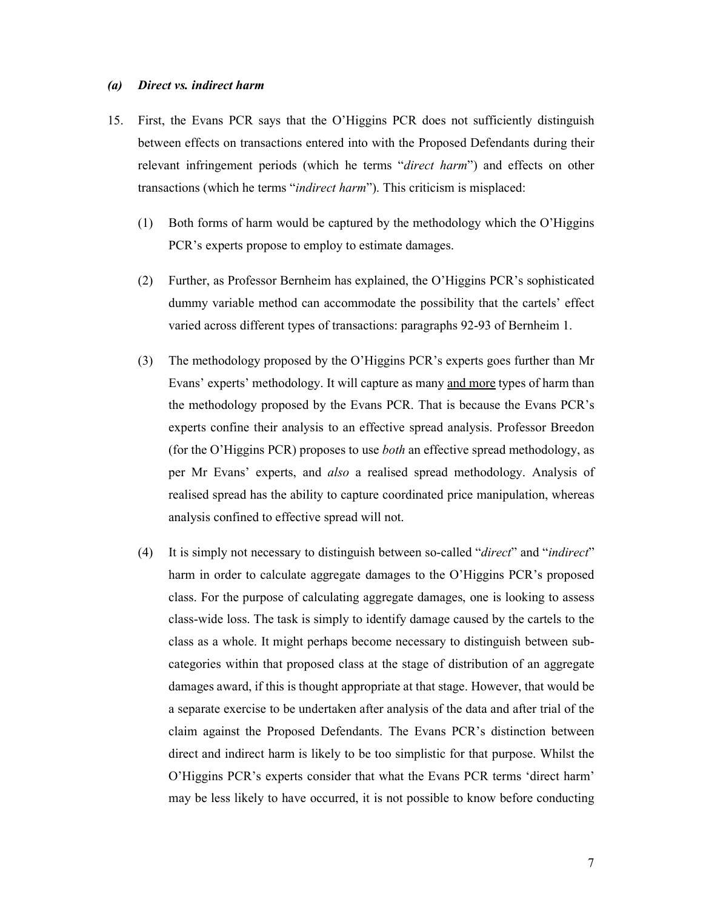### *(a) Direct vs. indirect harm*

15. First, the Evans PCR says that the O'Higgins PCR does not sufficiently distinguish between effects on transactions entered into with the Proposed Defendants during their relevant infringement periods (which he terms "*direct harm*") and effects on other transactions (which he terms "*indirect harm*"). This criticism is misplaced:

    (1) Both forms of harm would be captured by the methodology which the O'Higgins PCR's experts propose to employ to estimate damages.

    (2) Further, as Professor Bernheim has explained, the O'Higgins PCR's sophisticated dummy variable method can accommodate the possibility that the cartels' effect varied across different types of transactions: paragraphs 92-93 of Bernheim 1.

    (3) The methodology proposed by the O'Higgins PCR's experts goes further than Mr Evans' experts' methodology. It will capture as many <u>and more</u> types of harm than the methodology proposed by the Evans PCR. That is because the Evans PCR's experts confine their analysis to an effective spread analysis. Professor Breedon (for the O'Higgins PCR) proposes to use *both* an effective spread methodology, as per Mr Evans' experts, and *also* a realised spread methodology. Analysis of realised spread has the ability to capture coordinated price manipulation, whereas analysis confined to effective spread will not.

    (4) It is simply not necessary to distinguish between so-called "*direct*" and "*indirect*" harm in order to calculate aggregate damages to the O'Higgins PCR's proposed class. For the purpose of calculating aggregate damages, one is looking to assess class-wide loss. The task is simply to identify damage caused by the cartels to the class as a whole. It might perhaps become necessary to distinguish between sub-categories within that proposed class at the stage of distribution of an aggregate damages award, if this is thought appropriate at that stage. However, that would be a separate exercise to be undertaken after analysis of the data and after trial of the claim against the Proposed Defendants. The Evans PCR's distinction between direct and indirect harm is likely to be too simplistic for that purpose. Whilst the O'Higgins PCR's experts consider that what the Evans PCR terms 'direct harm' may be less likely to have occurred, it is not possible to know before conducting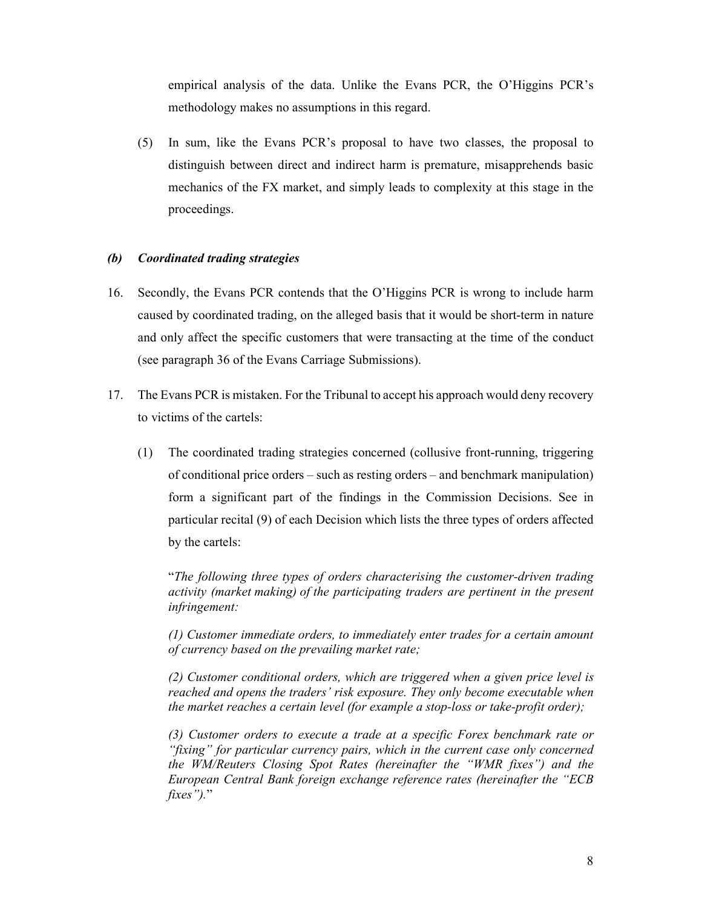empirical analysis of the data. Unlike the Evans PCR, the O'Higgins PCR's methodology makes no assumptions in this regard.

(5) In sum, like the Evans PCR's proposal to have two classes, the proposal to distinguish between direct and indirect harm is premature, misapprehends basic mechanics of the FX market, and simply leads to complexity at this stage in the proceedings.

### *(b) Coordinated trading strategies*

16. Secondly, the Evans PCR contends that the O'Higgins PCR is wrong to include harm caused by coordinated trading, on the alleged basis that it would be short-term in nature and only affect the specific customers that were transacting at the time of the conduct (see paragraph 36 of the Evans Carriage Submissions).

17. The Evans PCR is mistaken. For the Tribunal to accept his approach would deny recovery to victims of the cartels:

    (1) The coordinated trading strategies concerned (collusive front-running, triggering of conditional price orders – such as resting orders – and benchmark manipulation) form a significant part of the findings in the Commission Decisions. See in particular recital (9) of each Decision which lists the three types of orders affected by the cartels:

    "*The following three types of orders characterising the customer-driven trading activity (market making) of the participating traders are pertinent in the present infringement:*

    *(1) Customer immediate orders, to immediately enter trades for a certain amount of currency based on the prevailing market rate;*

    *(2) Customer conditional orders, which are triggered when a given price level is reached and opens the traders' risk exposure. They only become executable when the market reaches a certain level (for example a stop-loss or take-profit order);*

    *(3) Customer orders to execute a trade at a specific Forex benchmark rate or "fixing" for particular currency pairs, which in the current case only concerned the WM/Reuters Closing Spot Rates (hereinafter the "WMR fixes") and the European Central Bank foreign exchange reference rates (hereinafter the "ECB fixes").*"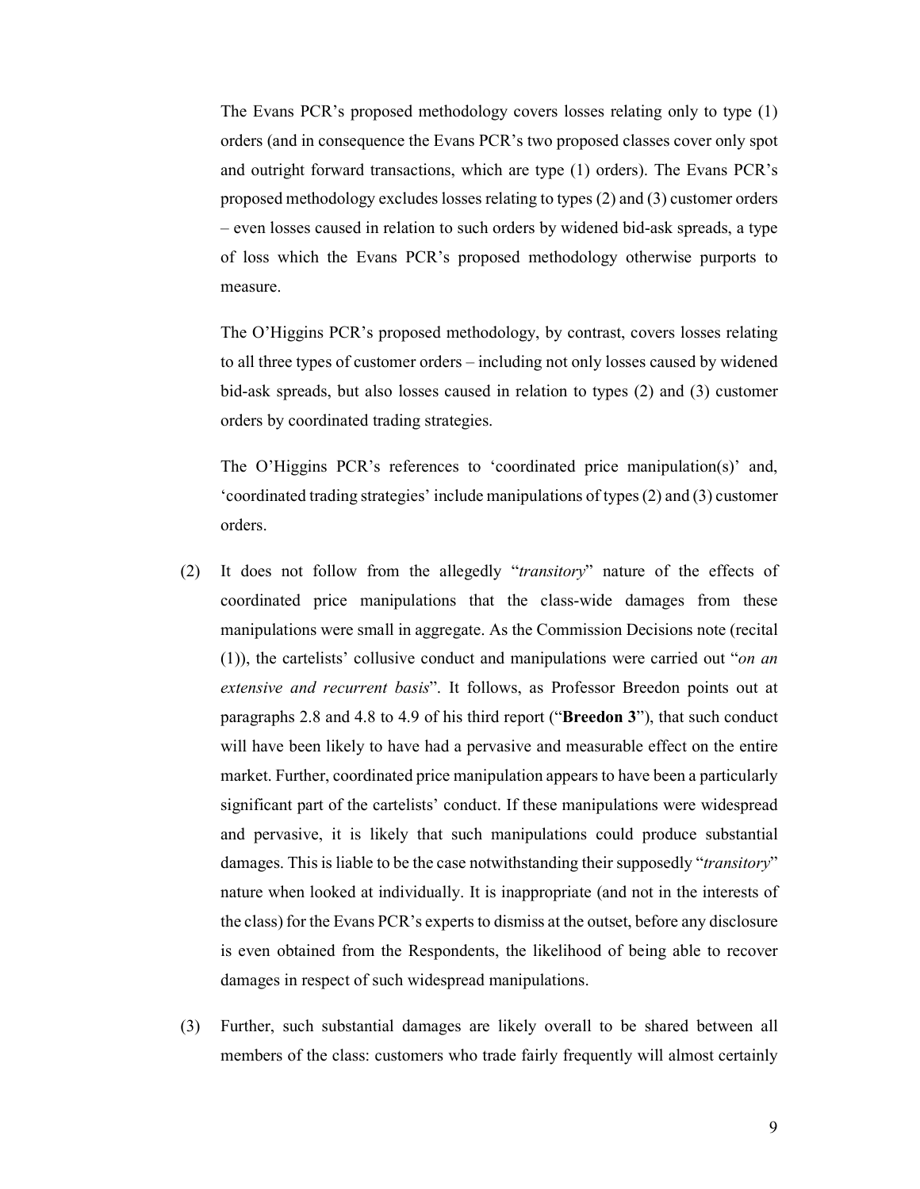The Evans PCR's proposed methodology covers losses relating only to type (1) orders (and in consequence the Evans PCR's two proposed classes cover only spot and outright forward transactions, which are type (1) orders). The Evans PCR's proposed methodology excludes losses relating to types (2) and (3) customer orders – even losses caused in relation to such orders by widened bid-ask spreads, a type of loss which the Evans PCR's proposed methodology otherwise purports to measure.

The O'Higgins PCR's proposed methodology, by contrast, covers losses relating to all three types of customer orders – including not only losses caused by widened bid-ask spreads, but also losses caused in relation to types (2) and (3) customer orders by coordinated trading strategies.

The O'Higgins PCR's references to 'coordinated price manipulation(s)' and, 'coordinated trading strategies' include manipulations of types (2) and (3) customer orders.

(2) It does not follow from the allegedly "*transitory*" nature of the effects of coordinated price manipulations that the class-wide damages from these manipulations were small in aggregate. As the Commission Decisions note (recital (1)), the cartelists' collusive conduct and manipulations were carried out "*on an extensive and recurrent basis*". It follows, as Professor Breedon points out at paragraphs 2.8 and 4.8 to 4.9 of his third report ("**Breedon 3**"), that such conduct will have been likely to have had a pervasive and measurable effect on the entire market. Further, coordinated price manipulation appears to have been a particularly significant part of the cartelists' conduct. If these manipulations were widespread and pervasive, it is likely that such manipulations could produce substantial damages. This is liable to be the case notwithstanding their supposedly "*transitory*" nature when looked at individually. It is inappropriate (and not in the interests of the class) for the Evans PCR's experts to dismiss at the outset, before any disclosure is even obtained from the Respondents, the likelihood of being able to recover damages in respect of such widespread manipulations.

(3) Further, such substantial damages are likely overall to be shared between all members of the class: customers who trade fairly frequently will almost certainly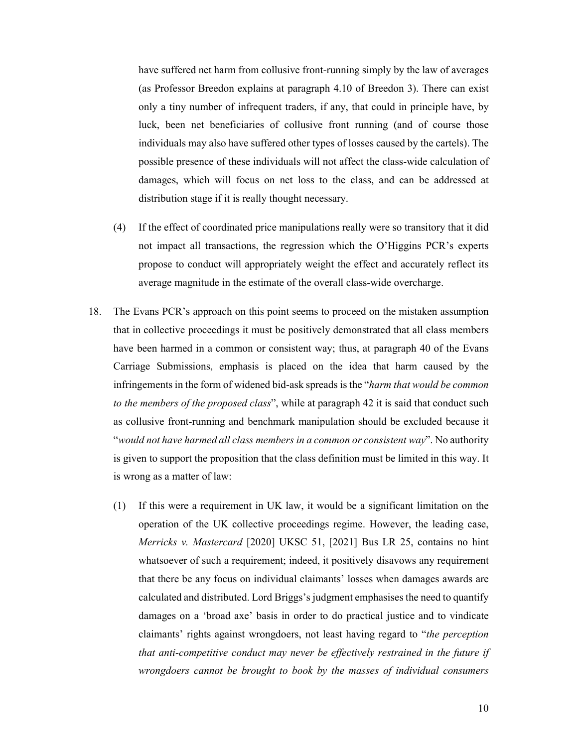have suffered net harm from collusive front-running simply by the law of averages (as Professor Breedon explains at paragraph 4.10 of Breedon 3). There can exist only a tiny number of infrequent traders, if any, that could in principle have, by luck, been net beneficiaries of collusive front running (and of course those individuals may also have suffered other types of losses caused by the cartels). The possible presence of these individuals will not affect the class-wide calculation of damages, which will focus on net loss to the class, and can be addressed at distribution stage if it is really thought necessary.

(4) If the effect of coordinated price manipulations really were so transitory that it did not impact all transactions, the regression which the O'Higgins PCR's experts propose to conduct will appropriately weight the effect and accurately reflect its average magnitude in the estimate of the overall class-wide overcharge.

18. The Evans PCR's approach on this point seems to proceed on the mistaken assumption that in collective proceedings it must be positively demonstrated that all class members have been harmed in a common or consistent way; thus, at paragraph 40 of the Evans Carriage Submissions, emphasis is placed on the idea that harm caused by the infringements in the form of widened bid-ask spreads is the "*harm that would be common to the members of the proposed class*", while at paragraph 42 it is said that conduct such as collusive front-running and benchmark manipulation should be excluded because it "*would not have harmed all class members in a common or consistent way*". No authority is given to support the proposition that the class definition must be limited in this way. It is wrong as a matter of law:

(1) If this were a requirement in UK law, it would be a significant limitation on the operation of the UK collective proceedings regime. However, the leading case, *Merricks v. Mastercard* [2020] UKSC 51, [2021] Bus LR 25, contains no hint whatsoever of such a requirement; indeed, it positively disavows any requirement that there be any focus on individual claimants' losses when damages awards are calculated and distributed. Lord Briggs's judgment emphasises the need to quantify damages on a 'broad axe' basis in order to do practical justice and to vindicate claimants' rights against wrongdoers, not least having regard to "*the perception that anti-competitive conduct may never be effectively restrained in the future if wrongdoers cannot be brought to book by the masses of individual consumers*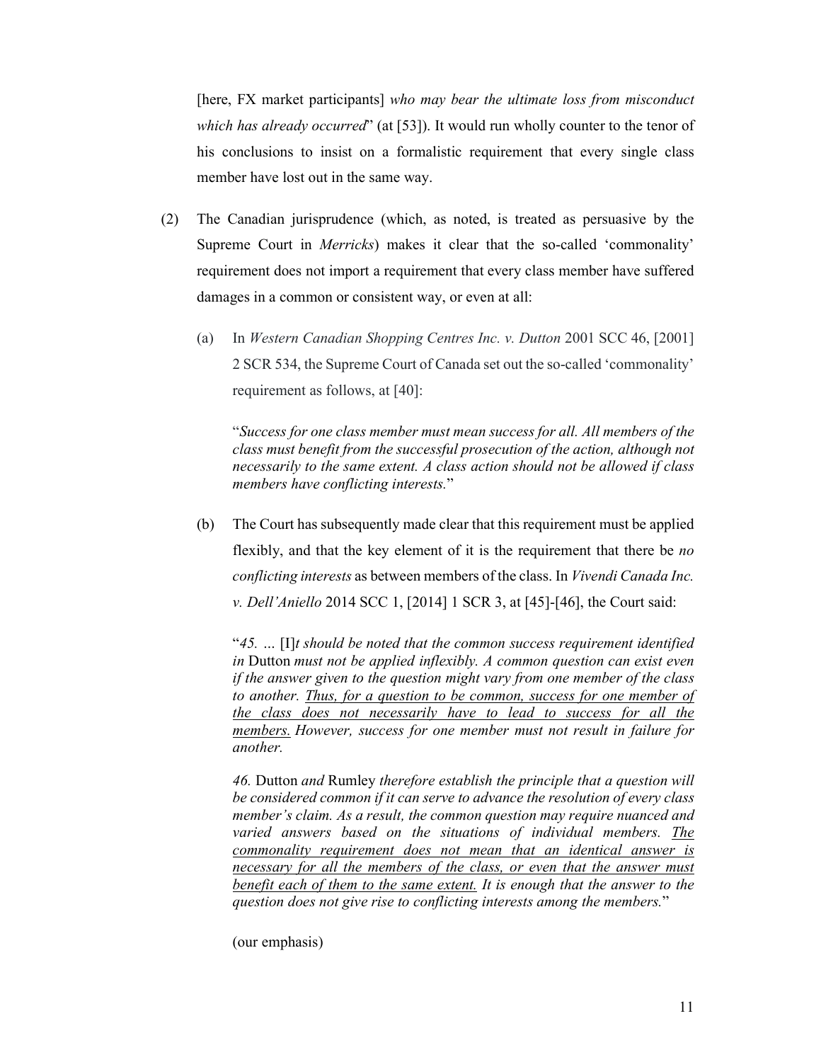[here, FX market participants] *who may bear the ultimate loss from misconduct which has already occurred*" (at [53]). It would run wholly counter to the tenor of his conclusions to insist on a formalistic requirement that every single class member have lost out in the same way.

(2) The Canadian jurisprudence (which, as noted, is treated as persuasive by the Supreme Court in *Merricks*) makes it clear that the so-called 'commonality' requirement does not import a requirement that every class member have suffered damages in a common or consistent way, or even at all:

(a) In *Western Canadian Shopping Centres Inc. v. Dutton* 2001 SCC 46, [2001] 2 SCR 534, the Supreme Court of Canada set out the so-called 'commonality' requirement as follows, at [40]:

> "*Success for one class member must mean success for all. All members of the class must benefit from the successful prosecution of the action, although not necessarily to the same extent. A class action should not be allowed if class members have conflicting interests.*"

(b) The Court has subsequently made clear that this requirement must be applied flexibly, and that the key element of it is the requirement that there be *no conflicting interests* as between members of the class. In *Vivendi Canada Inc. v. Dell'Aniello* 2014 SCC 1, [2014] 1 SCR 3, at [45]-[46], the Court said:

> "*45. …* [I]*t should be noted that the common success requirement identified in* Dutton *must not be applied inflexibly. A common question can exist even if the answer given to the question might vary from one member of the class to another. <u>Thus, for a question to be common, success for one member of the class does not necessarily have to lead to success for all the members.</u> However, success for one member must not result in failure for another.*
>
> *46.* Dutton *and* Rumley *therefore establish the principle that a question will be considered common if it can serve to advance the resolution of every class member's claim. As a result, the common question may require nuanced and varied answers based on the situations of individual members. <u>The commonality requirement does not mean that an identical answer is necessary for all the members of the class, or even that the answer must benefit each of them to the same extent.</u> It is enough that the answer to the question does not give rise to conflicting interests among the members.*"

(our emphasis)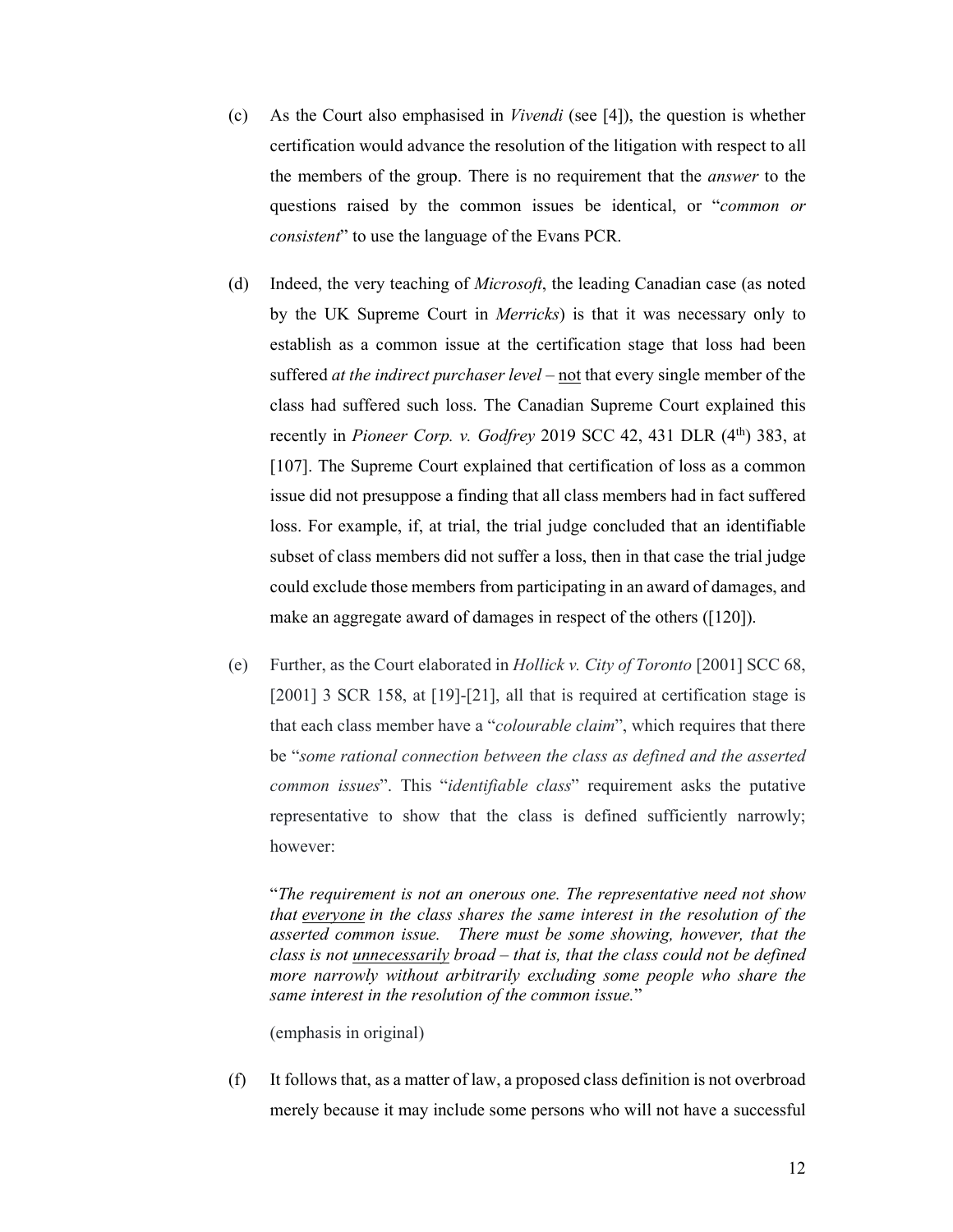(c) As the Court also emphasised in *Vivendi* (see [4]), the question is whether certification would advance the resolution of the litigation with respect to all the members of the group. There is no requirement that the *answer* to the questions raised by the common issues be identical, or "*common or consistent*" to use the language of the Evans PCR.

(d) Indeed, the very teaching of *Microsoft*, the leading Canadian case (as noted by the UK Supreme Court in *Merricks*) is that it was necessary only to establish as a common issue at the certification stage that loss had been suffered *at the indirect purchaser level* – <u>not</u> that every single member of the class had suffered such loss. The Canadian Supreme Court explained this recently in *Pioneer Corp. v. Godfrey* 2019 SCC 42, 431 DLR (4th) 383, at [107]. The Supreme Court explained that certification of loss as a common issue did not presuppose a finding that all class members had in fact suffered loss. For example, if, at trial, the trial judge concluded that an identifiable subset of class members did not suffer a loss, then in that case the trial judge could exclude those members from participating in an award of damages, and make an aggregate award of damages in respect of the others ([120]).

(e) Further, as the Court elaborated in *Hollick v. City of Toronto* [2001] SCC 68, [2001] 3 SCR 158, at [19]-[21], all that is required at certification stage is that each class member have a "*colourable claim*", which requires that there be "*some rational connection between the class as defined and the asserted common issues*". This "*identifiable class*" requirement asks the putative representative to show that the class is defined sufficiently narrowly; however:

> "*The requirement is not an onerous one. The representative need not show that <u>everyone</u> in the class shares the same interest in the resolution of the asserted common issue. There must be some showing, however, that the class is not <u>unnecessarily</u> broad – that is, that the class could not be defined more narrowly without arbitrarily excluding some people who share the same interest in the resolution of the common issue.*"
>
> (emphasis in original)

(f) It follows that, as a matter of law, a proposed class definition is not overbroad merely because it may include some persons who will not have a successful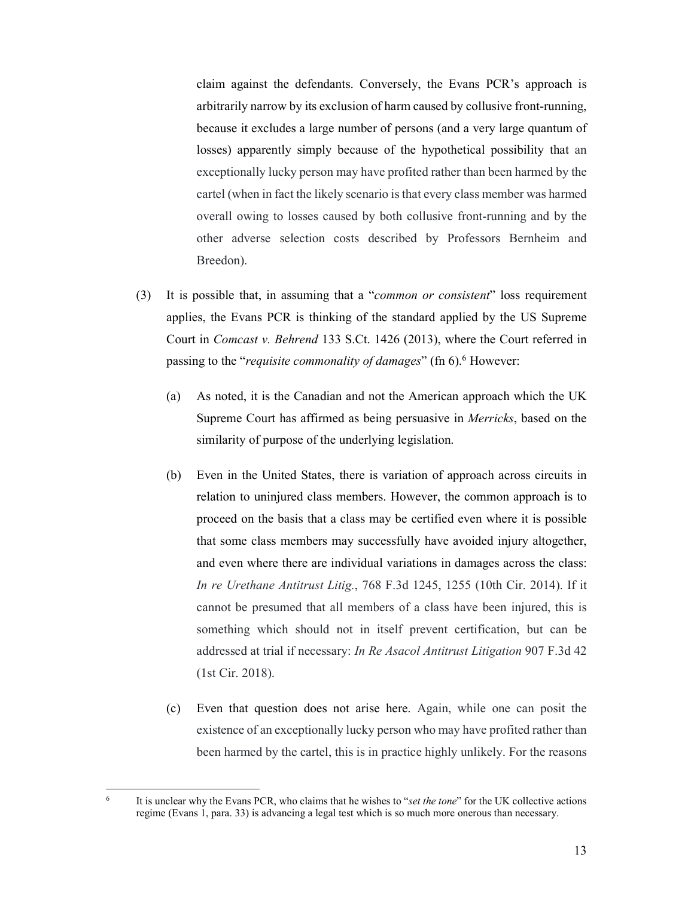claim against the defendants. Conversely, the Evans PCR's approach is arbitrarily narrow by its exclusion of harm caused by collusive front-running, because it excludes a large number of persons (and a very large quantum of losses) apparently simply because of the hypothetical possibility that an exceptionally lucky person may have profited rather than been harmed by the cartel (when in fact the likely scenario is that every class member was harmed overall owing to losses caused by both collusive front-running and by the other adverse selection costs described by Professors Bernheim and Breedon).

(3) It is possible that, in assuming that a "*common or consistent*" loss requirement applies, the Evans PCR is thinking of the standard applied by the US Supreme Court in *Comcast v. Behrend* 133 S.Ct. 1426 (2013), where the Court referred in passing to the "*requisite commonality of damages*" (fn 6).[6] However:

   (a) As noted, it is the Canadian and not the American approach which the UK Supreme Court has affirmed as being persuasive in *Merricks*, based on the similarity of purpose of the underlying legislation.

   (b) Even in the United States, there is variation of approach across circuits in relation to uninjured class members. However, the common approach is to proceed on the basis that a class may be certified even where it is possible that some class members may successfully have avoided injury altogether, and even where there are individual variations in damages across the class: *In re Urethane Antitrust Litig.*, 768 F.3d 1245, 1255 (10th Cir. 2014). If it cannot be presumed that all members of a class have been injured, this is something which should not in itself prevent certification, but can be addressed at trial if necessary: *In Re Asacol Antitrust Litigation* 907 F.3d 42 (1st Cir. 2018).

   (c) Even that question does not arise here. Again, while one can posit the existence of an exceptionally lucky person who may have profited rather than been harmed by the cartel, this is in practice highly unlikely. For the reasons

---

[6] It is unclear why the Evans PCR, who claims that he wishes to "*set the tone*" for the UK collective actions regime (Evans 1, para. 33) is advancing a legal test which is so much more onerous than necessary.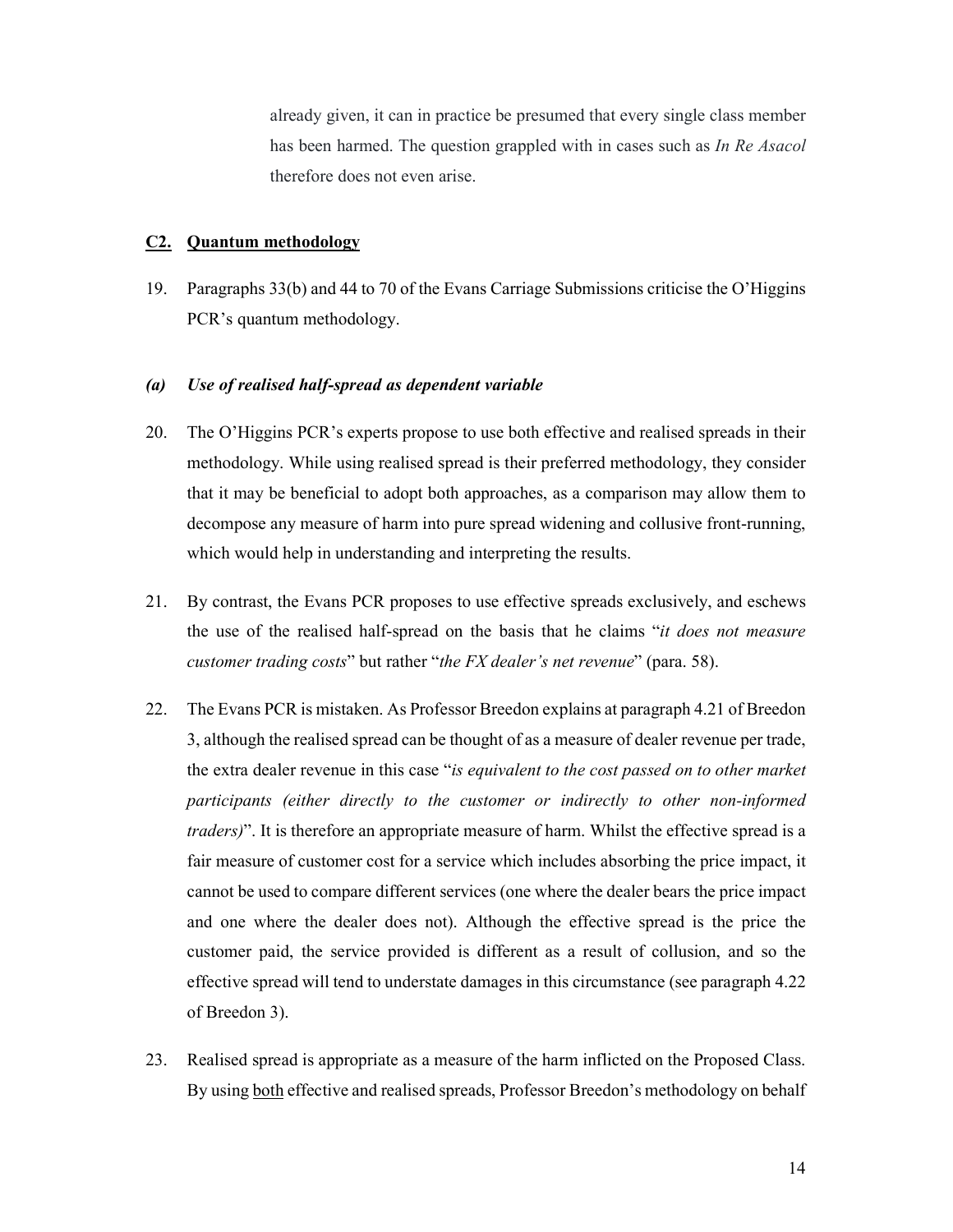already given, it can in practice be presumed that every single class member has been harmed. The question grappled with in cases such as *In Re Asacol* therefore does not even arise.

## C2. Quantum methodology

19. Paragraphs 33(b) and 44 to 70 of the Evans Carriage Submissions criticise the O'Higgins PCR's quantum methodology.

### *(a) Use of realised half-spread as dependent variable*

20. The O'Higgins PCR's experts propose to use both effective and realised spreads in their methodology. While using realised spread is their preferred methodology, they consider that it may be beneficial to adopt both approaches, as a comparison may allow them to decompose any measure of harm into pure spread widening and collusive front-running, which would help in understanding and interpreting the results.

21. By contrast, the Evans PCR proposes to use effective spreads exclusively, and eschews the use of the realised half-spread on the basis that he claims "*it does not measure customer trading costs*" but rather "*the FX dealer's net revenue*" (para. 58).

22. The Evans PCR is mistaken. As Professor Breedon explains at paragraph 4.21 of Breedon 3, although the realised spread can be thought of as a measure of dealer revenue per trade, the extra dealer revenue in this case "*is equivalent to the cost passed on to other market participants (either directly to the customer or indirectly to other non-informed traders)*". It is therefore an appropriate measure of harm. Whilst the effective spread is a fair measure of customer cost for a service which includes absorbing the price impact, it cannot be used to compare different services (one where the dealer bears the price impact and one where the dealer does not). Although the effective spread is the price the customer paid, the service provided is different as a result of collusion, and so the effective spread will tend to understate damages in this circumstance (see paragraph 4.22 of Breedon 3).

23. Realised spread is appropriate as a measure of the harm inflicted on the Proposed Class. By using both effective and realised spreads, Professor Breedon's methodology on behalf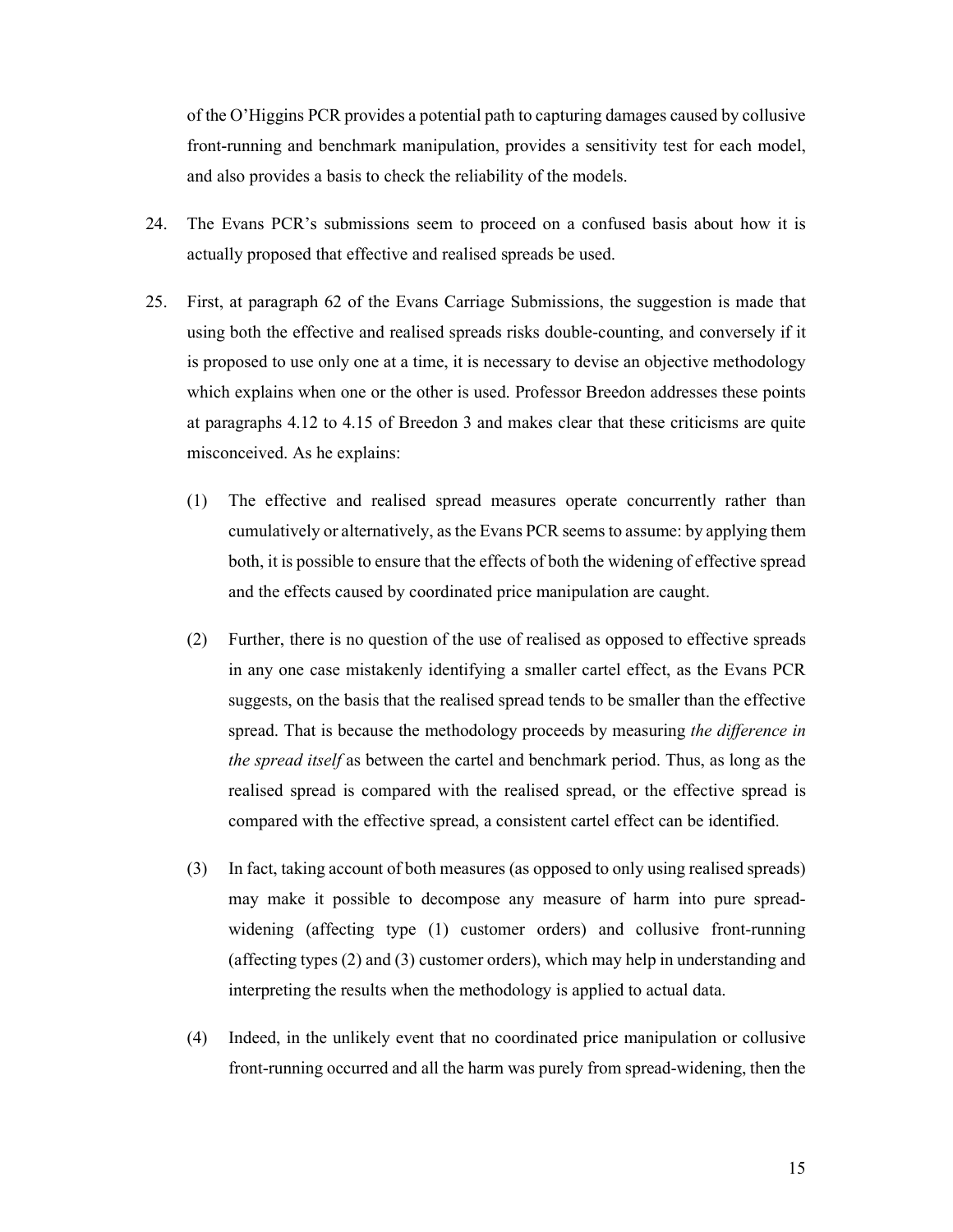of the O'Higgins PCR provides a potential path to capturing damages caused by collusive front-running and benchmark manipulation, provides a sensitivity test for each model, and also provides a basis to check the reliability of the models.

24. The Evans PCR's submissions seem to proceed on a confused basis about how it is actually proposed that effective and realised spreads be used.

25. First, at paragraph 62 of the Evans Carriage Submissions, the suggestion is made that using both the effective and realised spreads risks double-counting, and conversely if it is proposed to use only one at a time, it is necessary to devise an objective methodology which explains when one or the other is used. Professor Breedon addresses these points at paragraphs 4.12 to 4.15 of Breedon 3 and makes clear that these criticisms are quite misconceived. As he explains:

    (1) The effective and realised spread measures operate concurrently rather than cumulatively or alternatively, as the Evans PCR seems to assume: by applying them both, it is possible to ensure that the effects of both the widening of effective spread and the effects caused by coordinated price manipulation are caught.

    (2) Further, there is no question of the use of realised as opposed to effective spreads in any one case mistakenly identifying a smaller cartel effect, as the Evans PCR suggests, on the basis that the realised spread tends to be smaller than the effective spread. That is because the methodology proceeds by measuring *the difference in the spread itself* as between the cartel and benchmark period. Thus, as long as the realised spread is compared with the realised spread, or the effective spread is compared with the effective spread, a consistent cartel effect can be identified.

    (3) In fact, taking account of both measures (as opposed to only using realised spreads) may make it possible to decompose any measure of harm into pure spread-widening (affecting type (1) customer orders) and collusive front-running (affecting types (2) and (3) customer orders), which may help in understanding and interpreting the results when the methodology is applied to actual data.

    (4) Indeed, in the unlikely event that no coordinated price manipulation or collusive front-running occurred and all the harm was purely from spread-widening, then the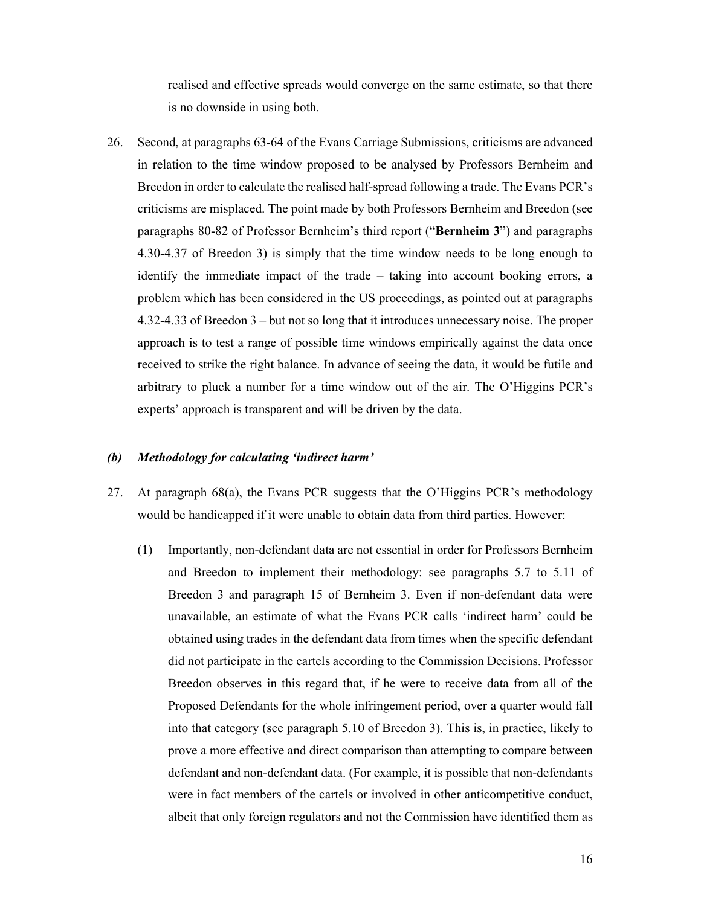realised and effective spreads would converge on the same estimate, so that there is no downside in using both.

26. Second, at paragraphs 63-64 of the Evans Carriage Submissions, criticisms are advanced in relation to the time window proposed to be analysed by Professors Bernheim and Breedon in order to calculate the realised half-spread following a trade. The Evans PCR's criticisms are misplaced. The point made by both Professors Bernheim and Breedon (see paragraphs 80-82 of Professor Bernheim's third report ("**Bernheim 3**") and paragraphs 4.30-4.37 of Breedon 3) is simply that the time window needs to be long enough to identify the immediate impact of the trade – taking into account booking errors, a problem which has been considered in the US proceedings, as pointed out at paragraphs 4.32-4.33 of Breedon 3 – but not so long that it introduces unnecessary noise. The proper approach is to test a range of possible time windows empirically against the data once received to strike the right balance. In advance of seeing the data, it would be futile and arbitrary to pluck a number for a time window out of the air. The O'Higgins PCR's experts' approach is transparent and will be driven by the data.

### *(b) Methodology for calculating 'indirect harm'*

27. At paragraph 68(a), the Evans PCR suggests that the O'Higgins PCR's methodology would be handicapped if it were unable to obtain data from third parties. However:

    (1) Importantly, non-defendant data are not essential in order for Professors Bernheim and Breedon to implement their methodology: see paragraphs 5.7 to 5.11 of Breedon 3 and paragraph 15 of Bernheim 3. Even if non-defendant data were unavailable, an estimate of what the Evans PCR calls 'indirect harm' could be obtained using trades in the defendant data from times when the specific defendant did not participate in the cartels according to the Commission Decisions. Professor Breedon observes in this regard that, if he were to receive data from all of the Proposed Defendants for the whole infringement period, over a quarter would fall into that category (see paragraph 5.10 of Breedon 3). This is, in practice, likely to prove a more effective and direct comparison than attempting to compare between defendant and non-defendant data. (For example, it is possible that non-defendants were in fact members of the cartels or involved in other anticompetitive conduct, albeit that only foreign regulators and not the Commission have identified them as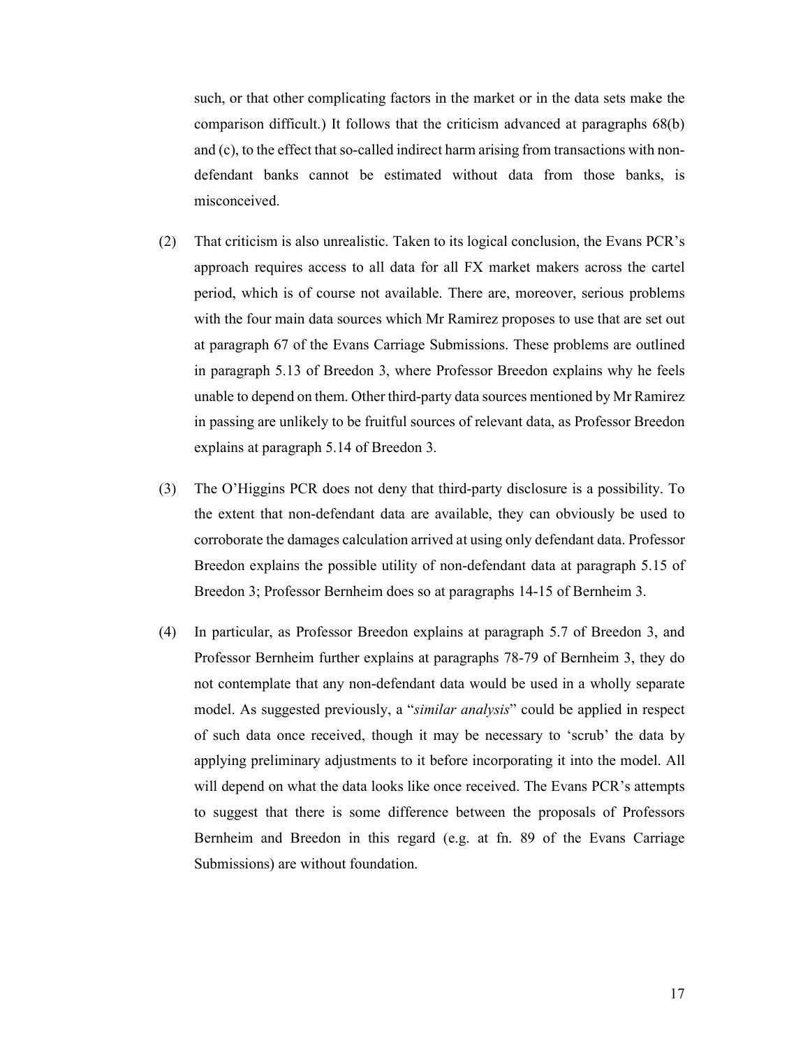such, or that other complicating factors in the market or in the data sets make the comparison difficult.) It follows that the criticism advanced at paragraphs 68(b) and (c), to the effect that so-called indirect harm arising from transactions with non-defendant banks cannot be estimated without data from those banks, is misconceived.

(2) That criticism is also unrealistic. Taken to its logical conclusion, the Evans PCR's approach requires access to all data for all FX market makers across the cartel period, which is of course not available. There are, moreover, serious problems with the four main data sources which Mr Ramirez proposes to use that are set out at paragraph 67 of the Evans Carriage Submissions. These problems are outlined in paragraph 5.13 of Breedon 3, where Professor Breedon explains why he feels unable to depend on them. Other third-party data sources mentioned by Mr Ramirez in passing are unlikely to be fruitful sources of relevant data, as Professor Breedon explains at paragraph 5.14 of Breedon 3.

(3) The O'Higgins PCR does not deny that third-party disclosure is a possibility. To the extent that non-defendant data are available, they can obviously be used to corroborate the damages calculation arrived at using only defendant data. Professor Breedon explains the possible utility of non-defendant data at paragraph 5.15 of Breedon 3; Professor Bernheim does so at paragraphs 14-15 of Bernheim 3.

(4) In particular, as Professor Breedon explains at paragraph 5.7 of Breedon 3, and Professor Bernheim further explains at paragraphs 78-79 of Bernheim 3, they do not contemplate that any non-defendant data would be used in a wholly separate model. As suggested previously, a "*similar analysis*" could be applied in respect of such data once received, though it may be necessary to 'scrub' the data by applying preliminary adjustments to it before incorporating it into the model. All will depend on what the data looks like once received. The Evans PCR's attempts to suggest that there is some difference between the proposals of Professors Bernheim and Breedon in this regard (e.g. at fn. 89 of the Evans Carriage Submissions) are without foundation.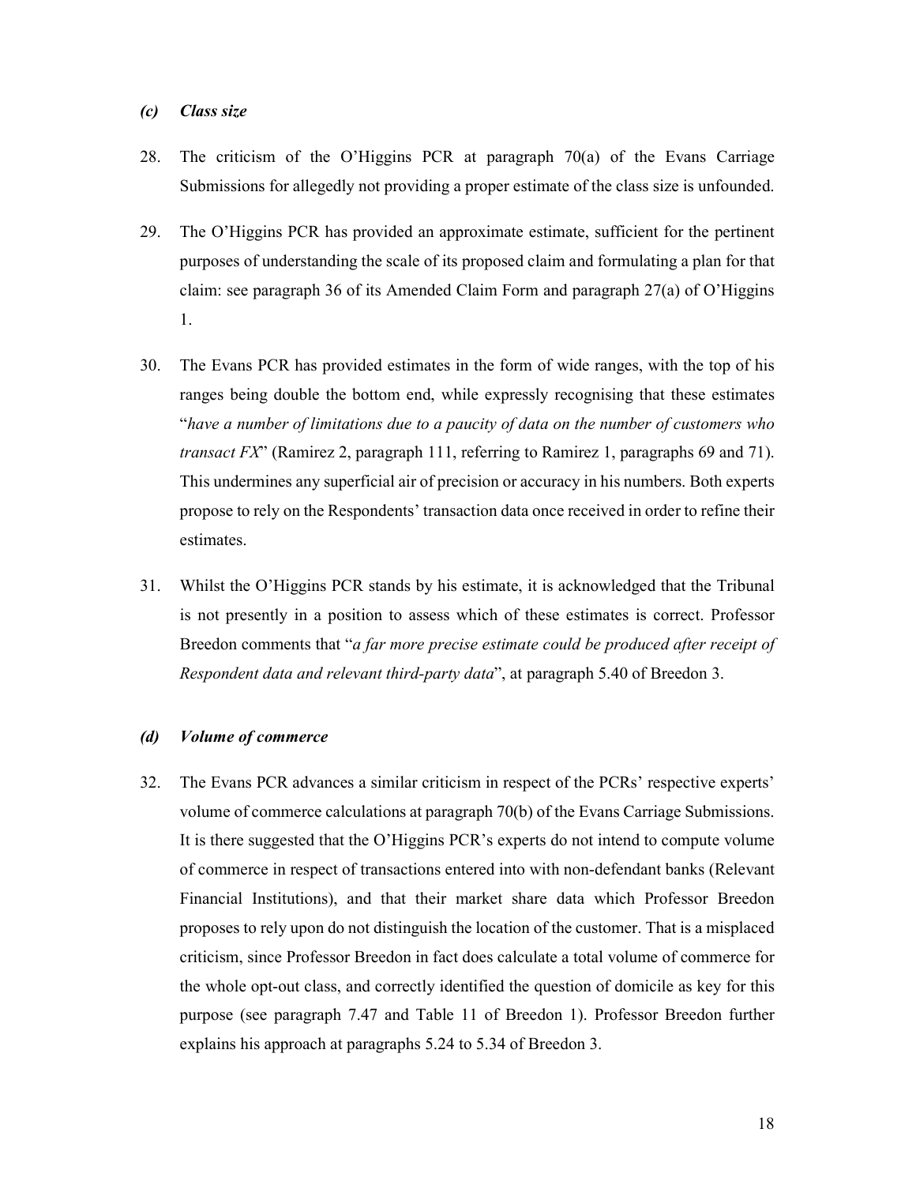### *(c) Class size*

28. The criticism of the O'Higgins PCR at paragraph 70(a) of the Evans Carriage Submissions for allegedly not providing a proper estimate of the class size is unfounded.

29. The O'Higgins PCR has provided an approximate estimate, sufficient for the pertinent purposes of understanding the scale of its proposed claim and formulating a plan for that claim: see paragraph 36 of its Amended Claim Form and paragraph 27(a) of O'Higgins 1.

30. The Evans PCR has provided estimates in the form of wide ranges, with the top of his ranges being double the bottom end, while expressly recognising that these estimates "*have a number of limitations due to a paucity of data on the number of customers who transact FX*" (Ramirez 2, paragraph 111, referring to Ramirez 1, paragraphs 69 and 71). This undermines any superficial air of precision or accuracy in his numbers. Both experts propose to rely on the Respondents' transaction data once received in order to refine their estimates.

31. Whilst the O'Higgins PCR stands by his estimate, it is acknowledged that the Tribunal is not presently in a position to assess which of these estimates is correct. Professor Breedon comments that "*a far more precise estimate could be produced after receipt of Respondent data and relevant third-party data*", at paragraph 5.40 of Breedon 3.

### *(d) Volume of commerce*

32. The Evans PCR advances a similar criticism in respect of the PCRs' respective experts' volume of commerce calculations at paragraph 70(b) of the Evans Carriage Submissions. It is there suggested that the O'Higgins PCR's experts do not intend to compute volume of commerce in respect of transactions entered into with non-defendant banks (Relevant Financial Institutions), and that their market share data which Professor Breedon proposes to rely upon do not distinguish the location of the customer. That is a misplaced criticism, since Professor Breedon in fact does calculate a total volume of commerce for the whole opt-out class, and correctly identified the question of domicile as key for this purpose (see paragraph 7.47 and Table 11 of Breedon 1). Professor Breedon further explains his approach at paragraphs 5.24 to 5.34 of Breedon 3.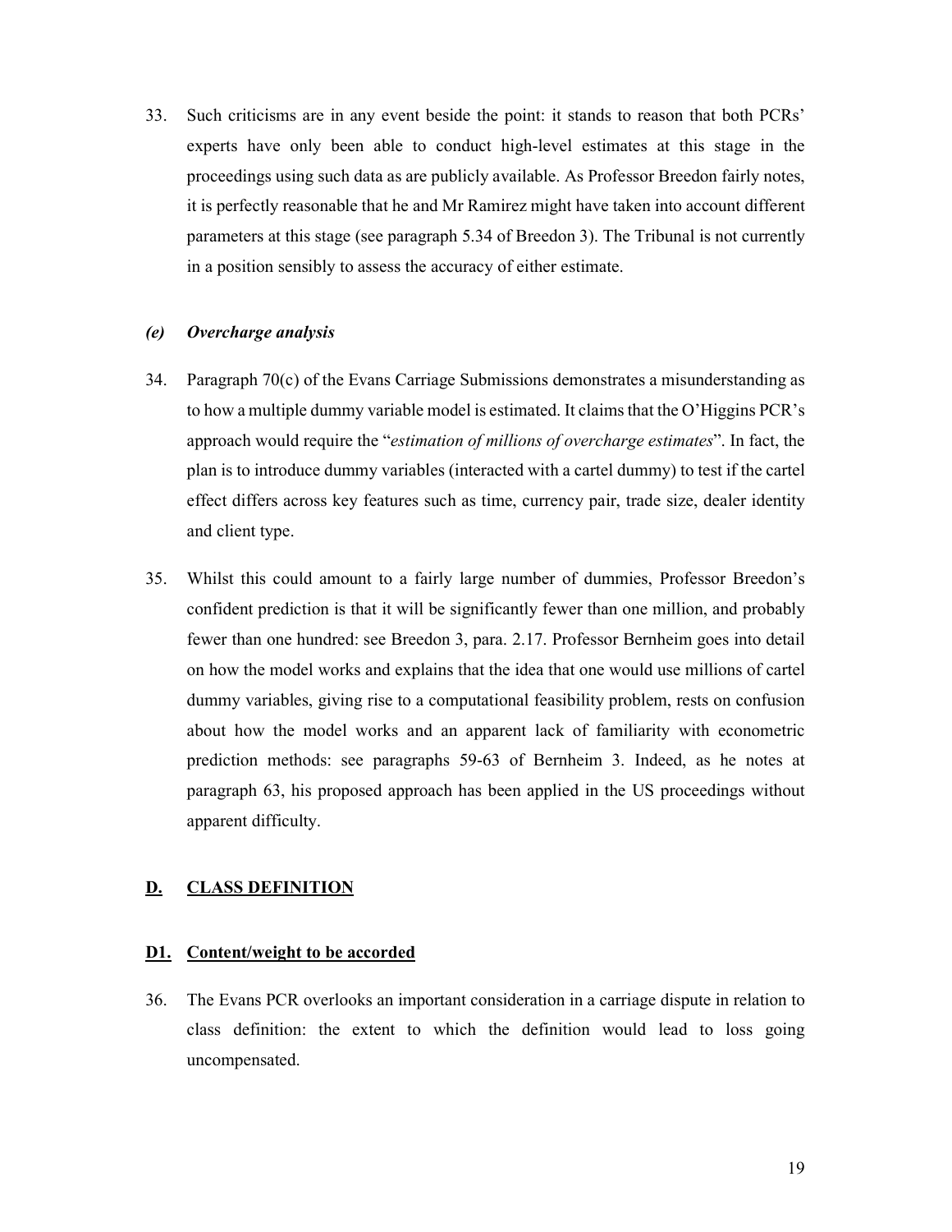33. Such criticisms are in any event beside the point: it stands to reason that both PCRs' experts have only been able to conduct high-level estimates at this stage in the proceedings using such data as are publicly available. As Professor Breedon fairly notes, it is perfectly reasonable that he and Mr Ramirez might have taken into account different parameters at this stage (see paragraph 5.34 of Breedon 3). The Tribunal is not currently in a position sensibly to assess the accuracy of either estimate.

### *(e) Overcharge analysis*

34. Paragraph 70(c) of the Evans Carriage Submissions demonstrates a misunderstanding as to how a multiple dummy variable model is estimated. It claims that the O'Higgins PCR's approach would require the "*estimation of millions of overcharge estimates*". In fact, the plan is to introduce dummy variables (interacted with a cartel dummy) to test if the cartel effect differs across key features such as time, currency pair, trade size, dealer identity and client type.

35. Whilst this could amount to a fairly large number of dummies, Professor Breedon's confident prediction is that it will be significantly fewer than one million, and probably fewer than one hundred: see Breedon 3, para. 2.17. Professor Bernheim goes into detail on how the model works and explains that the idea that one would use millions of cartel dummy variables, giving rise to a computational feasibility problem, rests on confusion about how the model works and an apparent lack of familiarity with econometric prediction methods: see paragraphs 59-63 of Bernheim 3. Indeed, as he notes at paragraph 63, his proposed approach has been applied in the US proceedings without apparent difficulty.

## **D. CLASS DEFINITION**

### **D1. Content/weight to be accorded**

36. The Evans PCR overlooks an important consideration in a carriage dispute in relation to class definition: the extent to which the definition would lead to loss going uncompensated.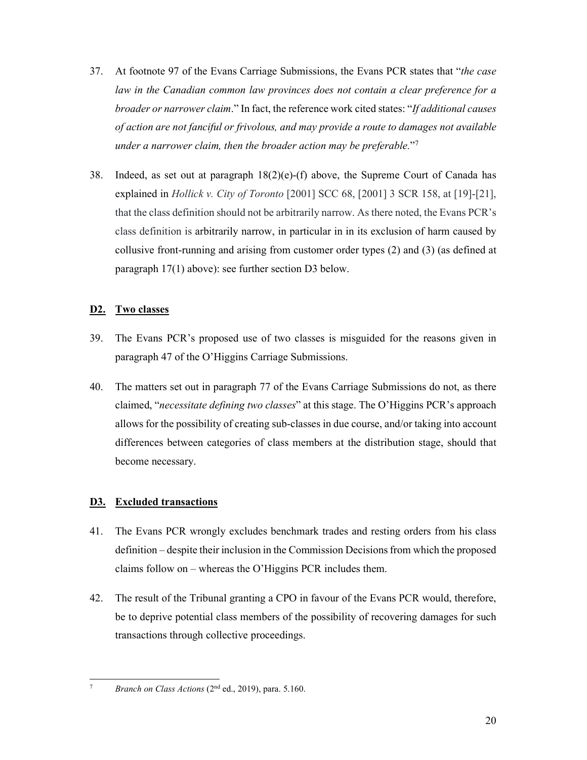37. At footnote 97 of the Evans Carriage Submissions, the Evans PCR states that "*the case law in the Canadian common law provinces does not contain a clear preference for a broader or narrower claim*." In fact, the reference work cited states: "*If additional causes of action are not fanciful or frivolous, and may provide a route to damages not available under a narrower claim, then the broader action may be preferable.*"[7]

38. Indeed, as set out at paragraph 18(2)(e)-(f) above, the Supreme Court of Canada has explained in *Hollick v. City of Toronto* [2001] SCC 68, [2001] 3 SCR 158, at [19]-[21], that the class definition should not be arbitrarily narrow. As there noted, the Evans PCR's class definition is arbitrarily narrow, in particular in in its exclusion of harm caused by collusive front-running and arising from customer order types (2) and (3) (as defined at paragraph 17(1) above): see further section D3 below.

## **D2. Two classes**

39. The Evans PCR's proposed use of two classes is misguided for the reasons given in paragraph 47 of the O'Higgins Carriage Submissions.

40. The matters set out in paragraph 77 of the Evans Carriage Submissions do not, as there claimed, "*necessitate defining two classes*" at this stage. The O'Higgins PCR's approach allows for the possibility of creating sub-classes in due course, and/or taking into account differences between categories of class members at the distribution stage, should that become necessary.

## **D3. Excluded transactions**

41. The Evans PCR wrongly excludes benchmark trades and resting orders from his class definition – despite their inclusion in the Commission Decisions from which the proposed claims follow on – whereas the O'Higgins PCR includes them.

42. The result of the Tribunal granting a CPO in favour of the Evans PCR would, therefore, be to deprive potential class members of the possibility of recovering damages for such transactions through collective proceedings.

---

[7] *Branch on Class Actions* (2nd ed., 2019), para. 5.160.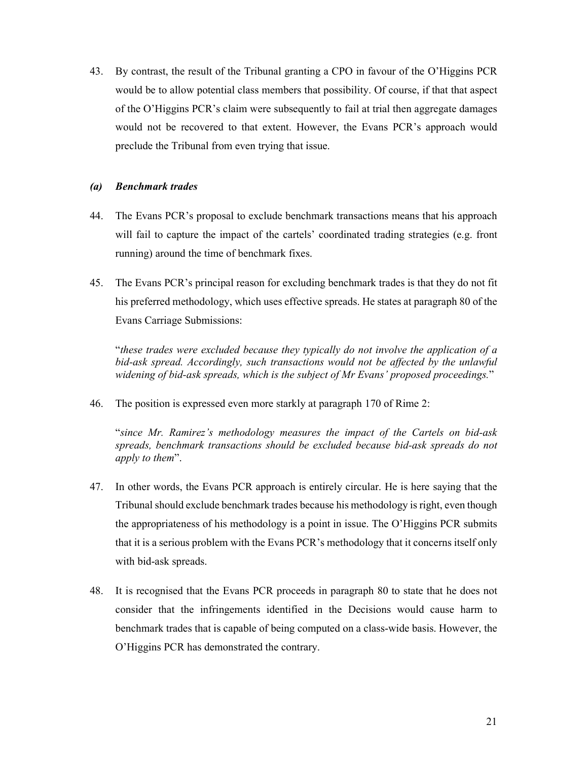43. By contrast, the result of the Tribunal granting a CPO in favour of the O'Higgins PCR would be to allow potential class members that possibility. Of course, if that that aspect of the O'Higgins PCR's claim were subsequently to fail at trial then aggregate damages would not be recovered to that extent. However, the Evans PCR's approach would preclude the Tribunal from even trying that issue.

### *(a) Benchmark trades*

44. The Evans PCR's proposal to exclude benchmark transactions means that his approach will fail to capture the impact of the cartels' coordinated trading strategies (e.g. front running) around the time of benchmark fixes.

45. The Evans PCR's principal reason for excluding benchmark trades is that they do not fit his preferred methodology, which uses effective spreads. He states at paragraph 80 of the Evans Carriage Submissions:

    "*these trades were excluded because they typically do not involve the application of a bid-ask spread. Accordingly, such transactions would not be affected by the unlawful widening of bid-ask spreads, which is the subject of Mr Evans' proposed proceedings.*"

46. The position is expressed even more starkly at paragraph 170 of Rime 2:

    "*since Mr. Ramirez's methodology measures the impact of the Cartels on bid-ask spreads, benchmark transactions should be excluded because bid-ask spreads do not apply to them*".

47. In other words, the Evans PCR approach is entirely circular. He is here saying that the Tribunal should exclude benchmark trades because his methodology is right, even though the appropriateness of his methodology is a point in issue. The O'Higgins PCR submits that it is a serious problem with the Evans PCR's methodology that it concerns itself only with bid-ask spreads.

48. It is recognised that the Evans PCR proceeds in paragraph 80 to state that he does not consider that the infringements identified in the Decisions would cause harm to benchmark trades that is capable of being computed on a class-wide basis. However, the O'Higgins PCR has demonstrated the contrary.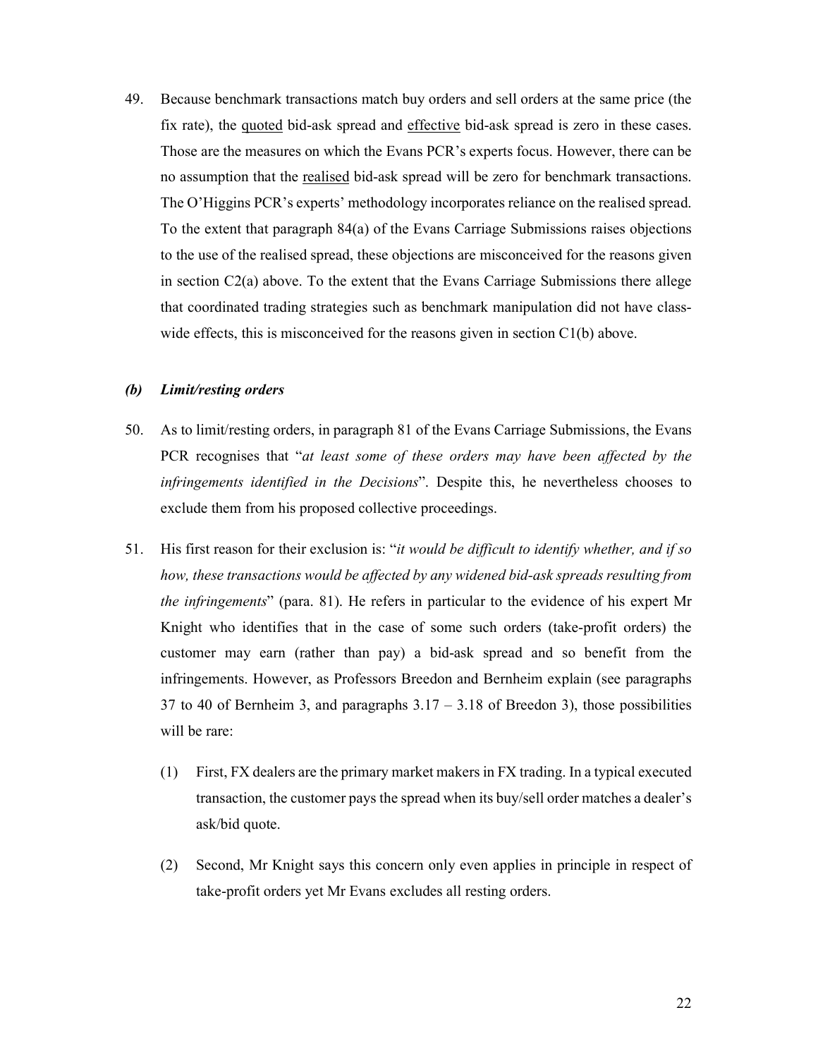49. Because benchmark transactions match buy orders and sell orders at the same price (the fix rate), the quoted bid-ask spread and effective bid-ask spread is zero in these cases. Those are the measures on which the Evans PCR's experts focus. However, there can be no assumption that the realised bid-ask spread will be zero for benchmark transactions. The O'Higgins PCR's experts' methodology incorporates reliance on the realised spread. To the extent that paragraph 84(a) of the Evans Carriage Submissions raises objections to the use of the realised spread, these objections are misconceived for the reasons given in section C2(a) above. To the extent that the Evans Carriage Submissions there allege that coordinated trading strategies such as benchmark manipulation did not have class-wide effects, this is misconceived for the reasons given in section C1(b) above.

### *(b) Limit/resting orders*

50. As to limit/resting orders, in paragraph 81 of the Evans Carriage Submissions, the Evans PCR recognises that "*at least some of these orders may have been affected by the infringements identified in the Decisions*". Despite this, he nevertheless chooses to exclude them from his proposed collective proceedings.

51. His first reason for their exclusion is: "*it would be difficult to identify whether, and if so how, these transactions would be affected by any widened bid-ask spreads resulting from the infringements*" (para. 81). He refers in particular to the evidence of his expert Mr Knight who identifies that in the case of some such orders (take-profit orders) the customer may earn (rather than pay) a bid-ask spread and so benefit from the infringements. However, as Professors Breedon and Bernheim explain (see paragraphs 37 to 40 of Bernheim 3, and paragraphs 3.17 – 3.18 of Breedon 3), those possibilities will be rare:

    (1) First, FX dealers are the primary market makers in FX trading. In a typical executed transaction, the customer pays the spread when its buy/sell order matches a dealer's ask/bid quote.

    (2) Second, Mr Knight says this concern only even applies in principle in respect of take-profit orders yet Mr Evans excludes all resting orders.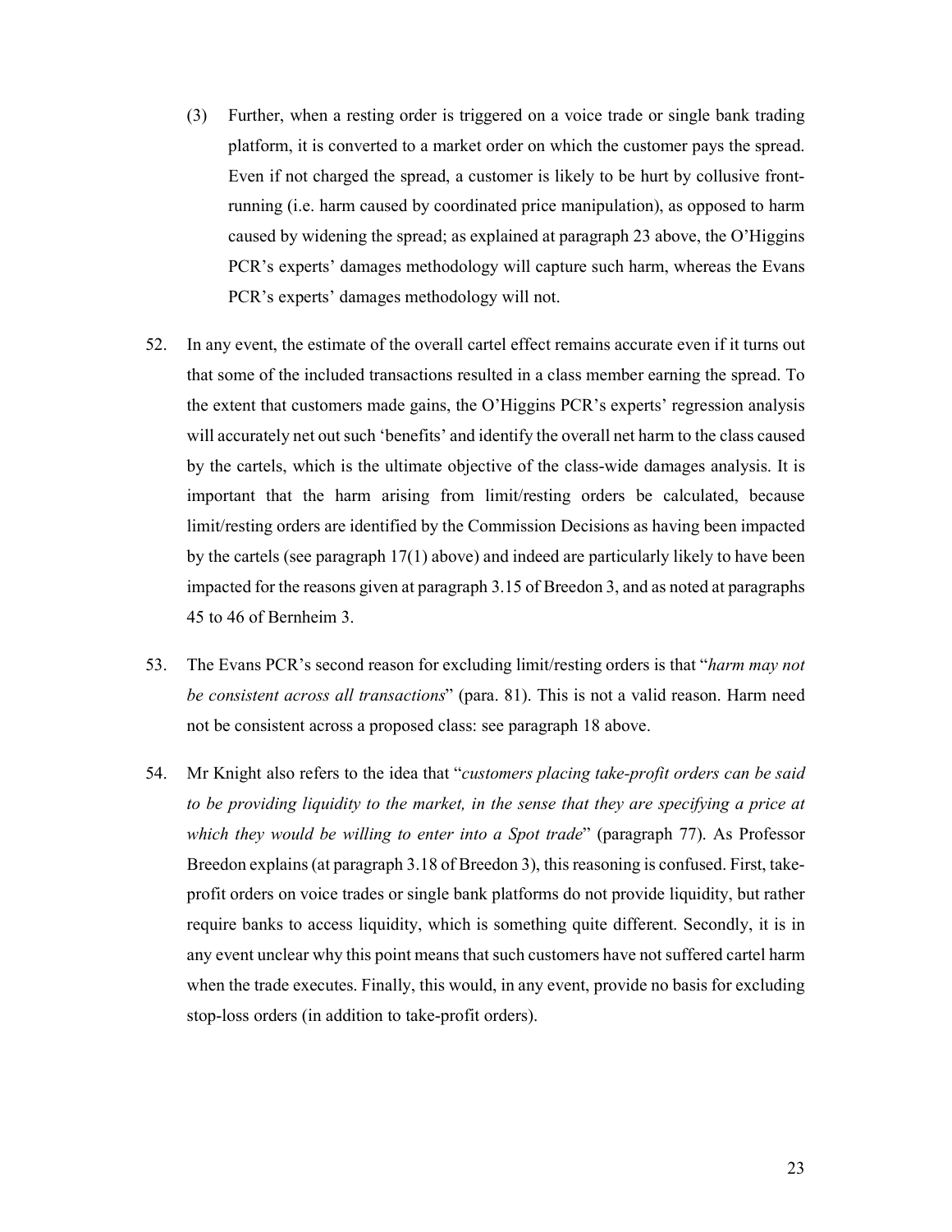(3) Further, when a resting order is triggered on a voice trade or single bank trading platform, it is converted to a market order on which the customer pays the spread. Even if not charged the spread, a customer is likely to be hurt by collusive front-running (i.e. harm caused by coordinated price manipulation), as opposed to harm caused by widening the spread; as explained at paragraph 23 above, the O'Higgins PCR's experts' damages methodology will capture such harm, whereas the Evans PCR's experts' damages methodology will not.

52. In any event, the estimate of the overall cartel effect remains accurate even if it turns out that some of the included transactions resulted in a class member earning the spread. To the extent that customers made gains, the O'Higgins PCR's experts' regression analysis will accurately net out such 'benefits' and identify the overall net harm to the class caused by the cartels, which is the ultimate objective of the class-wide damages analysis. It is important that the harm arising from limit/resting orders be calculated, because limit/resting orders are identified by the Commission Decisions as having been impacted by the cartels (see paragraph 17(1) above) and indeed are particularly likely to have been impacted for the reasons given at paragraph 3.15 of Breedon 3, and as noted at paragraphs 45 to 46 of Bernheim 3.

53. The Evans PCR's second reason for excluding limit/resting orders is that "*harm may not be consistent across all transactions*" (para. 81). This is not a valid reason. Harm need not be consistent across a proposed class: see paragraph 18 above.

54. Mr Knight also refers to the idea that "*customers placing take-profit orders can be said to be providing liquidity to the market, in the sense that they are specifying a price at which they would be willing to enter into a Spot trade*" (paragraph 77). As Professor Breedon explains (at paragraph 3.18 of Breedon 3), this reasoning is confused. First, take-profit orders on voice trades or single bank platforms do not provide liquidity, but rather require banks to access liquidity, which is something quite different. Secondly, it is in any event unclear why this point means that such customers have not suffered cartel harm when the trade executes. Finally, this would, in any event, provide no basis for excluding stop-loss orders (in addition to take-profit orders).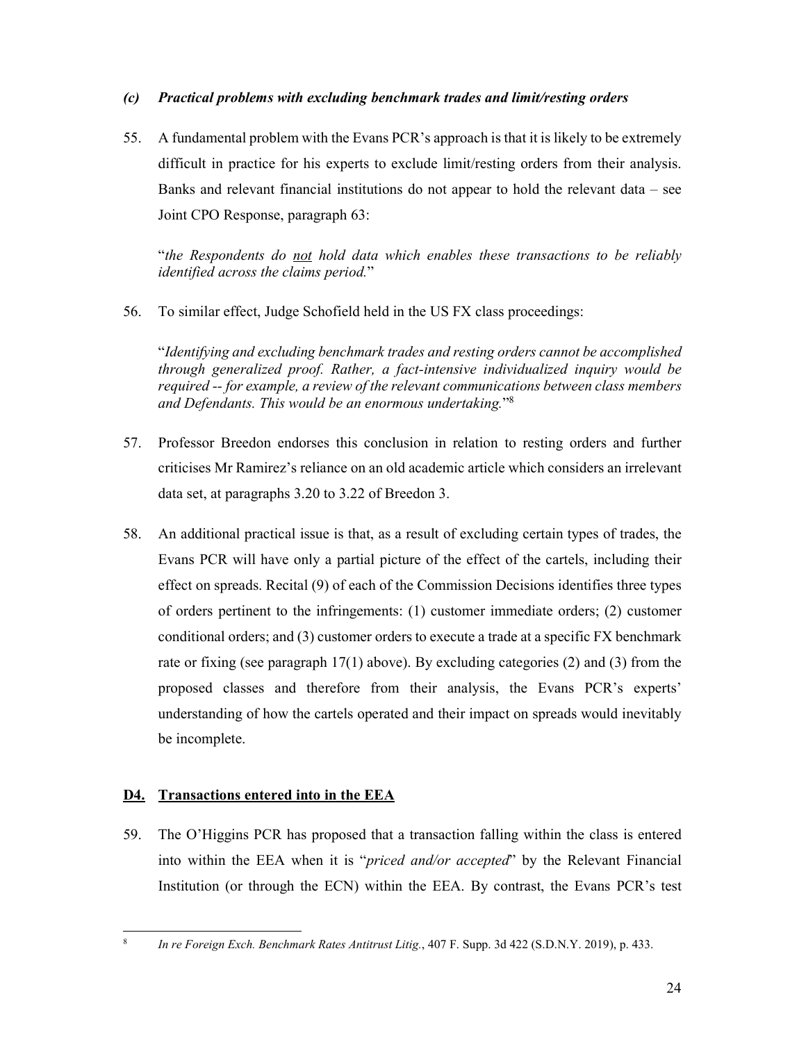### *(c) Practical problems with excluding benchmark trades and limit/resting orders*

55. A fundamental problem with the Evans PCR's approach is that it is likely to be extremely difficult in practice for his experts to exclude limit/resting orders from their analysis. Banks and relevant financial institutions do not appear to hold the relevant data – see Joint CPO Response, paragraph 63:

    "*the Respondents do not hold data which enables these transactions to be reliably identified across the claims period.*"

56. To similar effect, Judge Schofield held in the US FX class proceedings:

    "*Identifying and excluding benchmark trades and resting orders cannot be accomplished through generalized proof. Rather, a fact-intensive individualized inquiry would be required -- for example, a review of the relevant communications between class members and Defendants. This would be an enormous undertaking.*"[8]

57. Professor Breedon endorses this conclusion in relation to resting orders and further criticises Mr Ramirez's reliance on an old academic article which considers an irrelevant data set, at paragraphs 3.20 to 3.22 of Breedon 3.

58. An additional practical issue is that, as a result of excluding certain types of trades, the Evans PCR will have only a partial picture of the effect of the cartels, including their effect on spreads. Recital (9) of each of the Commission Decisions identifies three types of orders pertinent to the infringements: (1) customer immediate orders; (2) customer conditional orders; and (3) customer orders to execute a trade at a specific FX benchmark rate or fixing (see paragraph 17(1) above). By excluding categories (2) and (3) from the proposed classes and therefore from their analysis, the Evans PCR's experts' understanding of how the cartels operated and their impact on spreads would inevitably be incomplete.

## D4. Transactions entered into in the EEA

59. The O'Higgins PCR has proposed that a transaction falling within the class is entered into within the EEA when it is "*priced and/or accepted*" by the Relevant Financial Institution (or through the ECN) within the EEA. By contrast, the Evans PCR's test

---

[8] *In re Foreign Exch. Benchmark Rates Antitrust Litig.*, 407 F. Supp. 3d 422 (S.D.N.Y. 2019), p. 433.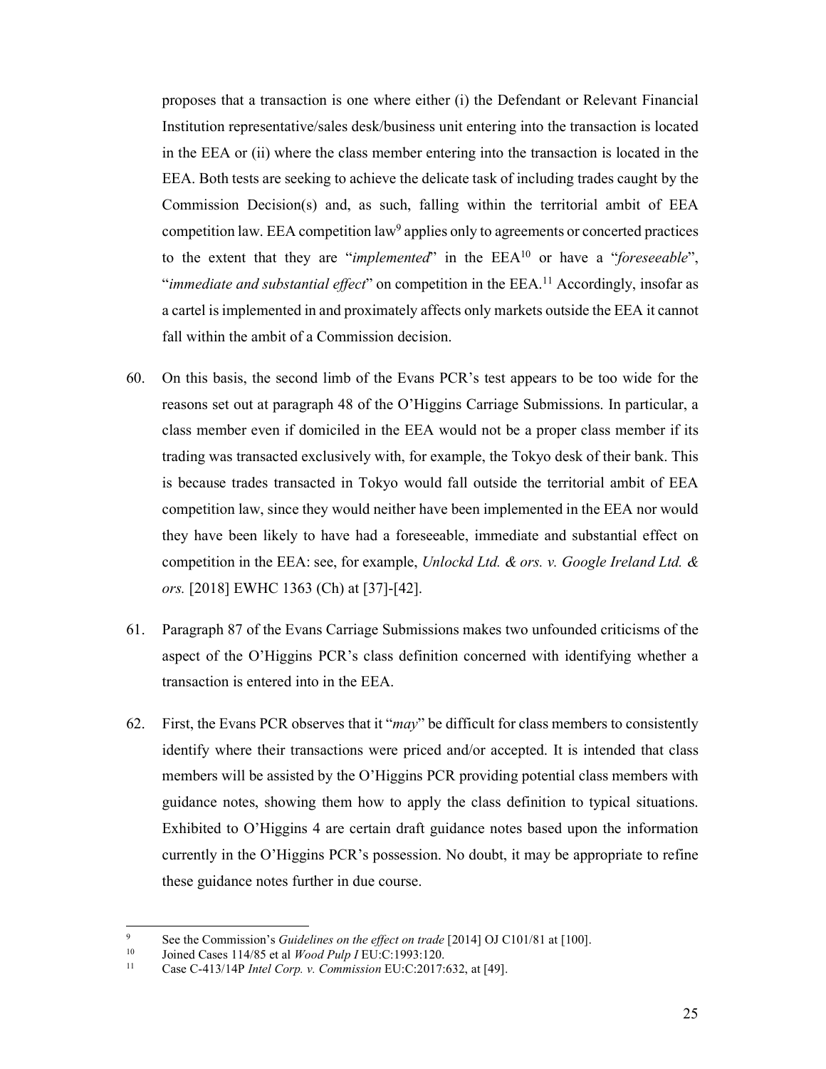proposes that a transaction is one where either (i) the Defendant or Relevant Financial Institution representative/sales desk/business unit entering into the transaction is located in the EEA or (ii) where the class member entering into the transaction is located in the EEA. Both tests are seeking to achieve the delicate task of including trades caught by the Commission Decision(s) and, as such, falling within the territorial ambit of EEA competition law. EEA competition law[9] applies only to agreements or concerted practices to the extent that they are "*implemented*" in the EEA[10] or have a "*foreseeable*", "*immediate and substantial effect*" on competition in the EEA.[11] Accordingly, insofar as a cartel is implemented in and proximately affects only markets outside the EEA it cannot fall within the ambit of a Commission decision.

60. On this basis, the second limb of the Evans PCR's test appears to be too wide for the reasons set out at paragraph 48 of the O'Higgins Carriage Submissions. In particular, a class member even if domiciled in the EEA would not be a proper class member if its trading was transacted exclusively with, for example, the Tokyo desk of their bank. This is because trades transacted in Tokyo would fall outside the territorial ambit of EEA competition law, since they would neither have been implemented in the EEA nor would they have been likely to have had a foreseeable, immediate and substantial effect on competition in the EEA: see, for example, *Unlockd Ltd. & ors. v. Google Ireland Ltd. & ors.* [2018] EWHC 1363 (Ch) at [37]-[42].

61. Paragraph 87 of the Evans Carriage Submissions makes two unfounded criticisms of the aspect of the O'Higgins PCR's class definition concerned with identifying whether a transaction is entered into in the EEA.

62. First, the Evans PCR observes that it "*may*" be difficult for class members to consistently identify where their transactions were priced and/or accepted. It is intended that class members will be assisted by the O'Higgins PCR providing potential class members with guidance notes, showing them how to apply the class definition to typical situations. Exhibited to O'Higgins 4 are certain draft guidance notes based upon the information currently in the O'Higgins PCR's possession. No doubt, it may be appropriate to refine these guidance notes further in due course.

---

[9] See the Commission's *Guidelines on the effect on trade* [2014] OJ C101/81 at [100].

[10] Joined Cases 114/85 et al *Wood Pulp I* EU:C:1993:120.

[11] Case C-413/14P *Intel Corp. v. Commission* EU:C:2017:632, at [49].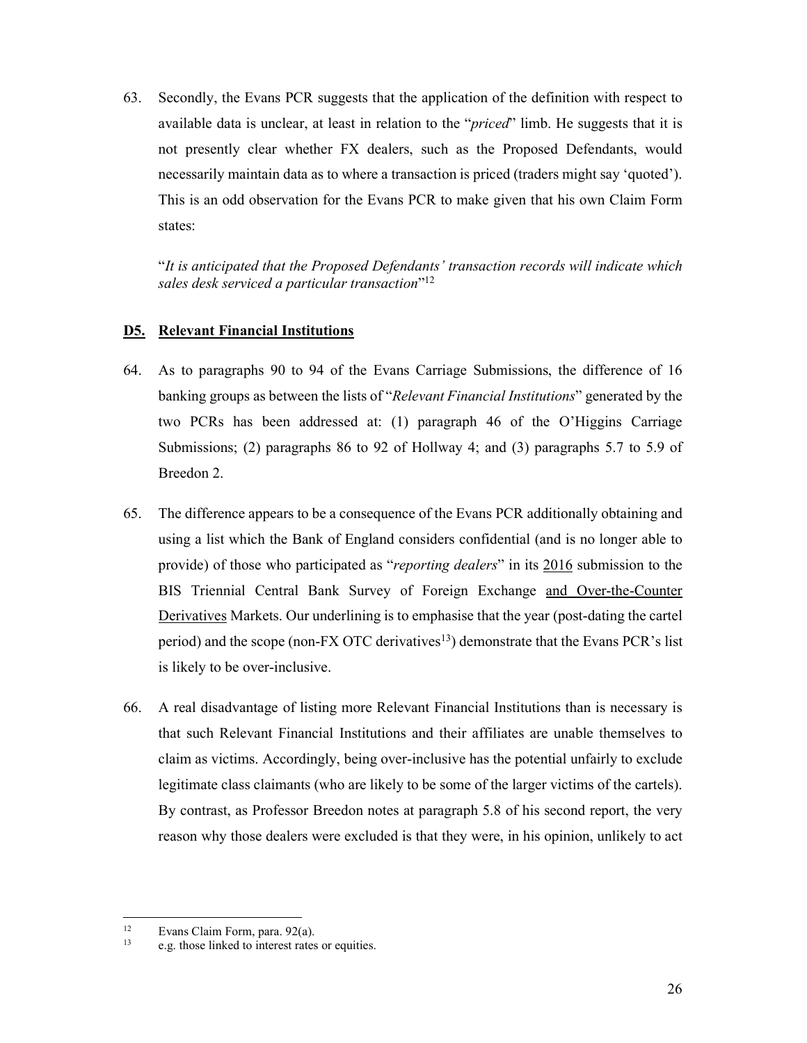63. Secondly, the Evans PCR suggests that the application of the definition with respect to available data is unclear, at least in relation to the "*priced*" limb. He suggests that it is not presently clear whether FX dealers, such as the Proposed Defendants, would necessarily maintain data as to where a transaction is priced (traders might say 'quoted'). This is an odd observation for the Evans PCR to make given that his own Claim Form states:

   "*It is anticipated that the Proposed Defendants' transaction records will indicate which sales desk serviced a particular transaction*"[12]

## D5. Relevant Financial Institutions

64. As to paragraphs 90 to 94 of the Evans Carriage Submissions, the difference of 16 banking groups as between the lists of "*Relevant Financial Institutions*" generated by the two PCRs has been addressed at: (1) paragraph 46 of the O'Higgins Carriage Submissions; (2) paragraphs 86 to 92 of Hollway 4; and (3) paragraphs 5.7 to 5.9 of Breedon 2.

65. The difference appears to be a consequence of the Evans PCR additionally obtaining and using a list which the Bank of England considers confidential (and is no longer able to provide) of those who participated as "*reporting dealers*" in its <u>2016</u> submission to the BIS Triennial Central Bank Survey of Foreign Exchange <u>and Over-the-Counter Derivatives</u> Markets. Our underlining is to emphasise that the year (post-dating the cartel period) and the scope (non-FX OTC derivatives[13]) demonstrate that the Evans PCR's list is likely to be over-inclusive.

66. A real disadvantage of listing more Relevant Financial Institutions than is necessary is that such Relevant Financial Institutions and their affiliates are unable themselves to claim as victims. Accordingly, being over-inclusive has the potential unfairly to exclude legitimate class claimants (who are likely to be some of the larger victims of the cartels). By contrast, as Professor Breedon notes at paragraph 5.8 of his second report, the very reason why those dealers were excluded is that they were, in his opinion, unlikely to act

---

[12] Evans Claim Form, para. 92(a).

[13] e.g. those linked to interest rates or equities.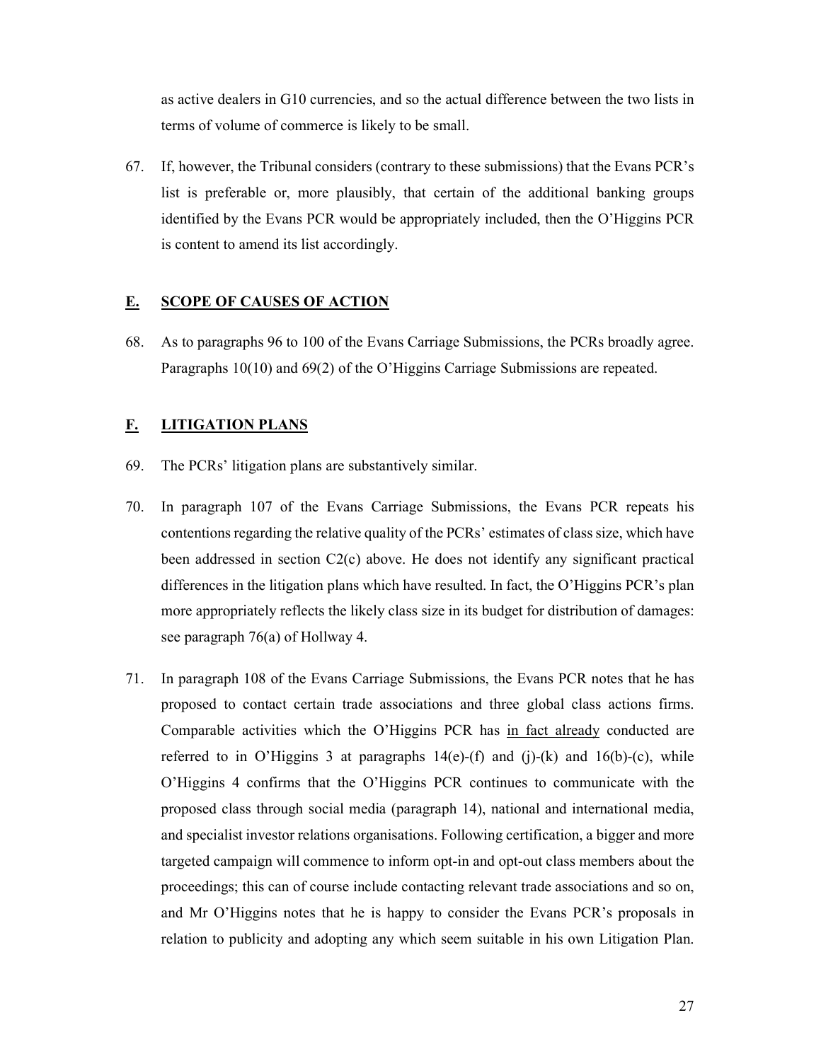as active dealers in G10 currencies, and so the actual difference between the two lists in terms of volume of commerce is likely to be small.

67. If, however, the Tribunal considers (contrary to these submissions) that the Evans PCR's list is preferable or, more plausibly, that certain of the additional banking groups identified by the Evans PCR would be appropriately included, then the O'Higgins PCR is content to amend its list accordingly.

## E. SCOPE OF CAUSES OF ACTION

68. As to paragraphs 96 to 100 of the Evans Carriage Submissions, the PCRs broadly agree. Paragraphs 10(10) and 69(2) of the O'Higgins Carriage Submissions are repeated.

## F. LITIGATION PLANS

69. The PCRs' litigation plans are substantively similar.

70. In paragraph 107 of the Evans Carriage Submissions, the Evans PCR repeats his contentions regarding the relative quality of the PCRs' estimates of class size, which have been addressed in section C2(c) above. He does not identify any significant practical differences in the litigation plans which have resulted. In fact, the O'Higgins PCR's plan more appropriately reflects the likely class size in its budget for distribution of damages: see paragraph 76(a) of Hollway 4.

71. In paragraph 108 of the Evans Carriage Submissions, the Evans PCR notes that he has proposed to contact certain trade associations and three global class actions firms. Comparable activities which the O'Higgins PCR has <u>in fact already</u> conducted are referred to in O'Higgins 3 at paragraphs 14(e)-(f) and (j)-(k) and 16(b)-(c), while O'Higgins 4 confirms that the O'Higgins PCR continues to communicate with the proposed class through social media (paragraph 14), national and international media, and specialist investor relations organisations. Following certification, a bigger and more targeted campaign will commence to inform opt-in and opt-out class members about the proceedings; this can of course include contacting relevant trade associations and so on, and Mr O'Higgins notes that he is happy to consider the Evans PCR's proposals in relation to publicity and adopting any which seem suitable in his own Litigation Plan.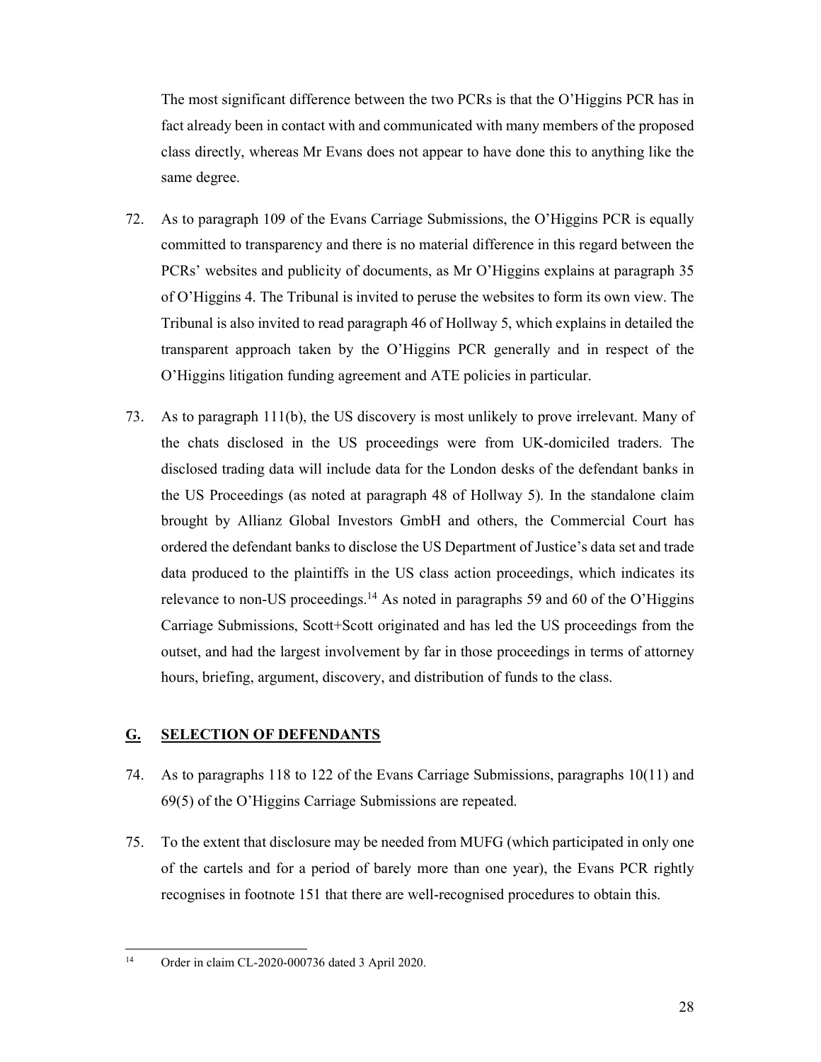The most significant difference between the two PCRs is that the O'Higgins PCR has in fact already been in contact with and communicated with many members of the proposed class directly, whereas Mr Evans does not appear to have done this to anything like the same degree.

72. As to paragraph 109 of the Evans Carriage Submissions, the O'Higgins PCR is equally committed to transparency and there is no material difference in this regard between the PCRs' websites and publicity of documents, as Mr O'Higgins explains at paragraph 35 of O'Higgins 4. The Tribunal is invited to peruse the websites to form its own view. The Tribunal is also invited to read paragraph 46 of Hollway 5, which explains in detailed the transparent approach taken by the O'Higgins PCR generally and in respect of the O'Higgins litigation funding agreement and ATE policies in particular.

73. As to paragraph 111(b), the US discovery is most unlikely to prove irrelevant. Many of the chats disclosed in the US proceedings were from UK-domiciled traders. The disclosed trading data will include data for the London desks of the defendant banks in the US Proceedings (as noted at paragraph 48 of Hollway 5). In the standalone claim brought by Allianz Global Investors GmbH and others, the Commercial Court has ordered the defendant banks to disclose the US Department of Justice's data set and trade data produced to the plaintiffs in the US class action proceedings, which indicates its relevance to non-US proceedings.[14] As noted in paragraphs 59 and 60 of the O'Higgins Carriage Submissions, Scott+Scott originated and has led the US proceedings from the outset, and had the largest involvement by far in those proceedings in terms of attorney hours, briefing, argument, discovery, and distribution of funds to the class.

## G. SELECTION OF DEFENDANTS

74. As to paragraphs 118 to 122 of the Evans Carriage Submissions, paragraphs 10(11) and 69(5) of the O'Higgins Carriage Submissions are repeated.

75. To the extent that disclosure may be needed from MUFG (which participated in only one of the cartels and for a period of barely more than one year), the Evans PCR rightly recognises in footnote 151 that there are well-recognised procedures to obtain this.

---

[14] Order in claim CL-2020-000736 dated 3 April 2020.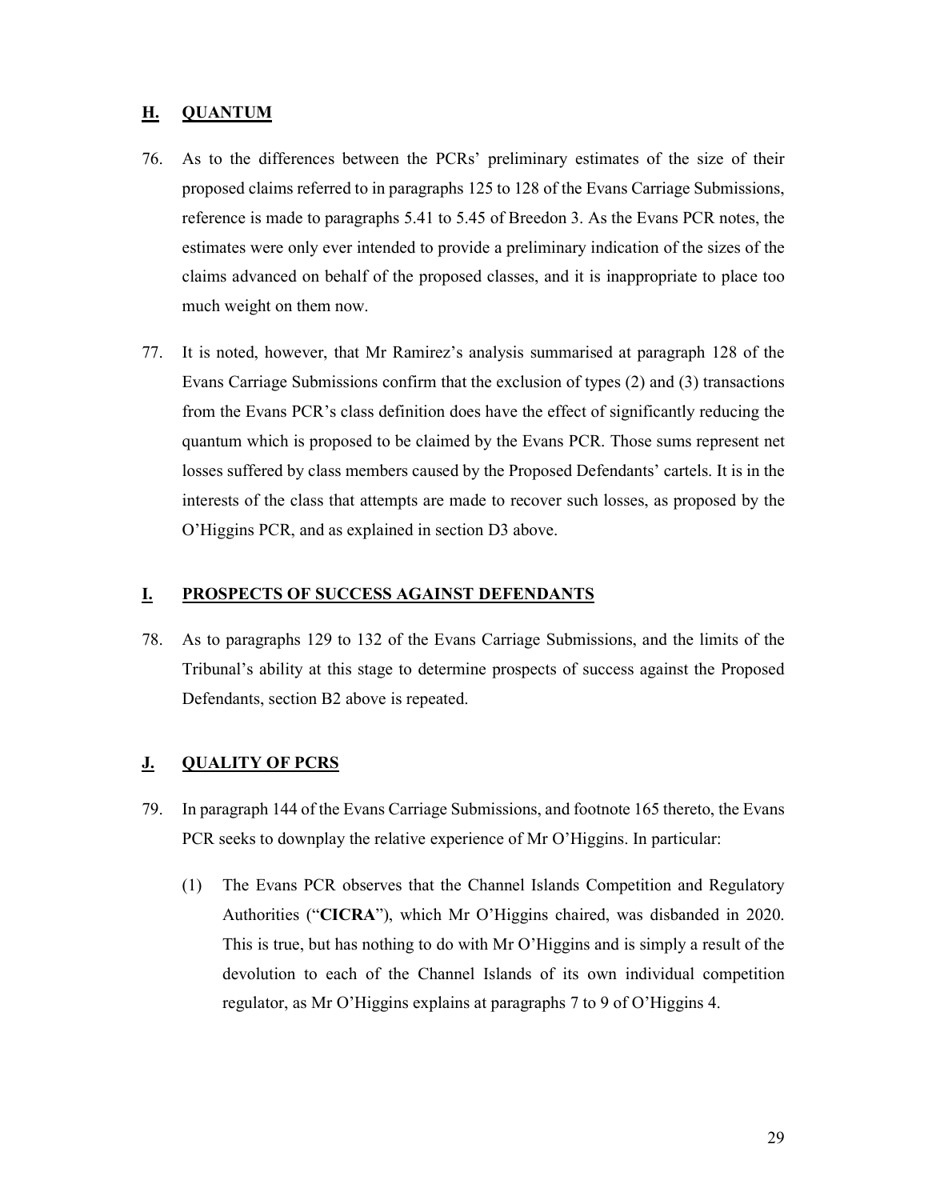## H. QUANTUM

76. As to the differences between the PCRs' preliminary estimates of the size of their proposed claims referred to in paragraphs 125 to 128 of the Evans Carriage Submissions, reference is made to paragraphs 5.41 to 5.45 of Breedon 3. As the Evans PCR notes, the estimates were only ever intended to provide a preliminary indication of the sizes of the claims advanced on behalf of the proposed classes, and it is inappropriate to place too much weight on them now.

77. It is noted, however, that Mr Ramirez's analysis summarised at paragraph 128 of the Evans Carriage Submissions confirm that the exclusion of types (2) and (3) transactions from the Evans PCR's class definition does have the effect of significantly reducing the quantum which is proposed to be claimed by the Evans PCR. Those sums represent net losses suffered by class members caused by the Proposed Defendants' cartels. It is in the interests of the class that attempts are made to recover such losses, as proposed by the O'Higgins PCR, and as explained in section D3 above.

## I. PROSPECTS OF SUCCESS AGAINST DEFENDANTS

78. As to paragraphs 129 to 132 of the Evans Carriage Submissions, and the limits of the Tribunal's ability at this stage to determine prospects of success against the Proposed Defendants, section B2 above is repeated.

## J. QUALITY OF PCRS

79. In paragraph 144 of the Evans Carriage Submissions, and footnote 165 thereto, the Evans PCR seeks to downplay the relative experience of Mr O'Higgins. In particular:

    (1) The Evans PCR observes that the Channel Islands Competition and Regulatory Authorities ("**CICRA**"), which Mr O'Higgins chaired, was disbanded in 2020. This is true, but has nothing to do with Mr O'Higgins and is simply a result of the devolution to each of the Channel Islands of its own individual competition regulator, as Mr O'Higgins explains at paragraphs 7 to 9 of O'Higgins 4.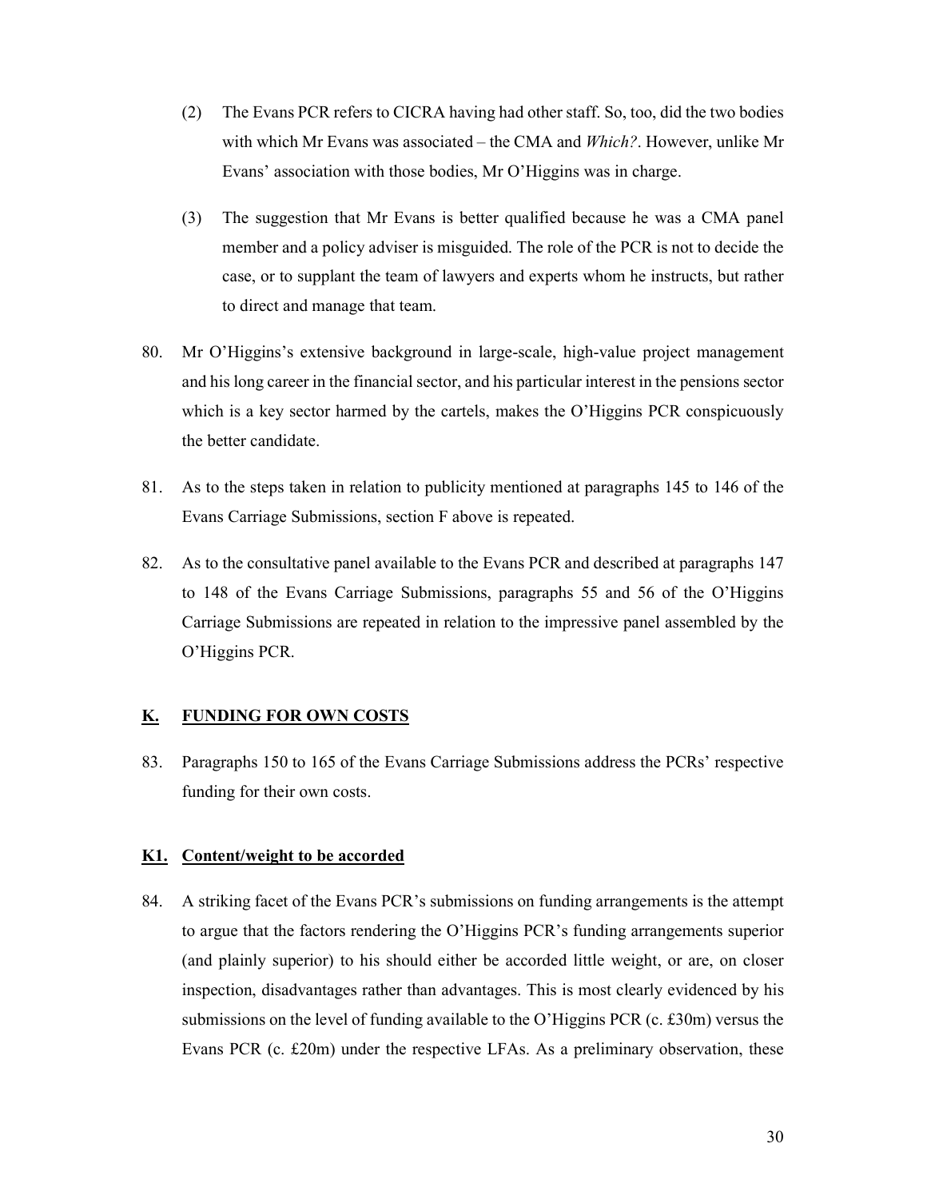(2) The Evans PCR refers to CICRA having had other staff. So, too, did the two bodies with which Mr Evans was associated – the CMA and *Which?*. However, unlike Mr Evans' association with those bodies, Mr O'Higgins was in charge.

(3) The suggestion that Mr Evans is better qualified because he was a CMA panel member and a policy adviser is misguided. The role of the PCR is not to decide the case, or to supplant the team of lawyers and experts whom he instructs, but rather to direct and manage that team.

80. Mr O'Higgins's extensive background in large-scale, high-value project management and his long career in the financial sector, and his particular interest in the pensions sector which is a key sector harmed by the cartels, makes the O'Higgins PCR conspicuously the better candidate.

81. As to the steps taken in relation to publicity mentioned at paragraphs 145 to 146 of the Evans Carriage Submissions, section F above is repeated.

82. As to the consultative panel available to the Evans PCR and described at paragraphs 147 to 148 of the Evans Carriage Submissions, paragraphs 55 and 56 of the O'Higgins Carriage Submissions are repeated in relation to the impressive panel assembled by the O'Higgins PCR.

## K. FUNDING FOR OWN COSTS

83. Paragraphs 150 to 165 of the Evans Carriage Submissions address the PCRs' respective funding for their own costs.

### K1. Content/weight to be accorded

84. A striking facet of the Evans PCR's submissions on funding arrangements is the attempt to argue that the factors rendering the O'Higgins PCR's funding arrangements superior (and plainly superior) to his should either be accorded little weight, or are, on closer inspection, disadvantages rather than advantages. This is most clearly evidenced by his submissions on the level of funding available to the O'Higgins PCR (c. £30m) versus the Evans PCR (c. £20m) under the respective LFAs. As a preliminary observation, these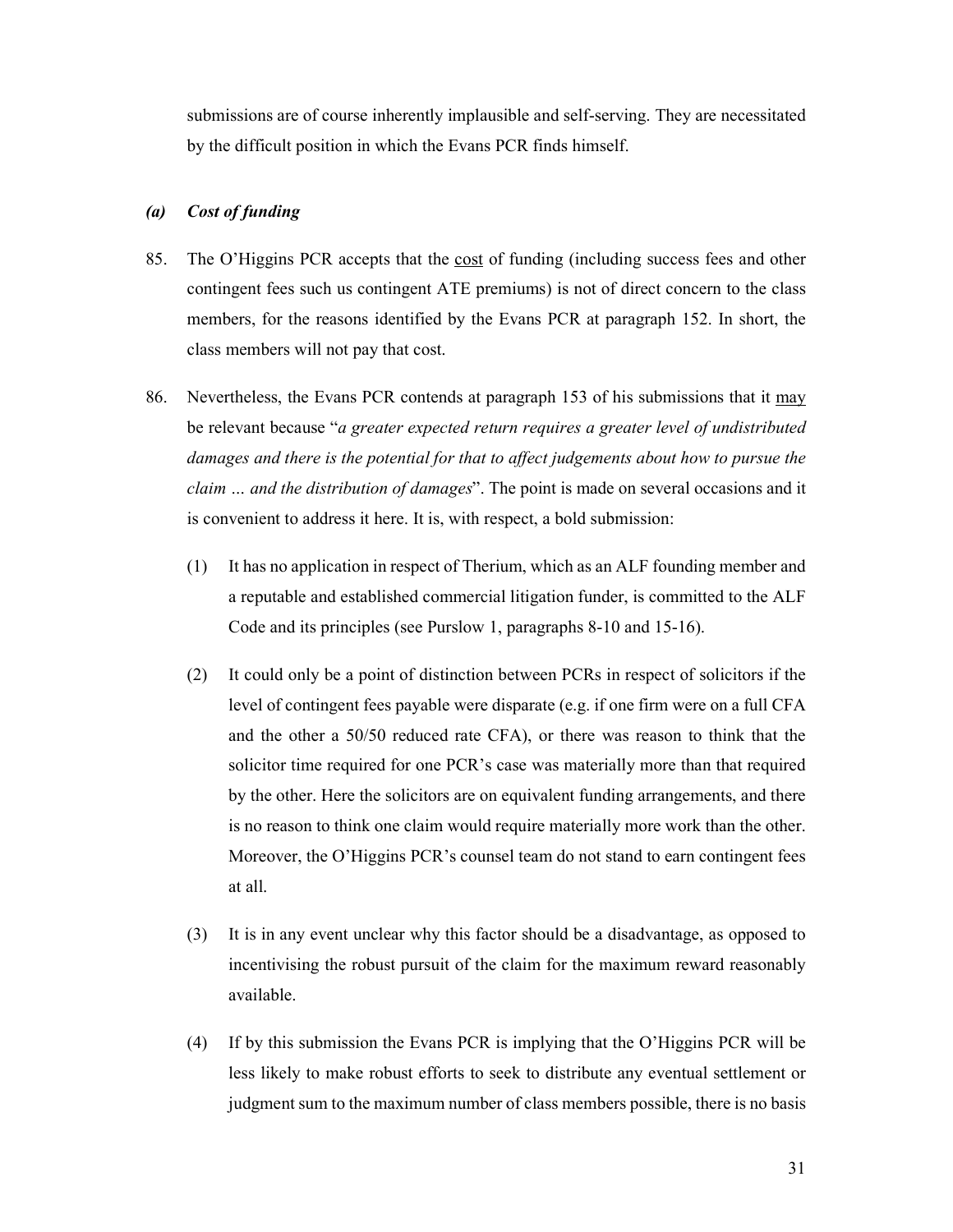submissions are of course inherently implausible and self-serving. They are necessitated by the difficult position in which the Evans PCR finds himself.

### *(a) Cost of funding*

85. The O'Higgins PCR accepts that the <u>cost</u> of funding (including success fees and other contingent fees such us contingent ATE premiums) is not of direct concern to the class members, for the reasons identified by the Evans PCR at paragraph 152. In short, the class members will not pay that cost.

86. Nevertheless, the Evans PCR contends at paragraph 153 of his submissions that it <u>may</u> be relevant because "*a greater expected return requires a greater level of undistributed damages and there is the potential for that to affect judgements about how to pursue the claim … and the distribution of damages*". The point is made on several occasions and it is convenient to address it here. It is, with respect, a bold submission:

    (1) It has no application in respect of Therium, which as an ALF founding member and a reputable and established commercial litigation funder, is committed to the ALF Code and its principles (see Purslow 1, paragraphs 8-10 and 15-16).

    (2) It could only be a point of distinction between PCRs in respect of solicitors if the level of contingent fees payable were disparate (e.g. if one firm were on a full CFA and the other a 50/50 reduced rate CFA), or there was reason to think that the solicitor time required for one PCR's case was materially more than that required by the other. Here the solicitors are on equivalent funding arrangements, and there is no reason to think one claim would require materially more work than the other. Moreover, the O'Higgins PCR's counsel team do not stand to earn contingent fees at all.

    (3) It is in any event unclear why this factor should be a disadvantage, as opposed to incentivising the robust pursuit of the claim for the maximum reward reasonably available.

    (4) If by this submission the Evans PCR is implying that the O'Higgins PCR will be less likely to make robust efforts to seek to distribute any eventual settlement or judgment sum to the maximum number of class members possible, there is no basis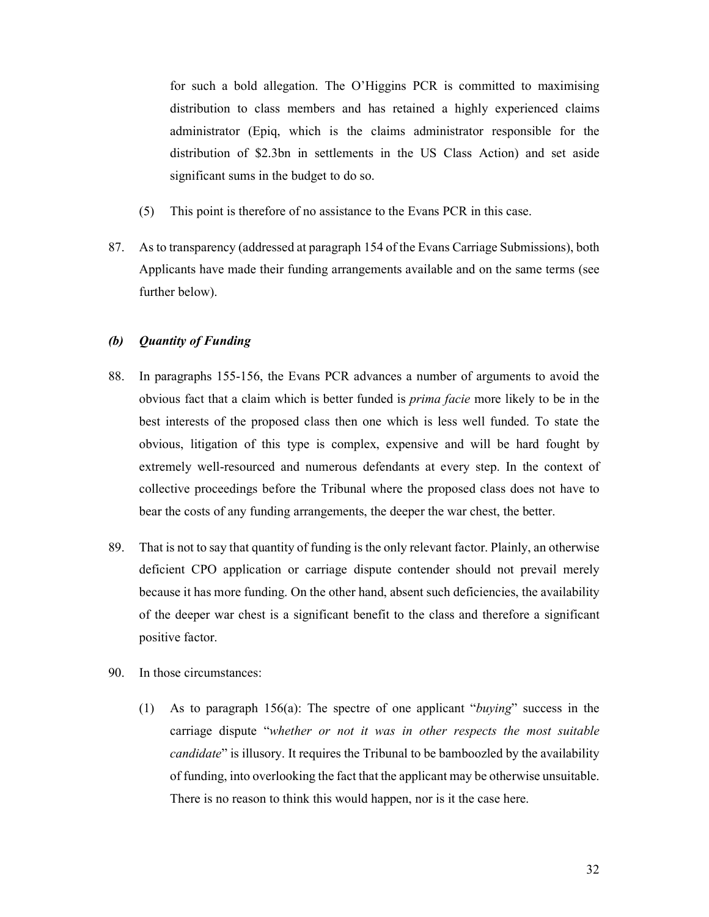for such a bold allegation. The O'Higgins PCR is committed to maximising distribution to class members and has retained a highly experienced claims administrator (Epiq, which is the claims administrator responsible for the distribution of $2.3bn in settlements in the US Class Action) and set aside significant sums in the budget to do so.

(5) This point is therefore of no assistance to the Evans PCR in this case.

87. As to transparency (addressed at paragraph 154 of the Evans Carriage Submissions), both Applicants have made their funding arrangements available and on the same terms (see further below).

### *(b) Quantity of Funding*

88. In paragraphs 155-156, the Evans PCR advances a number of arguments to avoid the obvious fact that a claim which is better funded is *prima facie* more likely to be in the best interests of the proposed class then one which is less well funded. To state the obvious, litigation of this type is complex, expensive and will be hard fought by extremely well-resourced and numerous defendants at every step. In the context of collective proceedings before the Tribunal where the proposed class does not have to bear the costs of any funding arrangements, the deeper the war chest, the better.

89. That is not to say that quantity of funding is the only relevant factor. Plainly, an otherwise deficient CPO application or carriage dispute contender should not prevail merely because it has more funding. On the other hand, absent such deficiencies, the availability of the deeper war chest is a significant benefit to the class and therefore a significant positive factor.

90. In those circumstances:

(1) As to paragraph 156(a): The spectre of one applicant "*buying*" success in the carriage dispute "*whether or not it was in other respects the most suitable candidate*" is illusory. It requires the Tribunal to be bamboozled by the availability of funding, into overlooking the fact that the applicant may be otherwise unsuitable. There is no reason to think this would happen, nor is it the case here.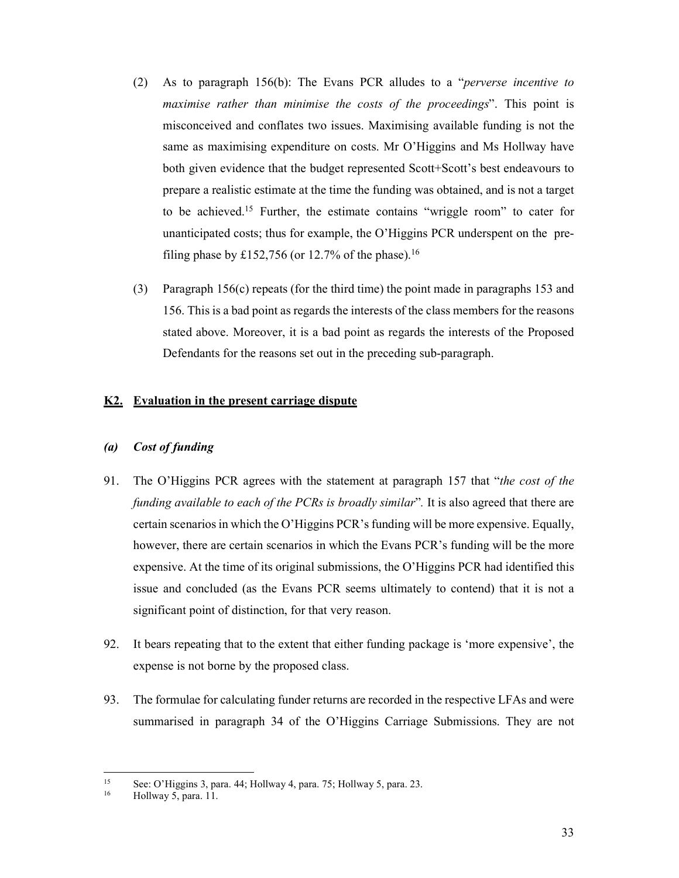(2) As to paragraph 156(b): The Evans PCR alludes to a "*perverse incentive to maximise rather than minimise the costs of the proceedings*". This point is misconceived and conflates two issues. Maximising available funding is not the same as maximising expenditure on costs. Mr O'Higgins and Ms Hollway have both given evidence that the budget represented Scott+Scott's best endeavours to prepare a realistic estimate at the time the funding was obtained, and is not a target to be achieved.[15] Further, the estimate contains "wriggle room" to cater for unanticipated costs; thus for example, the O'Higgins PCR underspent on the pre-filing phase by £152,756 (or 12.7% of the phase).[16]

(3) Paragraph 156(c) repeats (for the third time) the point made in paragraphs 153 and 156. This is a bad point as regards the interests of the class members for the reasons stated above. Moreover, it is a bad point as regards the interests of the Proposed Defendants for the reasons set out in the preceding sub-paragraph.

## K2. Evaluation in the present carriage dispute

### *(a) Cost of funding*

91. The O'Higgins PCR agrees with the statement at paragraph 157 that "*the cost of the funding available to each of the PCRs is broadly similar*". It is also agreed that there are certain scenarios in which the O'Higgins PCR's funding will be more expensive. Equally, however, there are certain scenarios in which the Evans PCR's funding will be the more expensive. At the time of its original submissions, the O'Higgins PCR had identified this issue and concluded (as the Evans PCR seems ultimately to contend) that it is not a significant point of distinction, for that very reason.

92. It bears repeating that to the extent that either funding package is 'more expensive', the expense is not borne by the proposed class.

93. The formulae for calculating funder returns are recorded in the respective LFAs and were summarised in paragraph 34 of the O'Higgins Carriage Submissions. They are not

---

[15] See: O'Higgins 3, para. 44; Hollway 4, para. 75; Hollway 5, para. 23.

[16] Hollway 5, para. 11.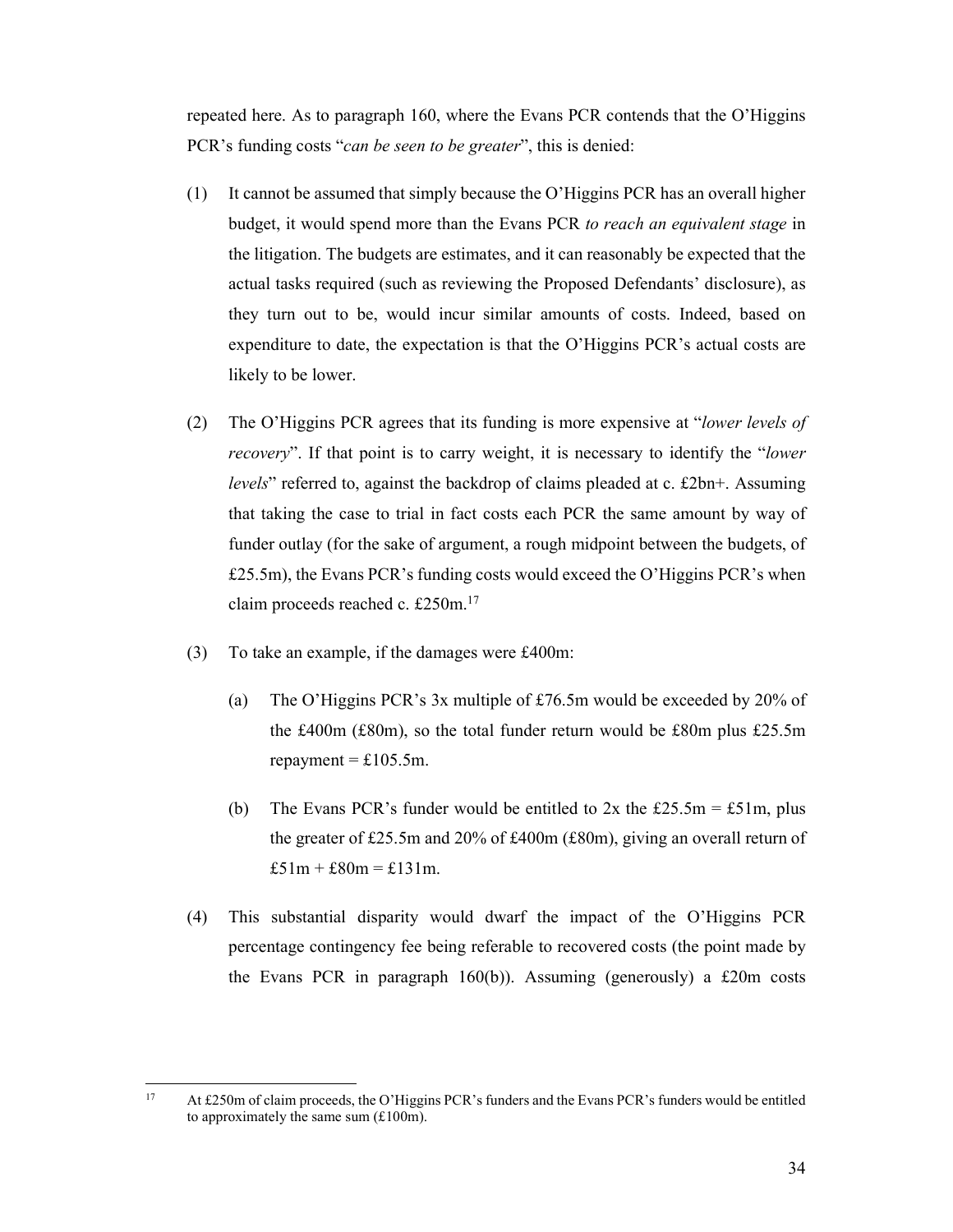repeated here. As to paragraph 160, where the Evans PCR contends that the O'Higgins PCR's funding costs "*can be seen to be greater*", this is denied:

(1) It cannot be assumed that simply because the O'Higgins PCR has an overall higher budget, it would spend more than the Evans PCR *to reach an equivalent stage* in the litigation. The budgets are estimates, and it can reasonably be expected that the actual tasks required (such as reviewing the Proposed Defendants' disclosure), as they turn out to be, would incur similar amounts of costs. Indeed, based on expenditure to date, the expectation is that the O'Higgins PCR's actual costs are likely to be lower.

(2) The O'Higgins PCR agrees that its funding is more expensive at "*lower levels of recovery*". If that point is to carry weight, it is necessary to identify the "*lower levels*" referred to, against the backdrop of claims pleaded at c. £2bn+. Assuming that taking the case to trial in fact costs each PCR the same amount by way of funder outlay (for the sake of argument, a rough midpoint between the budgets, of £25.5m), the Evans PCR's funding costs would exceed the O'Higgins PCR's when claim proceeds reached c. £250m.[17]

(3) To take an example, if the damages were £400m:

   (a) The O'Higgins PCR's 3x multiple of £76.5m would be exceeded by 20% of the £400m (£80m), so the total funder return would be £80m plus £25.5m repayment = £105.5m.

   (b) The Evans PCR's funder would be entitled to 2x the £25.5m = £51m, plus the greater of £25.5m and 20% of £400m (£80m), giving an overall return of £51m + £80m = £131m.

(4) This substantial disparity would dwarf the impact of the O'Higgins PCR percentage contingency fee being referable to recovered costs (the point made by the Evans PCR in paragraph 160(b)). Assuming (generously) a £20m costs

---

[17] At £250m of claim proceeds, the O'Higgins PCR's funders and the Evans PCR's funders would be entitled to approximately the same sum (£100m).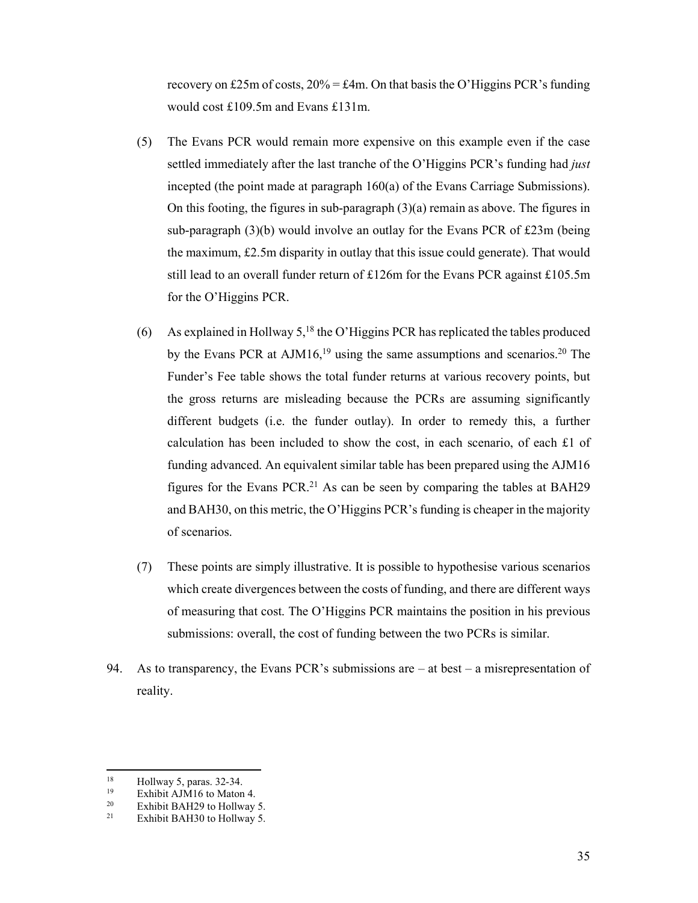recovery on £25m of costs, 20% = £4m. On that basis the O'Higgins PCR's funding would cost £109.5m and Evans £131m.

(5) The Evans PCR would remain more expensive on this example even if the case settled immediately after the last tranche of the O'Higgins PCR's funding had *just* incepted (the point made at paragraph 160(a) of the Evans Carriage Submissions). On this footing, the figures in sub-paragraph (3)(a) remain as above. The figures in sub-paragraph (3)(b) would involve an outlay for the Evans PCR of £23m (being the maximum, £2.5m disparity in outlay that this issue could generate). That would still lead to an overall funder return of £126m for the Evans PCR against £105.5m for the O'Higgins PCR.

(6) As explained in Hollway 5,[18] the O'Higgins PCR has replicated the tables produced by the Evans PCR at AJM16,[19] using the same assumptions and scenarios.[20] The Funder's Fee table shows the total funder returns at various recovery points, but the gross returns are misleading because the PCRs are assuming significantly different budgets (i.e. the funder outlay). In order to remedy this, a further calculation has been included to show the cost, in each scenario, of each £1 of funding advanced. An equivalent similar table has been prepared using the AJM16 figures for the Evans PCR.[21] As can be seen by comparing the tables at BAH29 and BAH30, on this metric, the O'Higgins PCR's funding is cheaper in the majority of scenarios.

(7) These points are simply illustrative. It is possible to hypothesise various scenarios which create divergences between the costs of funding, and there are different ways of measuring that cost. The O'Higgins PCR maintains the position in his previous submissions: overall, the cost of funding between the two PCRs is similar.

94. As to transparency, the Evans PCR's submissions are – at best – a misrepresentation of reality.

---

[18] Hollway 5, paras. 32-34.

[19] Exhibit AJM16 to Maton 4.

[20] Exhibit BAH29 to Hollway 5.

[21] Exhibit BAH30 to Hollway 5.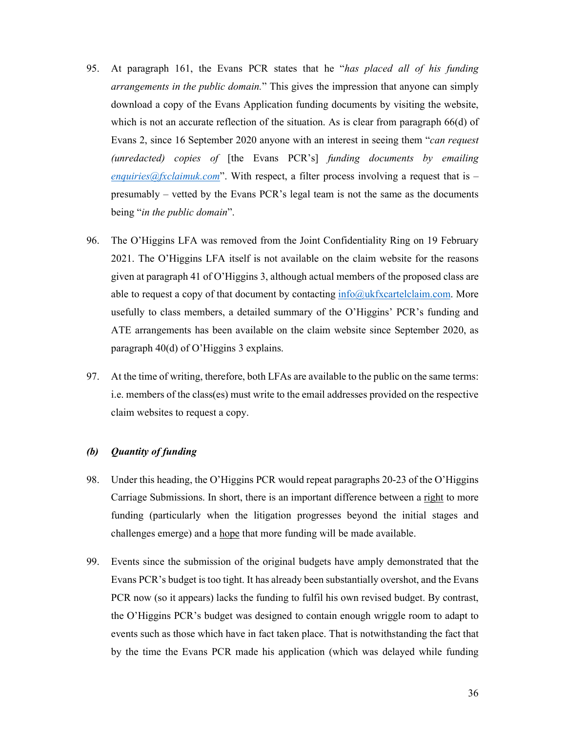95. At paragraph 161, the Evans PCR states that he "*has placed all of his funding arrangements in the public domain.*" This gives the impression that anyone can simply download a copy of the Evans Application funding documents by visiting the website, which is not an accurate reflection of the situation. As is clear from paragraph 66(d) of Evans 2, since 16 September 2020 anyone with an interest in seeing them "*can request (unredacted) copies of* [the Evans PCR's] *funding documents by emailing enquiries@fxclaimuk.com*". With respect, a filter process involving a request that is – presumably – vetted by the Evans PCR's legal team is not the same as the documents being "*in the public domain*".

96. The O'Higgins LFA was removed from the Joint Confidentiality Ring on 19 February 2021. The O'Higgins LFA itself is not available on the claim website for the reasons given at paragraph 41 of O'Higgins 3, although actual members of the proposed class are able to request a copy of that document by contacting info@ukfxcartelclaim.com. More usefully to class members, a detailed summary of the O'Higgins' PCR's funding and ATE arrangements has been available on the claim website since September 2020, as paragraph 40(d) of O'Higgins 3 explains.

97. At the time of writing, therefore, both LFAs are available to the public on the same terms: i.e. members of the class(es) must write to the email addresses provided on the respective claim websites to request a copy.

### *(b) Quantity of funding*

98. Under this heading, the O'Higgins PCR would repeat paragraphs 20-23 of the O'Higgins Carriage Submissions. In short, there is an important difference between a <u>right</u> to more funding (particularly when the litigation progresses beyond the initial stages and challenges emerge) and a <u>hope</u> that more funding will be made available.

99. Events since the submission of the original budgets have amply demonstrated that the Evans PCR's budget is too tight. It has already been substantially overshot, and the Evans PCR now (so it appears) lacks the funding to fulfil his own revised budget. By contrast, the O'Higgins PCR's budget was designed to contain enough wriggle room to adapt to events such as those which have in fact taken place. That is notwithstanding the fact that by the time the Evans PCR made his application (which was delayed while funding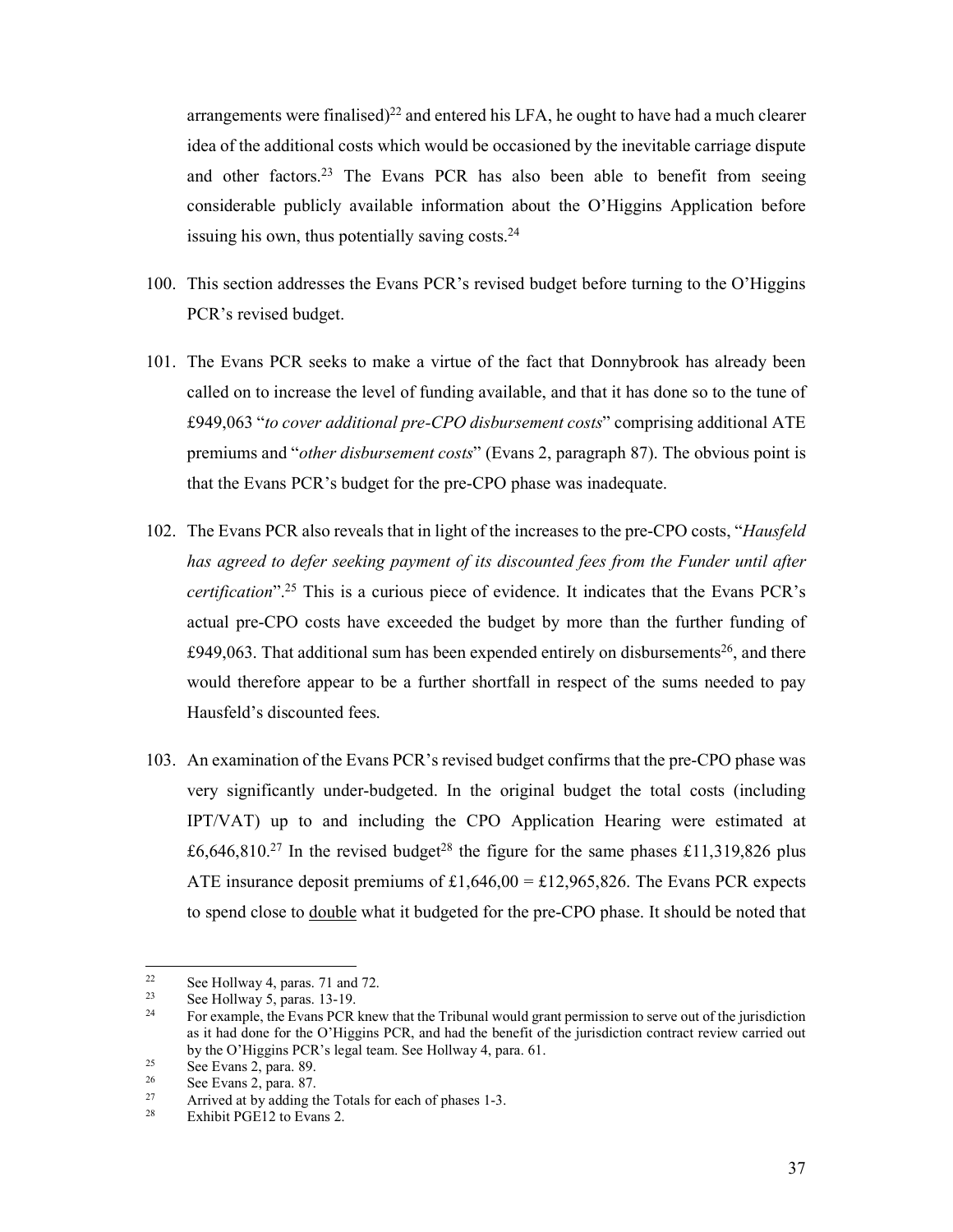arrangements were finalised)[22] and entered his LFA, he ought to have had a much clearer idea of the additional costs which would be occasioned by the inevitable carriage dispute and other factors.[23] The Evans PCR has also been able to benefit from seeing considerable publicly available information about the O'Higgins Application before issuing his own, thus potentially saving costs.[24]

100. This section addresses the Evans PCR's revised budget before turning to the O'Higgins PCR's revised budget.

101. The Evans PCR seeks to make a virtue of the fact that Donnybrook has already been called on to increase the level of funding available, and that it has done so to the tune of £949,063 "*to cover additional pre-CPO disbursement costs*" comprising additional ATE premiums and "*other disbursement costs*" (Evans 2, paragraph 87). The obvious point is that the Evans PCR's budget for the pre-CPO phase was inadequate.

102. The Evans PCR also reveals that in light of the increases to the pre-CPO costs, "*Hausfeld has agreed to defer seeking payment of its discounted fees from the Funder until after certification*".[25] This is a curious piece of evidence. It indicates that the Evans PCR's actual pre-CPO costs have exceeded the budget by more than the further funding of £949,063. That additional sum has been expended entirely on disbursements[26], and there would therefore appear to be a further shortfall in respect of the sums needed to pay Hausfeld's discounted fees.

103. An examination of the Evans PCR's revised budget confirms that the pre-CPO phase was very significantly under-budgeted. In the original budget the total costs (including IPT/VAT) up to and including the CPO Application Hearing were estimated at £6,646,810.[27] In the revised budget[28] the figure for the same phases £11,319,826 plus ATE insurance deposit premiums of £1,646,00 = £12,965,826. The Evans PCR expects to spend close to <u>double</u> what it budgeted for the pre-CPO phase. It should be noted that

---

[22] See Hollway 4, paras. 71 and 72.

[23] See Hollway 5, paras. 13-19.

[24] For example, the Evans PCR knew that the Tribunal would grant permission to serve out of the jurisdiction as it had done for the O'Higgins PCR, and had the benefit of the jurisdiction contract review carried out by the O'Higgins PCR's legal team. See Hollway 4, para. 61.

[25] See Evans 2, para. 89.

[26] See Evans 2, para. 87.

[27] Arrived at by adding the Totals for each of phases 1-3.

[28] Exhibit PGE12 to Evans 2.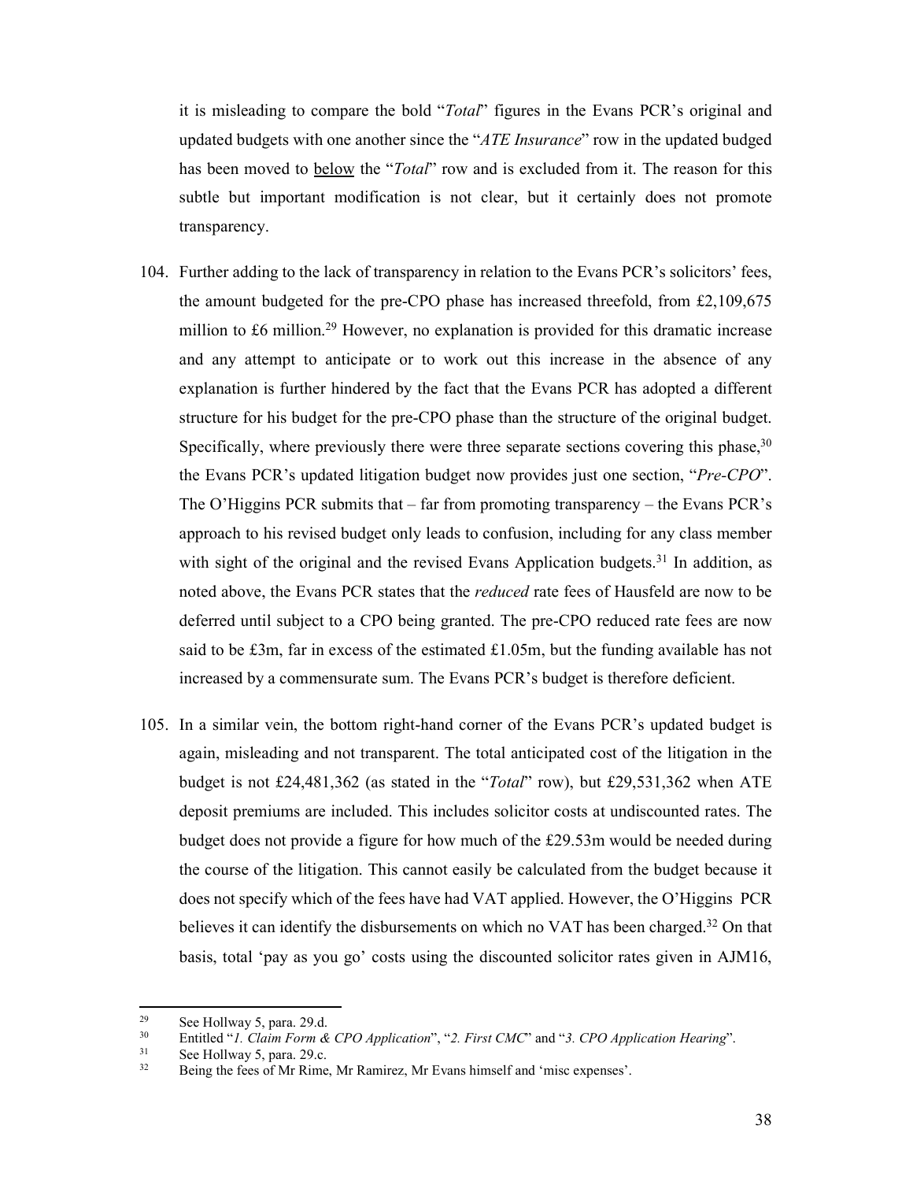it is misleading to compare the bold "*Total*" figures in the Evans PCR's original and updated budgets with one another since the "*ATE Insurance*" row in the updated budged has been moved to below the "*Total*" row and is excluded from it. The reason for this subtle but important modification is not clear, but it certainly does not promote transparency.

104. Further adding to the lack of transparency in relation to the Evans PCR's solicitors' fees, the amount budgeted for the pre-CPO phase has increased threefold, from £2,109,675 million to £6 million.[29] However, no explanation is provided for this dramatic increase and any attempt to anticipate or to work out this increase in the absence of any explanation is further hindered by the fact that the Evans PCR has adopted a different structure for his budget for the pre-CPO phase than the structure of the original budget. Specifically, where previously there were three separate sections covering this phase,[30] the Evans PCR's updated litigation budget now provides just one section, "*Pre-CPO*". The O'Higgins PCR submits that – far from promoting transparency – the Evans PCR's approach to his revised budget only leads to confusion, including for any class member with sight of the original and the revised Evans Application budgets.[31] In addition, as noted above, the Evans PCR states that the *reduced* rate fees of Hausfeld are now to be deferred until subject to a CPO being granted. The pre-CPO reduced rate fees are now said to be £3m, far in excess of the estimated £1.05m, but the funding available has not increased by a commensurate sum. The Evans PCR's budget is therefore deficient.

105. In a similar vein, the bottom right-hand corner of the Evans PCR's updated budget is again, misleading and not transparent. The total anticipated cost of the litigation in the budget is not £24,481,362 (as stated in the "*Total*" row), but £29,531,362 when ATE deposit premiums are included. This includes solicitor costs at undiscounted rates. The budget does not provide a figure for how much of the £29.53m would be needed during the course of the litigation. This cannot easily be calculated from the budget because it does not specify which of the fees have had VAT applied. However, the O'Higgins PCR believes it can identify the disbursements on which no VAT has been charged.[32] On that basis, total 'pay as you go' costs using the discounted solicitor rates given in AJM16,

---

[29] See Hollway 5, para. 29.d.

[30] Entitled "*1. Claim Form & CPO Application*", "*2. First CMC*" and "*3. CPO Application Hearing*".

[31] See Hollway 5, para. 29.c.

[32] Being the fees of Mr Rime, Mr Ramirez, Mr Evans himself and 'misc expenses'.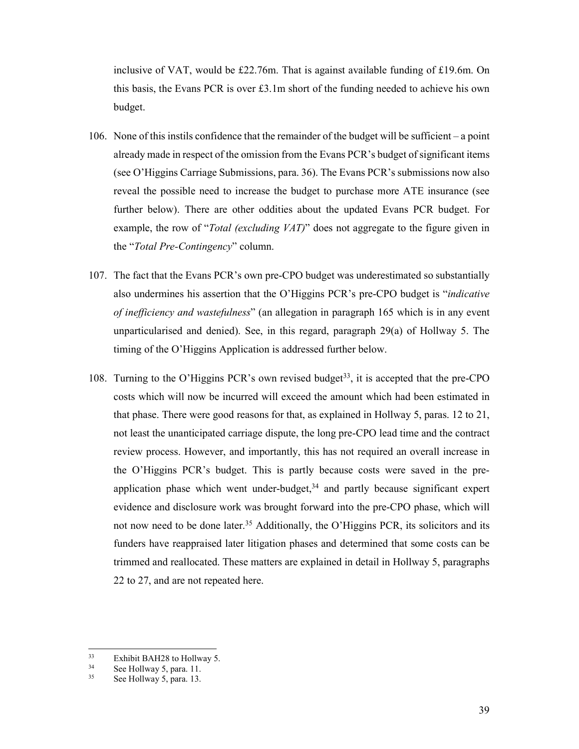inclusive of VAT, would be £22.76m. That is against available funding of £19.6m. On this basis, the Evans PCR is over £3.1m short of the funding needed to achieve his own budget.

106. None of this instils confidence that the remainder of the budget will be sufficient – a point already made in respect of the omission from the Evans PCR's budget of significant items (see O'Higgins Carriage Submissions, para. 36). The Evans PCR's submissions now also reveal the possible need to increase the budget to purchase more ATE insurance (see further below). There are other oddities about the updated Evans PCR budget. For example, the row of "*Total (excluding VAT)*" does not aggregate to the figure given in the "*Total Pre-Contingency*" column.

107. The fact that the Evans PCR's own pre-CPO budget was underestimated so substantially also undermines his assertion that the O'Higgins PCR's pre-CPO budget is "*indicative of inefficiency and wastefulness*" (an allegation in paragraph 165 which is in any event unparticularised and denied). See, in this regard, paragraph 29(a) of Hollway 5. The timing of the O'Higgins Application is addressed further below.

108. Turning to the O'Higgins PCR's own revised budget[33], it is accepted that the pre-CPO costs which will now be incurred will exceed the amount which had been estimated in that phase. There were good reasons for that, as explained in Hollway 5, paras. 12 to 21, not least the unanticipated carriage dispute, the long pre-CPO lead time and the contract review process. However, and importantly, this has not required an overall increase in the O'Higgins PCR's budget. This is partly because costs were saved in the pre-application phase which went under-budget,[34] and partly because significant expert evidence and disclosure work was brought forward into the pre-CPO phase, which will not now need to be done later.[35] Additionally, the O'Higgins PCR, its solicitors and its funders have reappraised later litigation phases and determined that some costs can be trimmed and reallocated. These matters are explained in detail in Hollway 5, paragraphs 22 to 27, and are not repeated here.

---

[33] Exhibit BAH28 to Hollway 5.

[34] See Hollway 5, para. 11.

[35] See Hollway 5, para. 13.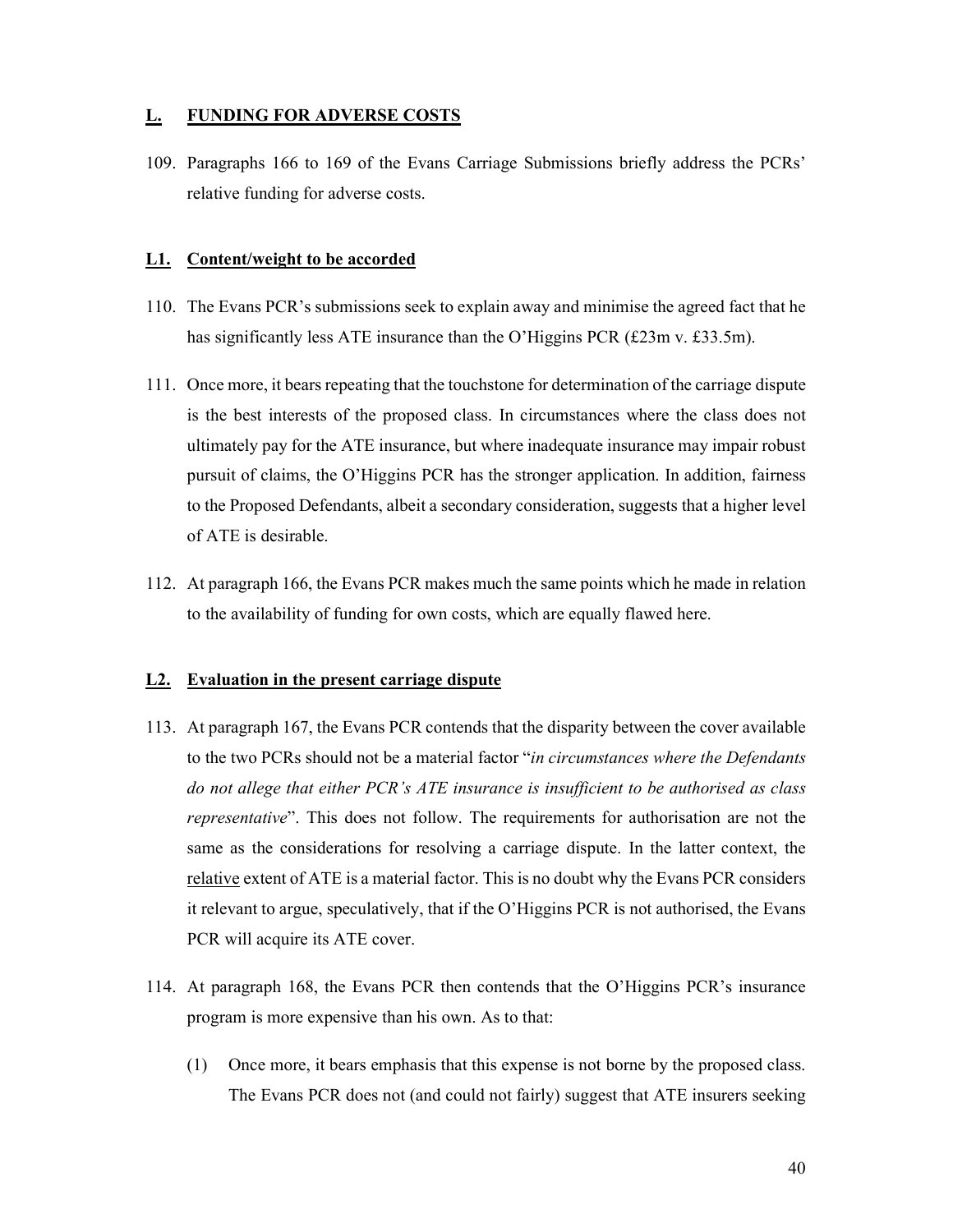## L. FUNDING FOR ADVERSE COSTS

109. Paragraphs 166 to 169 of the Evans Carriage Submissions briefly address the PCRs' relative funding for adverse costs.

### L1. Content/weight to be accorded

110. The Evans PCR's submissions seek to explain away and minimise the agreed fact that he has significantly less ATE insurance than the O'Higgins PCR (£23m v. £33.5m).

111. Once more, it bears repeating that the touchstone for determination of the carriage dispute is the best interests of the proposed class. In circumstances where the class does not ultimately pay for the ATE insurance, but where inadequate insurance may impair robust pursuit of claims, the O'Higgins PCR has the stronger application. In addition, fairness to the Proposed Defendants, albeit a secondary consideration, suggests that a higher level of ATE is desirable.

112. At paragraph 166, the Evans PCR makes much the same points which he made in relation to the availability of funding for own costs, which are equally flawed here.

### L2. Evaluation in the present carriage dispute

113. At paragraph 167, the Evans PCR contends that the disparity between the cover available to the two PCRs should not be a material factor "*in circumstances where the Defendants do not allege that either PCR's ATE insurance is insufficient to be authorised as class representative*". This does not follow. The requirements for authorisation are not the same as the considerations for resolving a carriage dispute. In the latter context, the relative extent of ATE is a material factor. This is no doubt why the Evans PCR considers it relevant to argue, speculatively, that if the O'Higgins PCR is not authorised, the Evans PCR will acquire its ATE cover.

114. At paragraph 168, the Evans PCR then contends that the O'Higgins PCR's insurance program is more expensive than his own. As to that:

    (1) Once more, it bears emphasis that this expense is not borne by the proposed class. The Evans PCR does not (and could not fairly) suggest that ATE insurers seeking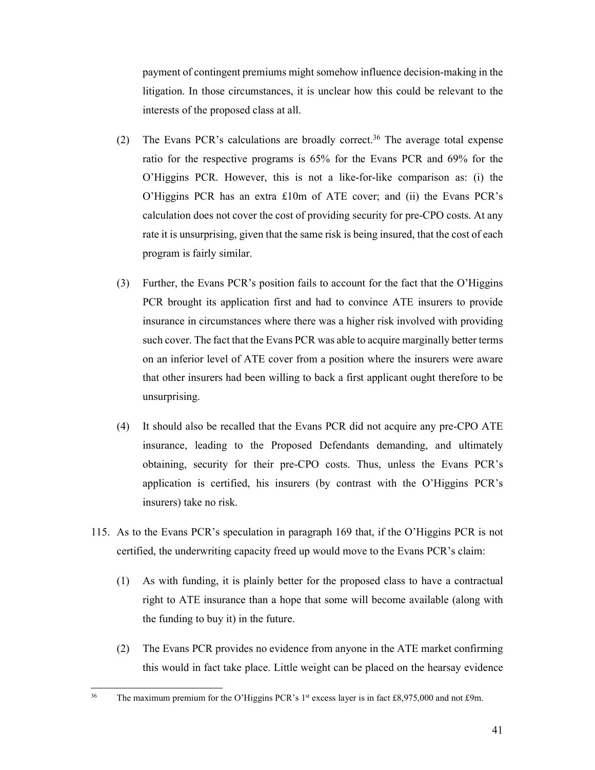payment of contingent premiums might somehow influence decision-making in the litigation. In those circumstances, it is unclear how this could be relevant to the interests of the proposed class at all.

(2) The Evans PCR's calculations are broadly correct.[36] The average total expense ratio for the respective programs is 65% for the Evans PCR and 69% for the O'Higgins PCR. However, this is not a like-for-like comparison as: (i) the O'Higgins PCR has an extra £10m of ATE cover; and (ii) the Evans PCR's calculation does not cover the cost of providing security for pre-CPO costs. At any rate it is unsurprising, given that the same risk is being insured, that the cost of each program is fairly similar.

(3) Further, the Evans PCR's position fails to account for the fact that the O'Higgins PCR brought its application first and had to convince ATE insurers to provide insurance in circumstances where there was a higher risk involved with providing such cover. The fact that the Evans PCR was able to acquire marginally better terms on an inferior level of ATE cover from a position where the insurers were aware that other insurers had been willing to back a first applicant ought therefore to be unsurprising.

(4) It should also be recalled that the Evans PCR did not acquire any pre-CPO ATE insurance, leading to the Proposed Defendants demanding, and ultimately obtaining, security for their pre-CPO costs. Thus, unless the Evans PCR's application is certified, his insurers (by contrast with the O'Higgins PCR's insurers) take no risk.

115. As to the Evans PCR's speculation in paragraph 169 that, if the O'Higgins PCR is not certified, the underwriting capacity freed up would move to the Evans PCR's claim:

(1) As with funding, it is plainly better for the proposed class to have a contractual right to ATE insurance than a hope that some will become available (along with the funding to buy it) in the future.

(2) The Evans PCR provides no evidence from anyone in the ATE market confirming this would in fact take place. Little weight can be placed on the hearsay evidence

[36] The maximum premium for the O'Higgins PCR's 1st excess layer is in fact £8,975,000 and not £9m.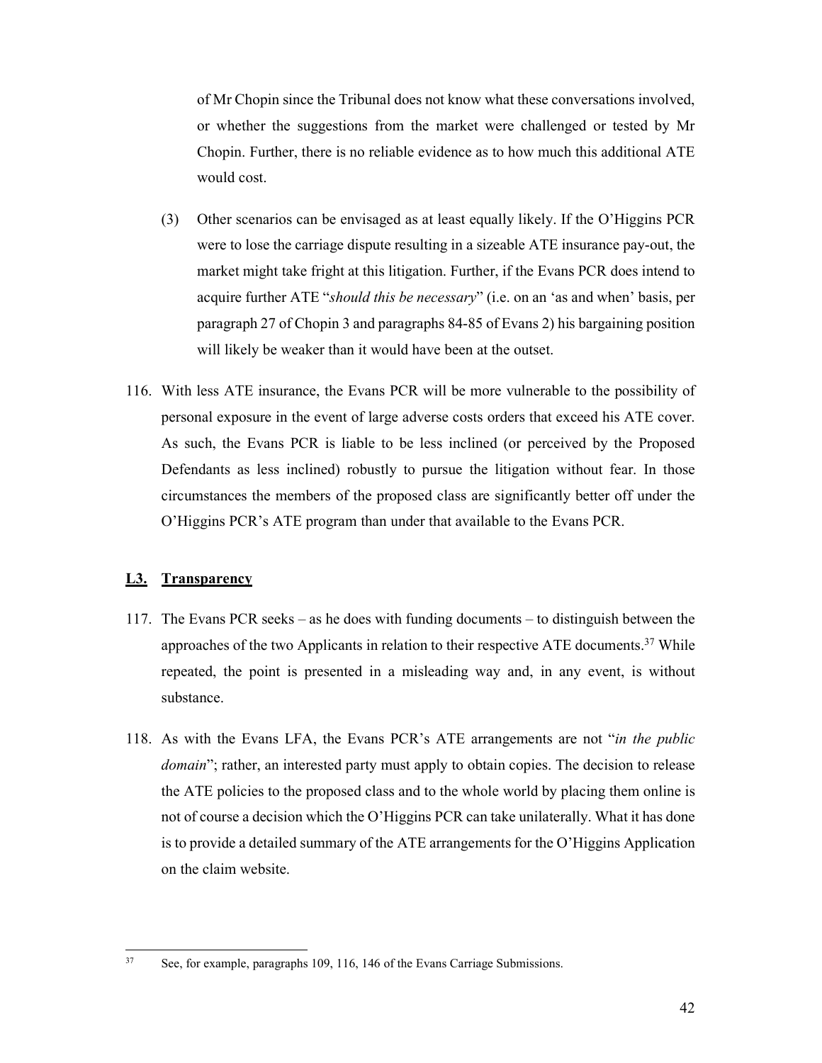of Mr Chopin since the Tribunal does not know what these conversations involved, or whether the suggestions from the market were challenged or tested by Mr Chopin. Further, there is no reliable evidence as to how much this additional ATE would cost.

(3) Other scenarios can be envisaged as at least equally likely. If the O'Higgins PCR were to lose the carriage dispute resulting in a sizeable ATE insurance pay-out, the market might take fright at this litigation. Further, if the Evans PCR does intend to acquire further ATE "*should this be necessary*" (i.e. on an 'as and when' basis, per paragraph 27 of Chopin 3 and paragraphs 84-85 of Evans 2) his bargaining position will likely be weaker than it would have been at the outset.

116. With less ATE insurance, the Evans PCR will be more vulnerable to the possibility of personal exposure in the event of large adverse costs orders that exceed his ATE cover. As such, the Evans PCR is liable to be less inclined (or perceived by the Proposed Defendants as less inclined) robustly to pursue the litigation without fear. In those circumstances the members of the proposed class are significantly better off under the O'Higgins PCR's ATE program than under that available to the Evans PCR.

## **L3. Transparency**

117. The Evans PCR seeks – as he does with funding documents – to distinguish between the approaches of the two Applicants in relation to their respective ATE documents.[37] While repeated, the point is presented in a misleading way and, in any event, is without substance.

118. As with the Evans LFA, the Evans PCR's ATE arrangements are not "*in the public domain*"; rather, an interested party must apply to obtain copies. The decision to release the ATE policies to the proposed class and to the whole world by placing them online is not of course a decision which the O'Higgins PCR can take unilaterally. What it has done is to provide a detailed summary of the ATE arrangements for the O'Higgins Application on the claim website.

[37] See, for example, paragraphs 109, 116, 146 of the Evans Carriage Submissions.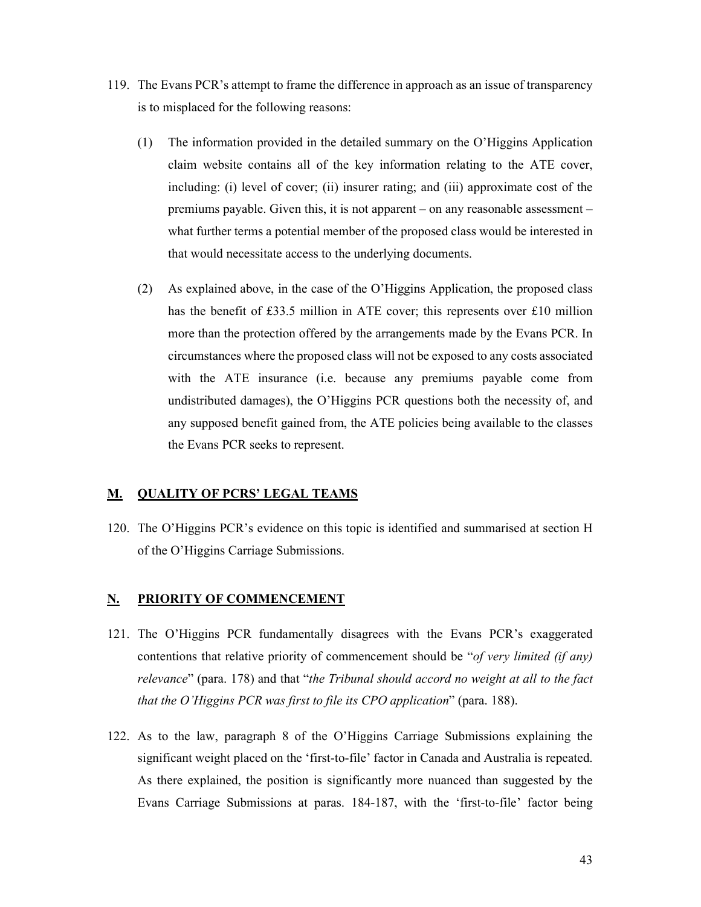119. The Evans PCR's attempt to frame the difference in approach as an issue of transparency is to misplaced for the following reasons:

   (1) The information provided in the detailed summary on the O'Higgins Application claim website contains all of the key information relating to the ATE cover, including: (i) level of cover; (ii) insurer rating; and (iii) approximate cost of the premiums payable. Given this, it is not apparent – on any reasonable assessment – what further terms a potential member of the proposed class would be interested in that would necessitate access to the underlying documents.

   (2) As explained above, in the case of the O'Higgins Application, the proposed class has the benefit of £33.5 million in ATE cover; this represents over £10 million more than the protection offered by the arrangements made by the Evans PCR. In circumstances where the proposed class will not be exposed to any costs associated with the ATE insurance (i.e. because any premiums payable come from undistributed damages), the O'Higgins PCR questions both the necessity of, and any supposed benefit gained from, the ATE policies being available to the classes the Evans PCR seeks to represent.

## M. QUALITY OF PCRS' LEGAL TEAMS

120. The O'Higgins PCR's evidence on this topic is identified and summarised at section H of the O'Higgins Carriage Submissions.

## N. PRIORITY OF COMMENCEMENT

121. The O'Higgins PCR fundamentally disagrees with the Evans PCR's exaggerated contentions that relative priority of commencement should be "*of very limited (if any) relevance*" (para. 178) and that "*the Tribunal should accord no weight at all to the fact that the O'Higgins PCR was first to file its CPO application*" (para. 188).

122. As to the law, paragraph 8 of the O'Higgins Carriage Submissions explaining the significant weight placed on the 'first-to-file' factor in Canada and Australia is repeated. As there explained, the position is significantly more nuanced than suggested by the Evans Carriage Submissions at paras. 184-187, with the 'first-to-file' factor being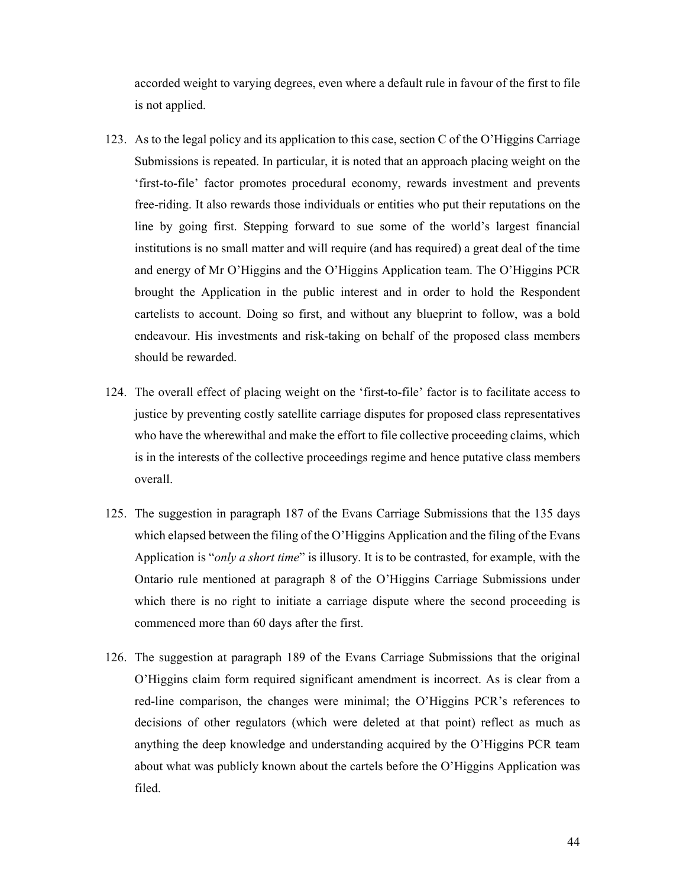accorded weight to varying degrees, even where a default rule in favour of the first to file is not applied.

123. As to the legal policy and its application to this case, section C of the O'Higgins Carriage Submissions is repeated. In particular, it is noted that an approach placing weight on the 'first-to-file' factor promotes procedural economy, rewards investment and prevents free-riding. It also rewards those individuals or entities who put their reputations on the line by going first. Stepping forward to sue some of the world's largest financial institutions is no small matter and will require (and has required) a great deal of the time and energy of Mr O'Higgins and the O'Higgins Application team. The O'Higgins PCR brought the Application in the public interest and in order to hold the Respondent cartelists to account. Doing so first, and without any blueprint to follow, was a bold endeavour. His investments and risk-taking on behalf of the proposed class members should be rewarded.

124. The overall effect of placing weight on the 'first-to-file' factor is to facilitate access to justice by preventing costly satellite carriage disputes for proposed class representatives who have the wherewithal and make the effort to file collective proceeding claims, which is in the interests of the collective proceedings regime and hence putative class members overall.

125. The suggestion in paragraph 187 of the Evans Carriage Submissions that the 135 days which elapsed between the filing of the O'Higgins Application and the filing of the Evans Application is "*only a short time*" is illusory. It is to be contrasted, for example, with the Ontario rule mentioned at paragraph 8 of the O'Higgins Carriage Submissions under which there is no right to initiate a carriage dispute where the second proceeding is commenced more than 60 days after the first.

126. The suggestion at paragraph 189 of the Evans Carriage Submissions that the original O'Higgins claim form required significant amendment is incorrect. As is clear from a red-line comparison, the changes were minimal; the O'Higgins PCR's references to decisions of other regulators (which were deleted at that point) reflect as much as anything the deep knowledge and understanding acquired by the O'Higgins PCR team about what was publicly known about the cartels before the O'Higgins Application was filed.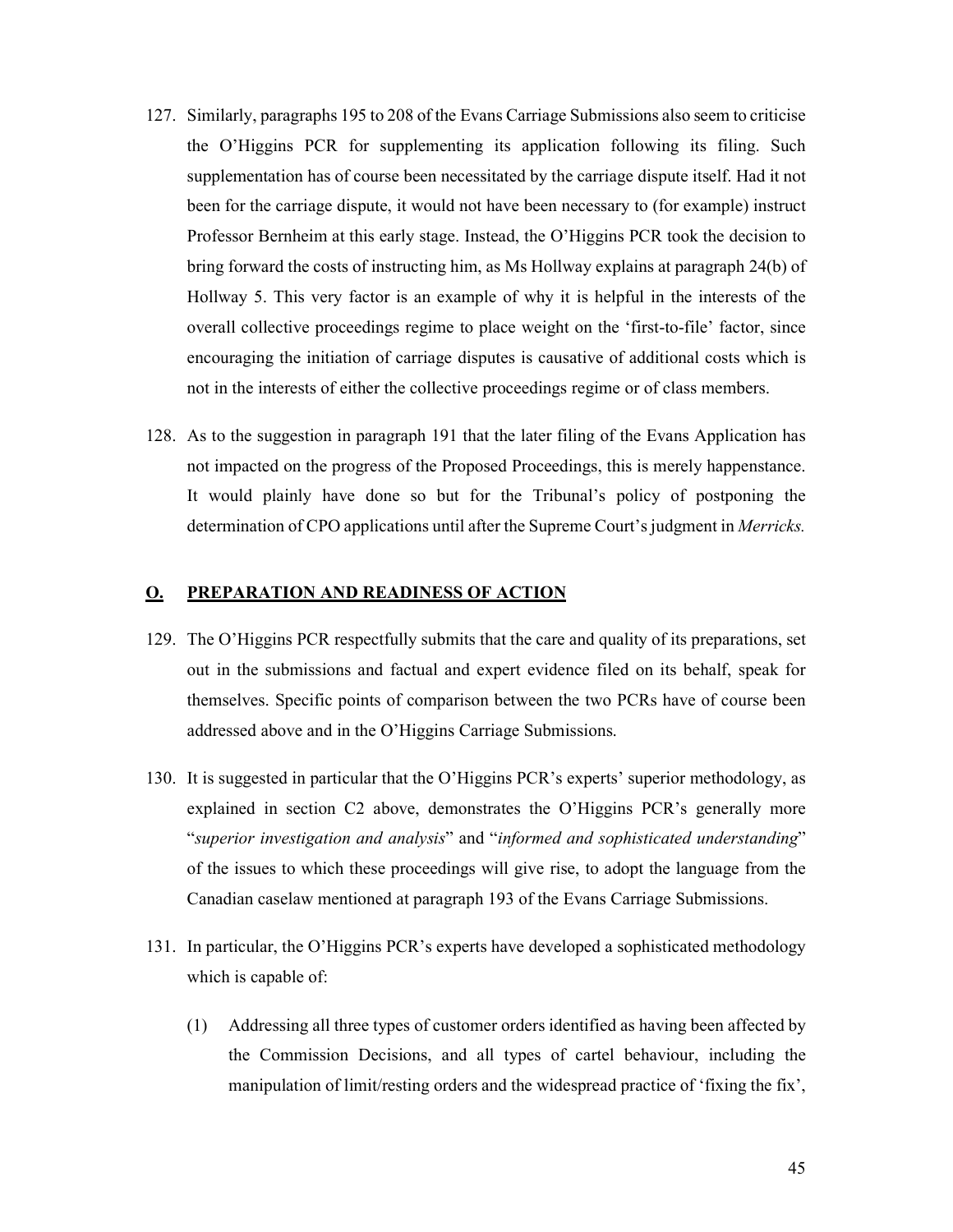127. Similarly, paragraphs 195 to 208 of the Evans Carriage Submissions also seem to criticise the O'Higgins PCR for supplementing its application following its filing. Such supplementation has of course been necessitated by the carriage dispute itself. Had it not been for the carriage dispute, it would not have been necessary to (for example) instruct Professor Bernheim at this early stage. Instead, the O'Higgins PCR took the decision to bring forward the costs of instructing him, as Ms Hollway explains at paragraph 24(b) of Hollway 5. This very factor is an example of why it is helpful in the interests of the overall collective proceedings regime to place weight on the 'first-to-file' factor, since encouraging the initiation of carriage disputes is causative of additional costs which is not in the interests of either the collective proceedings regime or of class members.

128. As to the suggestion in paragraph 191 that the later filing of the Evans Application has not impacted on the progress of the Proposed Proceedings, this is merely happenstance. It would plainly have done so but for the Tribunal's policy of postponing the determination of CPO applications until after the Supreme Court's judgment in *Merricks.*

## O. PREPARATION AND READINESS OF ACTION

129. The O'Higgins PCR respectfully submits that the care and quality of its preparations, set out in the submissions and factual and expert evidence filed on its behalf, speak for themselves. Specific points of comparison between the two PCRs have of course been addressed above and in the O'Higgins Carriage Submissions.

130. It is suggested in particular that the O'Higgins PCR's experts' superior methodology, as explained in section C2 above, demonstrates the O'Higgins PCR's generally more "*superior investigation and analysis*" and "*informed and sophisticated understanding*" of the issues to which these proceedings will give rise, to adopt the language from the Canadian caselaw mentioned at paragraph 193 of the Evans Carriage Submissions.

131. In particular, the O'Higgins PCR's experts have developed a sophisticated methodology which is capable of:

    (1) Addressing all three types of customer orders identified as having been affected by the Commission Decisions, and all types of cartel behaviour, including the manipulation of limit/resting orders and the widespread practice of 'fixing the fix',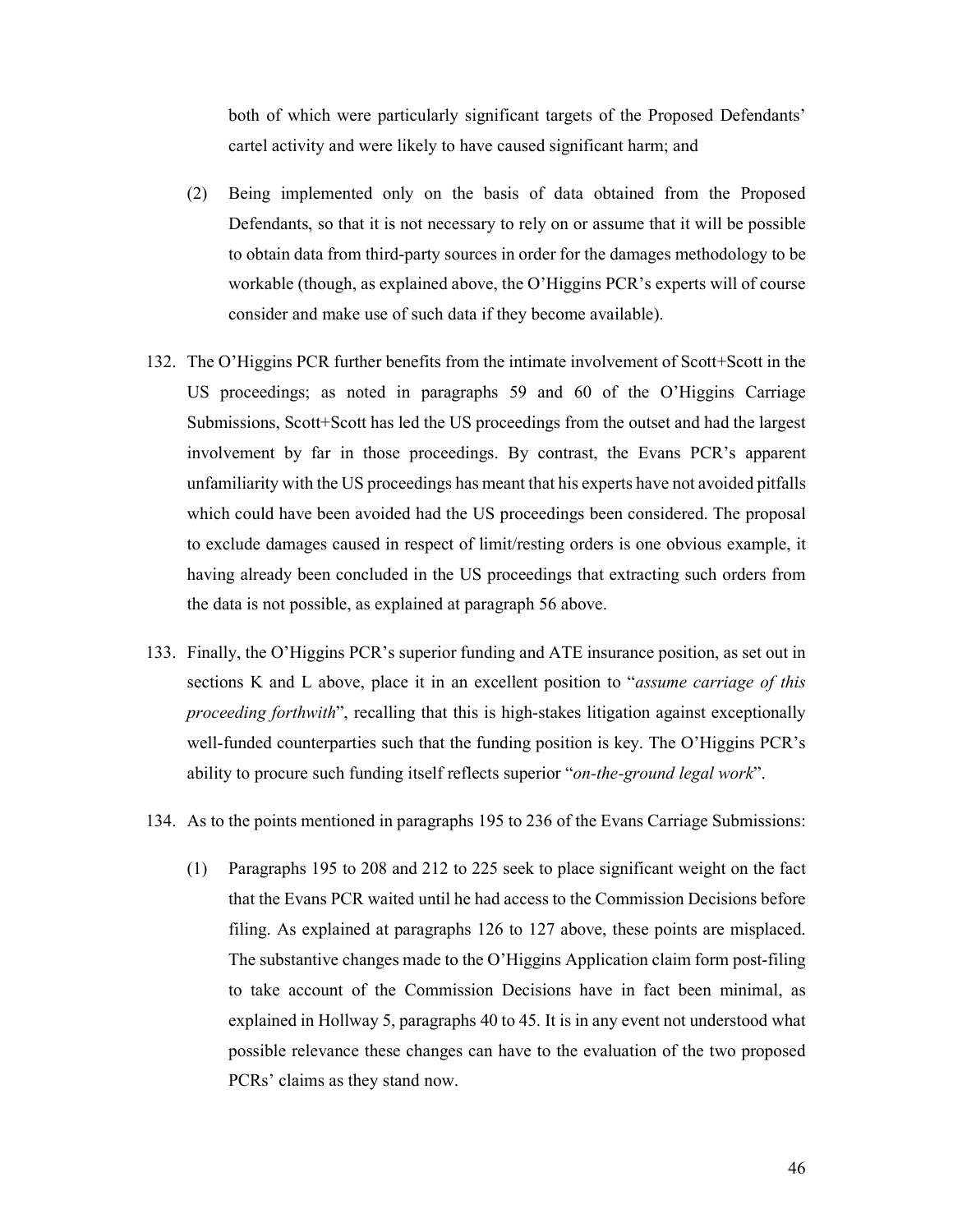both of which were particularly significant targets of the Proposed Defendants' cartel activity and were likely to have caused significant harm; and

(2) Being implemented only on the basis of data obtained from the Proposed Defendants, so that it is not necessary to rely on or assume that it will be possible to obtain data from third-party sources in order for the damages methodology to be workable (though, as explained above, the O'Higgins PCR's experts will of course consider and make use of such data if they become available).

132. The O'Higgins PCR further benefits from the intimate involvement of Scott+Scott in the US proceedings; as noted in paragraphs 59 and 60 of the O'Higgins Carriage Submissions, Scott+Scott has led the US proceedings from the outset and had the largest involvement by far in those proceedings. By contrast, the Evans PCR's apparent unfamiliarity with the US proceedings has meant that his experts have not avoided pitfalls which could have been avoided had the US proceedings been considered. The proposal to exclude damages caused in respect of limit/resting orders is one obvious example, it having already been concluded in the US proceedings that extracting such orders from the data is not possible, as explained at paragraph 56 above.

133. Finally, the O'Higgins PCR's superior funding and ATE insurance position, as set out in sections K and L above, place it in an excellent position to "*assume carriage of this proceeding forthwith*", recalling that this is high-stakes litigation against exceptionally well-funded counterparties such that the funding position is key. The O'Higgins PCR's ability to procure such funding itself reflects superior "*on-the-ground legal work*".

134. As to the points mentioned in paragraphs 195 to 236 of the Evans Carriage Submissions:

(1) Paragraphs 195 to 208 and 212 to 225 seek to place significant weight on the fact that the Evans PCR waited until he had access to the Commission Decisions before filing. As explained at paragraphs 126 to 127 above, these points are misplaced. The substantive changes made to the O'Higgins Application claim form post-filing to take account of the Commission Decisions have in fact been minimal, as explained in Hollway 5, paragraphs 40 to 45. It is in any event not understood what possible relevance these changes can have to the evaluation of the two proposed PCRs' claims as they stand now.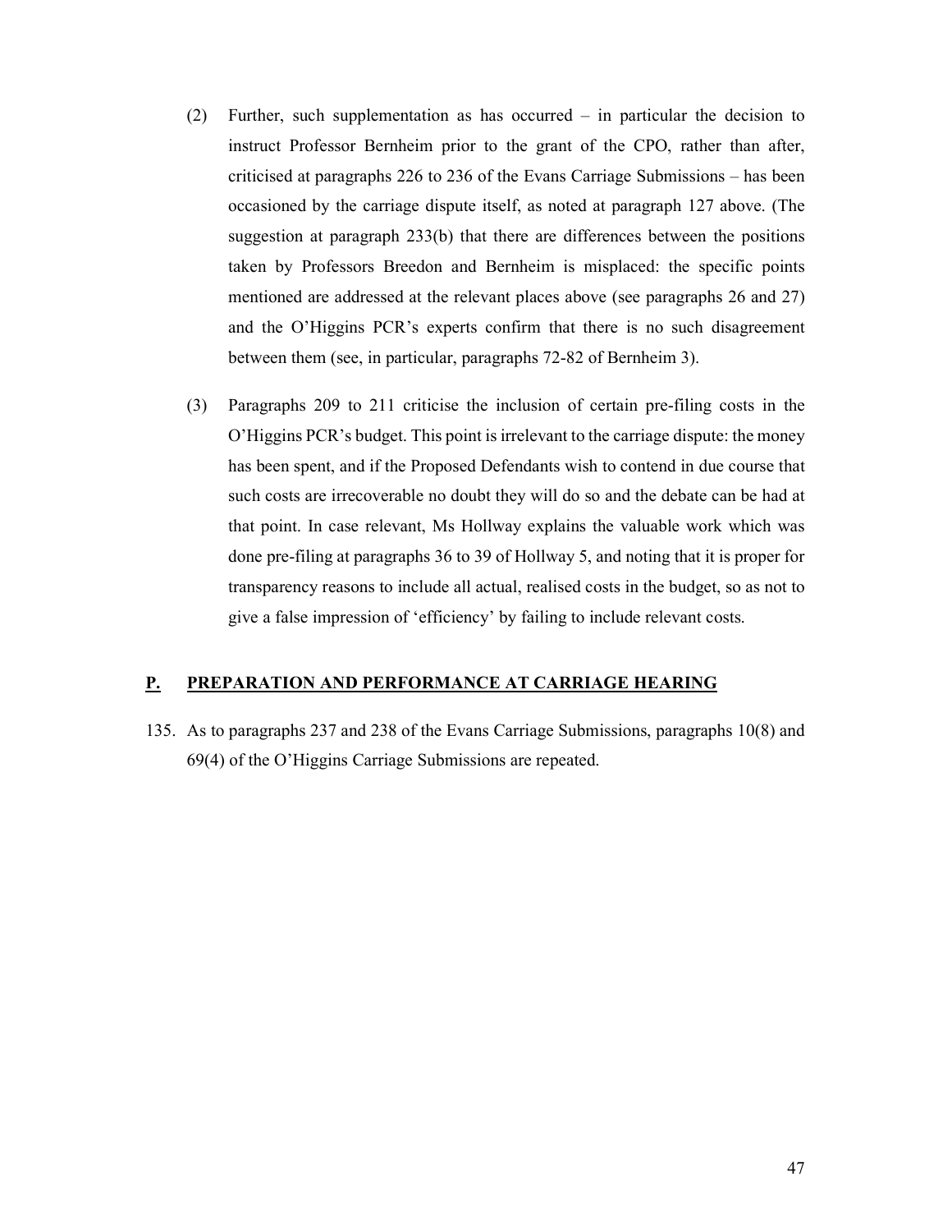(2) Further, such supplementation as has occurred – in particular the decision to instruct Professor Bernheim prior to the grant of the CPO, rather than after, criticised at paragraphs 226 to 236 of the Evans Carriage Submissions – has been occasioned by the carriage dispute itself, as noted at paragraph 127 above. (The suggestion at paragraph 233(b) that there are differences between the positions taken by Professors Breedon and Bernheim is misplaced: the specific points mentioned are addressed at the relevant places above (see paragraphs 26 and 27) and the O'Higgins PCR's experts confirm that there is no such disagreement between them (see, in particular, paragraphs 72-82 of Bernheim 3).

(3) Paragraphs 209 to 211 criticise the inclusion of certain pre-filing costs in the O'Higgins PCR's budget. This point is irrelevant to the carriage dispute: the money has been spent, and if the Proposed Defendants wish to contend in due course that such costs are irrecoverable no doubt they will do so and the debate can be had at that point. In case relevant, Ms Hollway explains the valuable work which was done pre-filing at paragraphs 36 to 39 of Hollway 5, and noting that it is proper for transparency reasons to include all actual, realised costs in the budget, so as not to give a false impression of 'efficiency' by failing to include relevant costs.

## P. PREPARATION AND PERFORMANCE AT CARRIAGE HEARING

135. As to paragraphs 237 and 238 of the Evans Carriage Submissions, paragraphs 10(8) and 69(4) of the O'Higgins Carriage Submissions are repeated.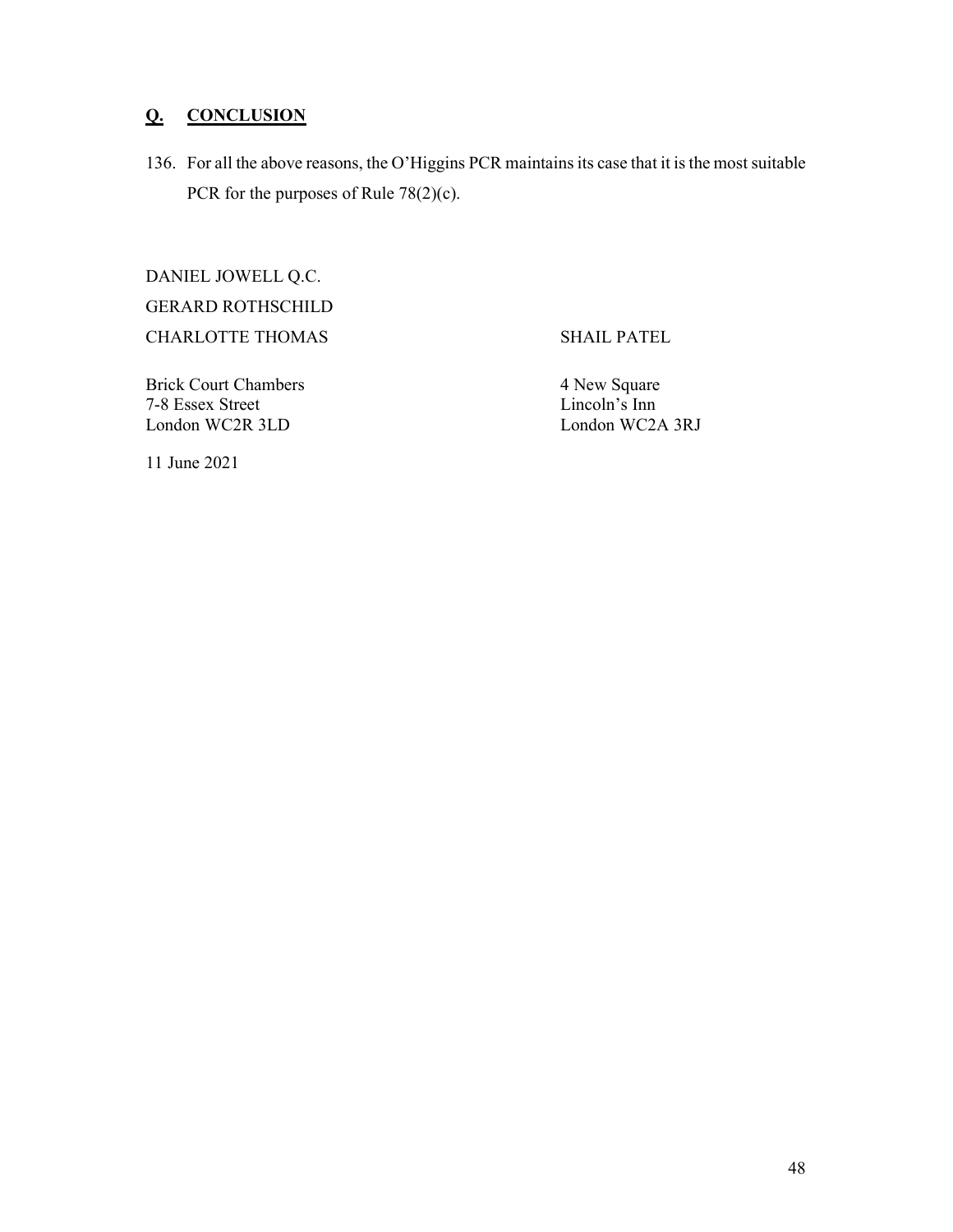## Q. CONCLUSION

136. For all the above reasons, the O'Higgins PCR maintains its case that it is the most suitable PCR for the purposes of Rule 78(2)(c).

DANIEL JOWELL Q.C.

GERARD ROTHSCHILD

CHARLOTTE THOMAS

SHAIL PATEL

Brick Court Chambers
7-8 Essex Street
London WC2R 3LD

4 New Square
Lincoln's Inn
London WC2A 3RJ

11 June 2021